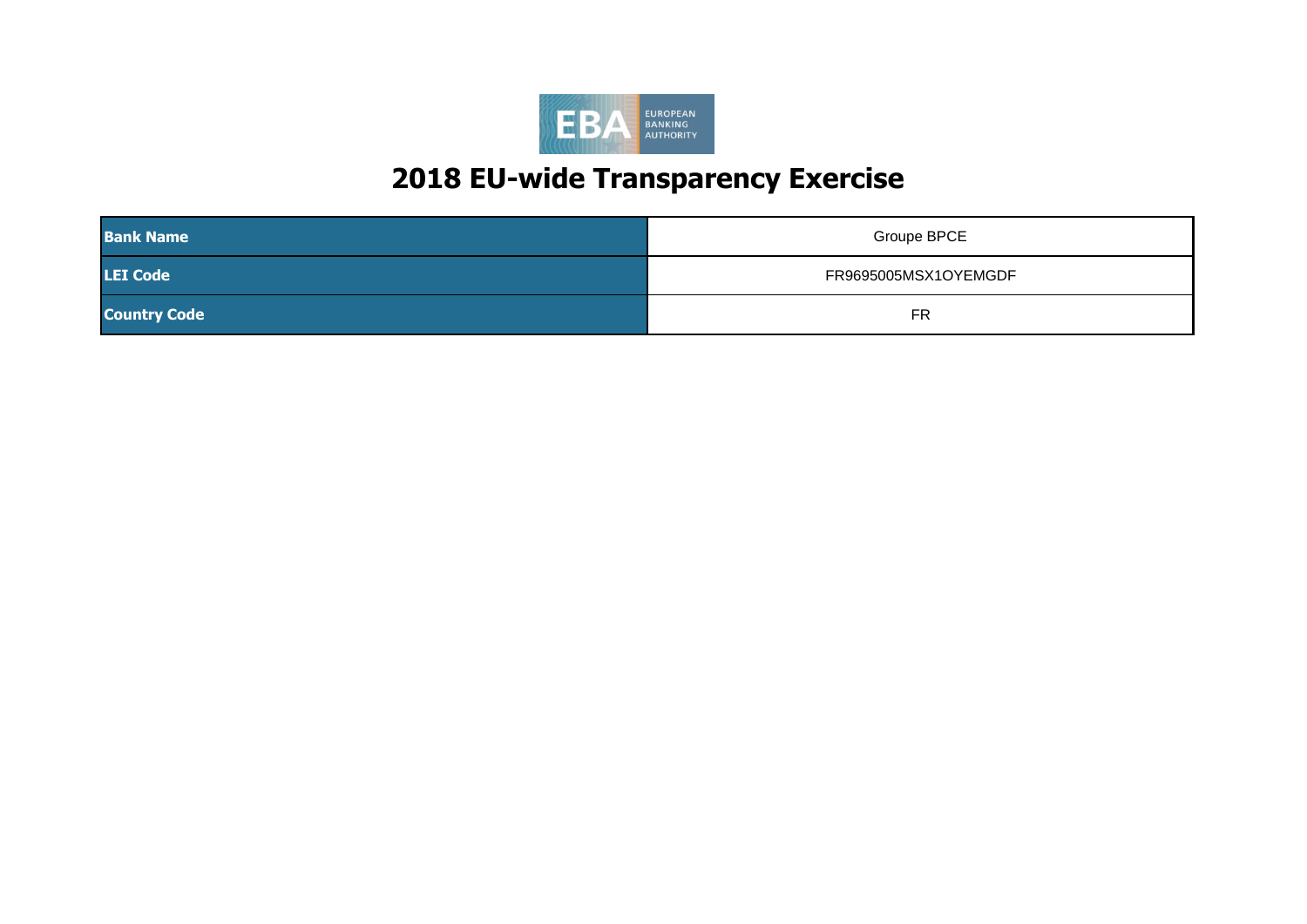# 2018 EU-wide Transparency Exercise

| | |
|---|---|
| **Bank Name** | Groupe BPCE |
| **LEI Code** | FR9695005MSX1OYEMGDF |
| **Country Code** | FR |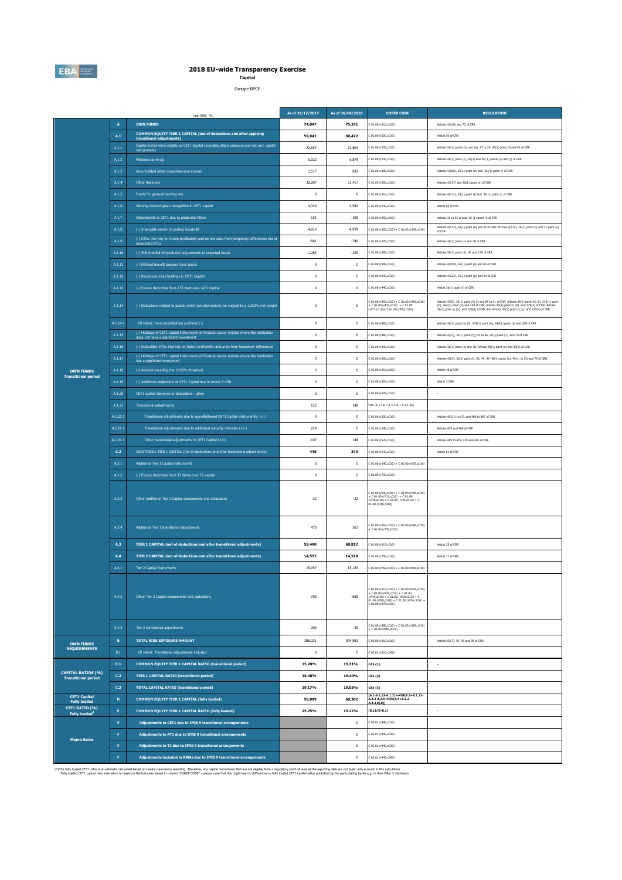# 2018 EU-wide Transparency Exercise

**Capital**

Groupe BPCE

| | | (mln EUR, %) | As of 31/12/2017 | As of 30/06/2018 | COREP CODE | REGULATION |
|---|---|---|---|---|---|---|
| OWN FUNDS Transitional period | A | **OWN FUNDS** | **74,047** | **75,331** | C 01.00 (r010,c010) | Articles 4(118) and 72 of CRR |
| | A.1 | **COMMON EQUITY TIER 1 CAPITAL (net of deductions and after applying transitional adjustments)** | **59,042** | **60,472** | C 01.00 (r020,c010) | Article 50 of CRR |
| | A.1.1 | Capital instruments eligible as CET1 Capital (including share premium and net own capital instruments) | 22,657 | 22,804 | C 01.00 (r030,c010) | Articles 26(1) points (a) and (b), 27 to 29, 36(1) point (f) and 42 of CRR |
| | A.1.2 | Retained earnings | 5,022 | 6,879 | C 01.00 (r130,c010) | Articles 26(1) point (c), 26(2) and 36 (1) points (a) and (l) of CRR |
| | A.1.3 | Accumulated other comprehensive income | 1,517 | 832 | C 01.00 (r180,c010) | Articles 4(100), 26(1) point (d) and 36 (1) point (l) of CRR |
| | A.1.4 | Other Reserves | 32,287 | 31,417 | C 01.00 (r200,c010) | Articles 4(117) and 26(1) point (e) of CRR |
| | A.1.5 | Funds for general banking risk | 0 | 0 | C 01.00 (r210,c010) | Articles 4(112), 26(1) point (f) and 36 (1) point (l) of CRR |
| | A.1.6 | Minority interest given recognition in CET1 capital | 4,340 | 4,544 | C 01.00 (r230,c010) | Article 84 of CRR |
| | A.1.7 | Adjustments to CET1 due to prudential filters | 155 | -105 | C 01.00 (r250,c010) | Articles 32 to 35 of and 36 (1) point (l) of CRR |
| | A.1.8 | (-) Intangible assets (including Goodwill) | -4,912 | -4,979 | C 01.00 (r300,c010) + C 01.00 (r340,c010) | Articles 4(113), 36(1) point (b) and 37 of CRR. Articles 4(115), 36(1) point (b) and 37 point (a) of CCR |
| | A.1.9 | (-) DTAs that rely on future profitability and do not arise from temporary differences net of associated DTLs | -861 | -740 | C 01.00 (r370,c010) | Articles 36(1) point (c) and 38 of CRR |
| | A.1.10 | (-) IRB shortfall of credit risk adjustments to expected losses | -1,285 | -329 | C 01.00 (r380,c010) | Articles 36(1) point (d), 40 and 159 of CRR |
| | A.1.11 | (-) Defined benefit pension fund assets | 0 | 0 | C 01.00 (r390,c010) | Articles 4(109), 36(1) point (e) and 41 of CRR |
| | A.1.12 | (-) Reciprocal cross holdings in CET1 Capital | 0 | 0 | C 01.00 (r430,c010) | Articles 4(122), 36(1) point (g) and 44 of CRR |
| | A.1.13 | (-) Excess deduction from AT1 items over AT1 Capital | 0 | 0 | C 01.00 (r440,c010) | Article 36(1) point (j) of CRR |
| | A.1.14 | (-) Deductions related to assets which can alternatively be subject to a 1.250% risk weight | 0 | 0 | C 01.00 (r450,c010) + C 01.00 (r460,c010) + C 01.00 (r470,c010) + C 01.00 (r471,c010)+ C 01.00 (r472,c010) | Articles 4(36), 36(1) point (k) (i) and 89 to 91 of CRR; Articles 36(1) point (k) (ii), 243(1) point (b), 244(1) point (b) and 258 of CRR; Articles 36(1) point k) (iii) and 379(3) of CRR; Articles 36(1) point k) (iv) and 153(8) of CRR and Articles 36(1) point k) (v) and 155(4) of CRR. |
| | A.1.14.1 | Of which: from securitisation positions (-) | 0 | 0 | C 01.00 (r460,c010) | Articles 36(1) point (k) (ii), 243(1) point (b), 244(1) point (b) and 258 of CRR |
| | A.1.15 | (-) Holdings of CET1 capital instruments of financial sector entities where the institution does not have a significant investment | 0 | 0 | C 01.00 (r480,c010) | Articles 4(27), 36(1) point (h); 43 to 46, 49 (2) and (3) and 79 of CRR |
| | A.1.16 | (-) Deductible DTAs that rely on future profitability and arise from temporary differences | 0 | 0 | C 01.00 (r490,c010) | Articles 36(1) point (c) and 38; Articles 48(1) point (a) and 48(2) of CRR |
| | A.1.17 | (-) Holdings of CET1 capital instruments of financial sector entities where the institution has a significant investment | 0 | 0 | C 01.00 (r500,c010) | Articles 4(27); 36(1) point (i); 43, 45; 47; 48(1) point (b); 49(1) to (3) and 79 of CRR |
| | A.1.18 | (-) Amount exceding the 17.65% threshold | 0 | 0 | C 01.00 (r510,c010) | Article 48 of CRR |
| | A.1.19 | (-) Additional deductions of CET1 Capital due to Article 3 CRR | 0 | 0 | C 01.00 (r524,c010) | Article 3 CRR |
| | A.1.20 | CET1 capital elements or deductions - other | 0 | 0 | C 01.00 (r529,c010) | - |
| | A.1.21 | Transitional adjustments | 122 | 148 | CA1 {1.1.1.6 + 1.1.1.8 + 1.1.1.26} | - |
| | A.1.21.1 | Transitional adjustments due to grandfathered CET1 Capital instruments (+/-) | 0 | 0 | C 01.00 (r220,c010) | Articles 483(1) to (3), and 484 to 487 of CRR |
| | A.1.21.2 | Transitional adjustments due to additional minority interests (+/-) | 229 | 0 | C 01.00 (r240,c010) | Articles 479 and 480 of CRR |
| | A.1.21.3 | Other transitional adjustments to CET1 Capital (+/-) | -107 | 148 | C 01.00 (r520,c010) | Articles 469 to 472, 478 and 481 of CRR |
| | A.2 | ADDITIONAL TIER 1 CAPITAL (net of deductions and after transitional adjustments) | **448** | **340** | C 01.00 (r530,c010) | Article 61 of CRR |
| | A.2.1 | Additional Tier 1 Capital instruments | 0 | 0 | C 01.00 (r540,c010) + C 01.00 (r670,c010) | |
| | A.2.2 | (-) Excess deduction from T2 items over T2 capital | 0 | 0 | C 01.00 (r720,c010) | |
| | A.2.3 | Other Additional Tier 1 Capital components and deductions | -22 | -22 | C 01.00 (r690,c010) + C 01.00 (r700,c010) + C 01.00 (r710,c010) + C 01.00 (r740,c010) + C 01.00 (r744,c010) + C 01.00 (r748,c010) | |
| | A.2.4 | Additional Tier 1 transitional adjustments | 470 | 362 | C 01.00 (r660,c010) + C 01.00 (r680,c010) + C 01.00 (r730,c010) | |
| | A.3 | **TIER 1 CAPITAL (net of deductions and after transitional adjustments)** | **59,490** | **60,812** | C 01.00 (r015,c010) | Article 25 of CRR |
| | A.4 | **TIER 2 CAPITAL (net of deductions and after transitional adjustments)** | **14,557** | **14,518** | C 01.00 (r750,c010) | Article 71 of CRR |
| | A.4.1 | Tier 2 Capital instruments | 15,057 | 15,129 | C 01.00 (r760,c010) + C 01.00 (r890,c010) | |
| | A.4.2 | Other Tier 2 Capital components and deductions | -703 | -636 | C 01.00 (r910,c010) + C 01.00 (r920,c010) + C 01.00 (r930,c010) + C 01.00 (r940,c010) + C 01.00 (r950,c010) + C 01.00 (r970,c010) + C 01.00 (r974,c010) + C 01.00 (r978,c010) | |
| | A.4.3 | Tier 2 transitional adjustments | 203 | 25 | C 01.00 (r880,c010) + C 01.00 (r900,c010) + C 01.00 (r960,c010) | |
| OWN FUNDS REQUIREMENTS | B | **TOTAL RISK EXPOSURE AMOUNT** | 386,331 | 394,862 | C 02.00 (r010,c010) | Articles 92(3), 95, 96 and 98 of CRR |
| | B.1 | Of which: Transitional adjustments included | 0 | 0 | C 05.01 (r010;c040) | |
| CAPITAL RATIOS (%) Transitional period | C.1 | **COMMON EQUITY TIER 1 CAPITAL RATIO (transitional period)** | **15.28%** | **15.31%** | CA3 {1} | - |
| | C.2 | **TIER 1 CAPITAL RATIO (transitional period)** | **15.40%** | **15.40%** | CA3 {3} | - |
| | C.3 | **TOTAL CAPITAL RATIO (transitional period)** | **19.17%** | **19.08%** | CA3 {5} | - |
| CET1 Capital Fully loaded | D | **COMMON EQUITY TIER 1 CAPITAL (fully loaded)** | **58,899** | **60,302** | [A.1-A.1.13-A.1.21+MIN(A.2+A.1.13-A.2.2-A.2.4+MIN(A.4+A.2.2-A.4.3,0),0)] | - |
| CET1 RATIO (%) Fully loaded[1] | E | **COMMON EQUITY TIER 1 CAPITAL RATIO (fully loaded)** | **15.25%** | **15.27%** | [D.1]/[B-B.1] | - |
| Memo items | F | **Adjustments to CET1 due to IFRS 9 transitional arrangements** | | 0 | C 05.01 (r440,c010) | |
| | F | **Adjustments to AT1 due to IFRS 9 transitional arrangements** | | 0 | C 05.01 (r440,c020) | |
| | F | **Adjustments to T2 due to IFRS 9 transitional arrangements** | | 0 | C 05.01 (r440,c030) | |
| | F | **Adjustments included in RWAs due to IFRS 9 transitional arrangements** | | 0 | C 05.01 (r440,c040) | |

(1)The fully loaded CET1 ratio is an estimate calculated based on bank's supervisory reporting. Therefore, any capital instruments that are not eligible from a regulatory point of view at the reporting date are not taken into account in this calculation.
Fully loaded CET1 capital ratio estimation is based on the formulae stated in column "COREP CODE" – please note that this might lead to differences to fully loaded CET1 capital ratios published by the participating banks e.g. in their Pillar 3 disclosure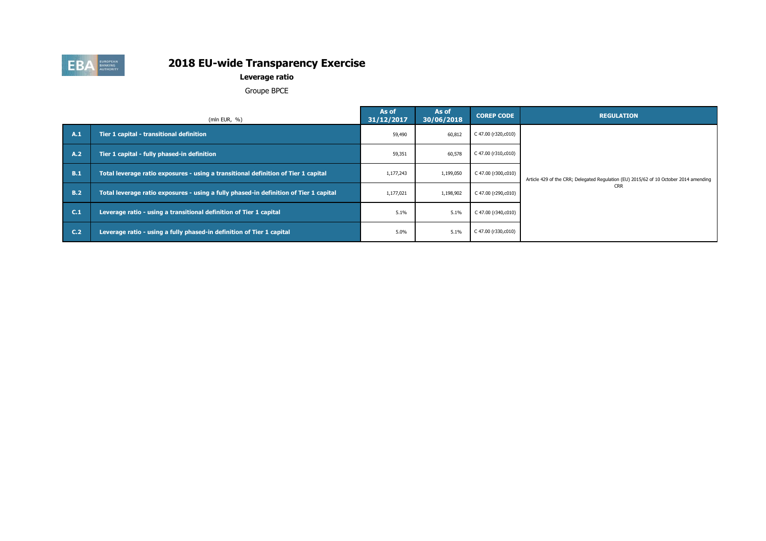# 2018 EU-wide Transparency Exercise

**Leverage ratio**

Groupe BPCE

| | (mln EUR, %) | As of 31/12/2017 | As of 30/06/2018 | COREP CODE | REGULATION |
|---|---|---|---|---|---|
| A.1 | Tier 1 capital - transitional definition | 59,490 | 60,812 | C 47.00 (r320,c010) | Article 429 of the CRR; Delegated Regulation (EU) 2015/62 of 10 October 2014 amending CRR |
| A.2 | Tier 1 capital - fully phased-in definition | 59,351 | 60,578 | C 47.00 (r310,c010) | |
| B.1 | Total leverage ratio exposures - using a transitional definition of Tier 1 capital | 1,177,243 | 1,199,050 | C 47.00 (r300,c010) | |
| B.2 | Total leverage ratio exposures - using a fully phased-in definition of Tier 1 capital | 1,177,021 | 1,198,902 | C 47.00 (r290,c010) | |
| C.1 | Leverage ratio - using a transitional definition of Tier 1 capital | 5.1% | 5.1% | C 47.00 (r340,c010) | |
| C.2 | Leverage ratio - using a fully phased-in definition of Tier 1 capital | 5.0% | 5.1% | C 47.00 (r330,c010) | |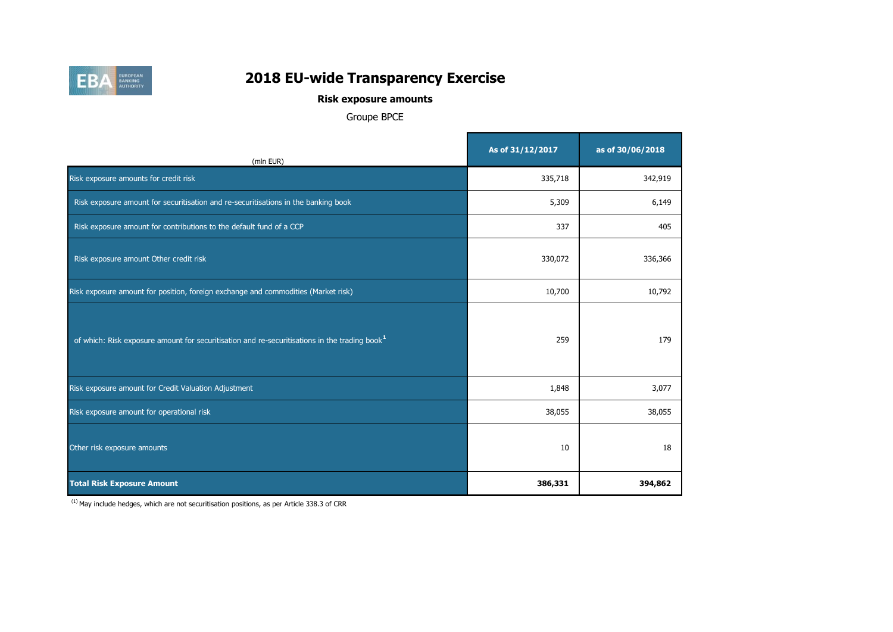# 2018 EU-wide Transparency Exercise

## Risk exposure amounts

Groupe BPCE

| (mln EUR) | As of 31/12/2017 | as of 30/06/2018 |
|---|---|---|
| Risk exposure amounts for credit risk | 335,718 | 342,919 |
| Risk exposure amount for securitisation and re-securitisations in the banking book | 5,309 | 6,149 |
| Risk exposure amount for contributions to the default fund of a CCP | 337 | 405 |
| Risk exposure amount Other credit risk | 330,072 | 336,366 |
| Risk exposure amount for position, foreign exchange and commodities (Market risk) | 10,700 | 10,792 |
| of which: Risk exposure amount for securitisation and re-securitisations in the trading book[1] | 259 | 179 |
| Risk exposure amount for Credit Valuation Adjustment | 1,848 | 3,077 |
| Risk exposure amount for operational risk | 38,055 | 38,055 |
| Other risk exposure amounts | 10 | 18 |
| **Total Risk Exposure Amount** | **386,331** | **394,862** |

[1] May include hedges, which are not securitisation positions, as per Article 338.3 of CRR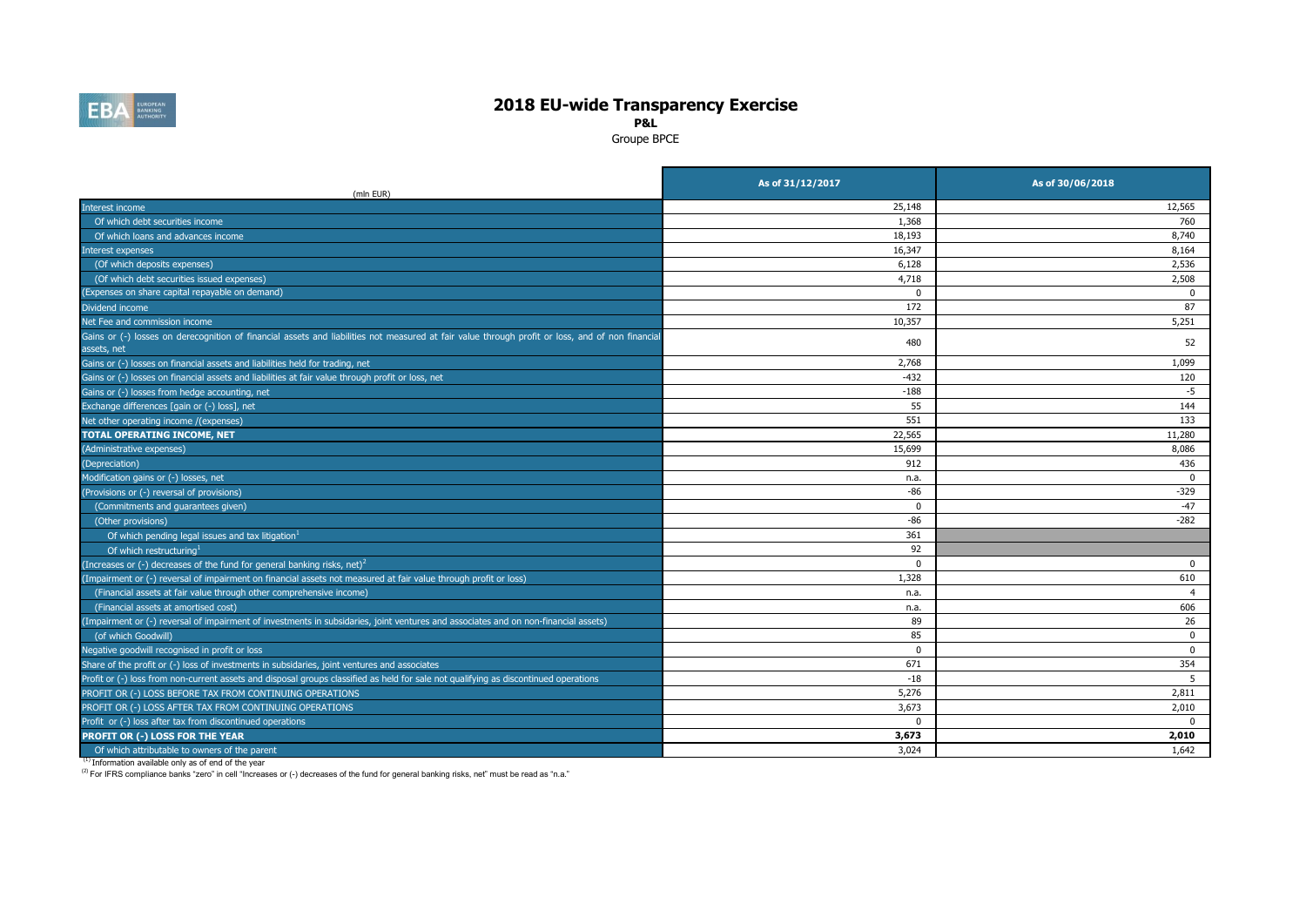# 2018 EU-wide Transparency Exercise

**P&L**

Groupe BPCE

| (mln EUR) | As of 31/12/2017 | As of 30/06/2018 |
|---|---|---|
| Interest income | 25,148 | 12,565 |
| Of which debt securities income | 1,368 | 760 |
| Of which loans and advances income | 18,193 | 8,740 |
| Interest expenses | 16,347 | 8,164 |
| (Of which deposits expenses) | 6,128 | 2,536 |
| (Of which debt securities issued expenses) | 4,718 | 2,508 |
| (Expenses on share capital repayable on demand) | 0 | 0 |
| Dividend income | 172 | 87 |
| Net Fee and commission income | 10,357 | 5,251 |
| Gains or (-) losses on derecognition of financial assets and liabilities not measured at fair value through profit or loss, and of non financial assets, net | 480 | 52 |
| Gains or (-) losses on financial assets and liabilities held for trading, net | 2,768 | 1,099 |
| Gains or (-) losses on financial assets and liabilities at fair value through profit or loss, net | -432 | 120 |
| Gains or (-) losses from hedge accounting, net | -188 | -5 |
| Exchange differences [gain or (-) loss], net | 55 | 144 |
| Net other operating income /(expenses) | 551 | 133 |
| **TOTAL OPERATING INCOME, NET** | 22,565 | 11,280 |
| (Administrative expenses) | 15,699 | 8,086 |
| (Depreciation) | 912 | 436 |
| Modification gains or (-) losses, net | n.a. | 0 |
| (Provisions or (-) reversal of provisions) | -86 | -329 |
| (Commitments and guarantees given) | 0 | -47 |
| (Other provisions) | -86 | -282 |
| Of which pending legal issues and tax litigation[1] | 361 | |
| Of which restructuring[1] | 92 | |
| (Increases or (-) decreases of the fund for general banking risks, net)[2] | 0 | 0 |
| (Impairment or (-) reversal of impairment on financial assets not measured at fair value through profit or loss) | 1,328 | 610 |
| (Financial assets at fair value through other comprehensive income) | n.a. | 4 |
| (Financial assets at amortised cost) | n.a. | 606 |
| (Impairment or (-) reversal of impairment of investments in subsidaries, joint ventures and associates and on non-financial assets) | 89 | 26 |
| (of which Goodwill) | 85 | 0 |
| Negative goodwill recognised in profit or loss | 0 | 0 |
| Share of the profit or (-) loss of investments in subsidaries, joint ventures and associates | 671 | 354 |
| Profit or (-) loss from non-current assets and disposal groups classified as held for sale not qualifying as discontinued operations | -18 | 5 |
| PROFIT OR (-) LOSS BEFORE TAX FROM CONTINUING OPERATIONS | 5,276 | 2,811 |
| PROFIT OR (-) LOSS AFTER TAX FROM CONTINUING OPERATIONS | 3,673 | 2,010 |
| Profit or (-) loss after tax from discontinued operations | 0 | 0 |
| **PROFIT OR (-) LOSS FOR THE YEAR** | **3,673** | **2,010** |
| Of which attributable to owners of the parent | 3,024 | 1,642 |

(1) Information available only as of end of the year

(2) For IFRS compliance banks "zero" in cell "Increases or (-) decreases of the fund for general banking risks, net" must be read as "n.a."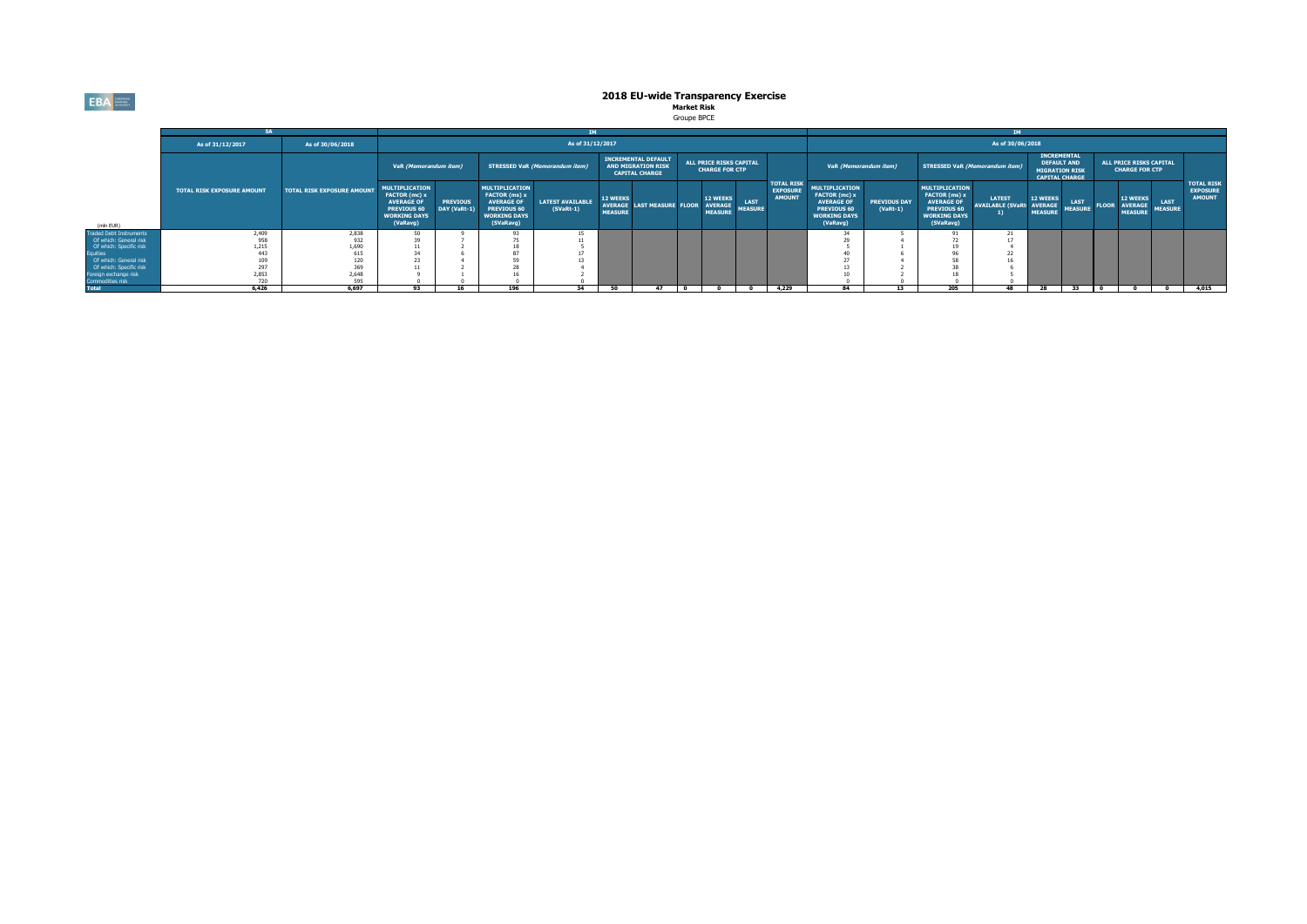# 2018 EU-wide Transparency Exercise

**Market Risk**

Groupe BPCE

| (mln EUR) | SA | | IM | | | | | | | | | | | | IM | | | | | | | | | | | |
|---|---|---|---|---|---|---|---|---|---|---|---|---|---|---|---|---|---|---|---|---|---|---|---|---|---|---|
| | As of 31/12/2017 | As of 30/06/2018 | As of 31/12/2017 | | | | | | | | | | | | As of 30/06/2018 | | | | | | | | | | | |
| | | | VaR *(Memorandum item)* | | STRESSED VaR *(Memorandum item)* | | INCREMENTAL DEFAULT AND MIGRATION RISK CAPITAL CHARGE | | ALL PRICE RISKS CAPITAL CHARGE FOR CTP | | | | | | VaR *(Memorandum item)* | | STRESSED VaR *(Memorandum item)* | | INCREMENTAL DEFAULT AND MIGRATION RISK CAPITAL CHARGE | | ALL PRICE RISKS CAPITAL CHARGE FOR CTP | | | | |
| | TOTAL RISK EXPOSURE AMOUNT | TOTAL RISK EXPOSURE AMOUNT | MULTIPLICATION FACTOR (mc) x AVERAGE OF PREVIOUS 60 WORKING DAYS (VaRavg) | PREVIOUS DAY (VaRt-1) | MULTIPLICATION FACTOR (ms) x AVERAGE OF PREVIOUS 60 WORKING DAYS (SVaRavg) | LATEST AVAILABLE (SVaRt-1) | 12 WEEKS AVERAGE MEASURE | LAST MEASURE | FLOOR | 12 WEEKS AVERAGE MEASURE | LAST MEASURE | TOTAL RISK EXPOSURE AMOUNT | MULTIPLICATION FACTOR (mc) x AVERAGE OF PREVIOUS 60 WORKING DAYS (VaRavg) | PREVIOUS DAY (VaRt-1) | MULTIPLICATION FACTOR (ms) x AVERAGE OF PREVIOUS 60 WORKING DAYS (SVaRavg) | LATEST AVAILABLE (SVaRt-1) | 12 WEEKS AVERAGE MEASURE | LAST MEASURE | FLOOR | 12 WEEKS AVERAGE MEASURE | LAST MEASURE | TOTAL RISK EXPOSURE AMOUNT |
| Traded Debt Instruments | 2,409 | 2,838 | 50 | 9 | 93 | 15 | | | | | | | 34 | 5 | 91 | 21 | | | | | | |
| Of which: General risk | 958 | 932 | 39 | 7 | 75 | 11 | | | | | | | 29 | 4 | 72 | 17 | | | | | | |
| Of which: Specific risk | 1,215 | 1,690 | 11 | 2 | 18 | 5 | | | | | | | 5 | 1 | 19 | 4 | | | | | | |
| Equities | 443 | 615 | 34 | 6 | 87 | 17 | | | | | | | 40 | 6 | 96 | 22 | | | | | | |
| Of which: General risk | 109 | 120 | 23 | 4 | 59 | 13 | | | | | | | 27 | 4 | 58 | 16 | | | | | | |
| Of which: Specific risk | 297 | 369 | 11 | 2 | 28 | 4 | | | | | | | 13 | 2 | 38 | 6 | | | | | | |
| Foreign exchange risk | 2,853 | 2,648 | 9 | 1 | 16 | 2 | | | | | | | 10 | 2 | 18 | 5 | | | | | | |
| Commodities risk | 720 | 595 | 0 | 0 | 0 | 0 | | | | | | | 0 | 0 | 0 | 0 | | | | | | |
| **Total** | **6,426** | **6,697** | **93** | **16** | **196** | **34** | **50** | **47** | **0** | **0** | **0** | **4,229** | **84** | **13** | **205** | **48** | **28** | **33** | **0** | **0** | **0** | **4,015** |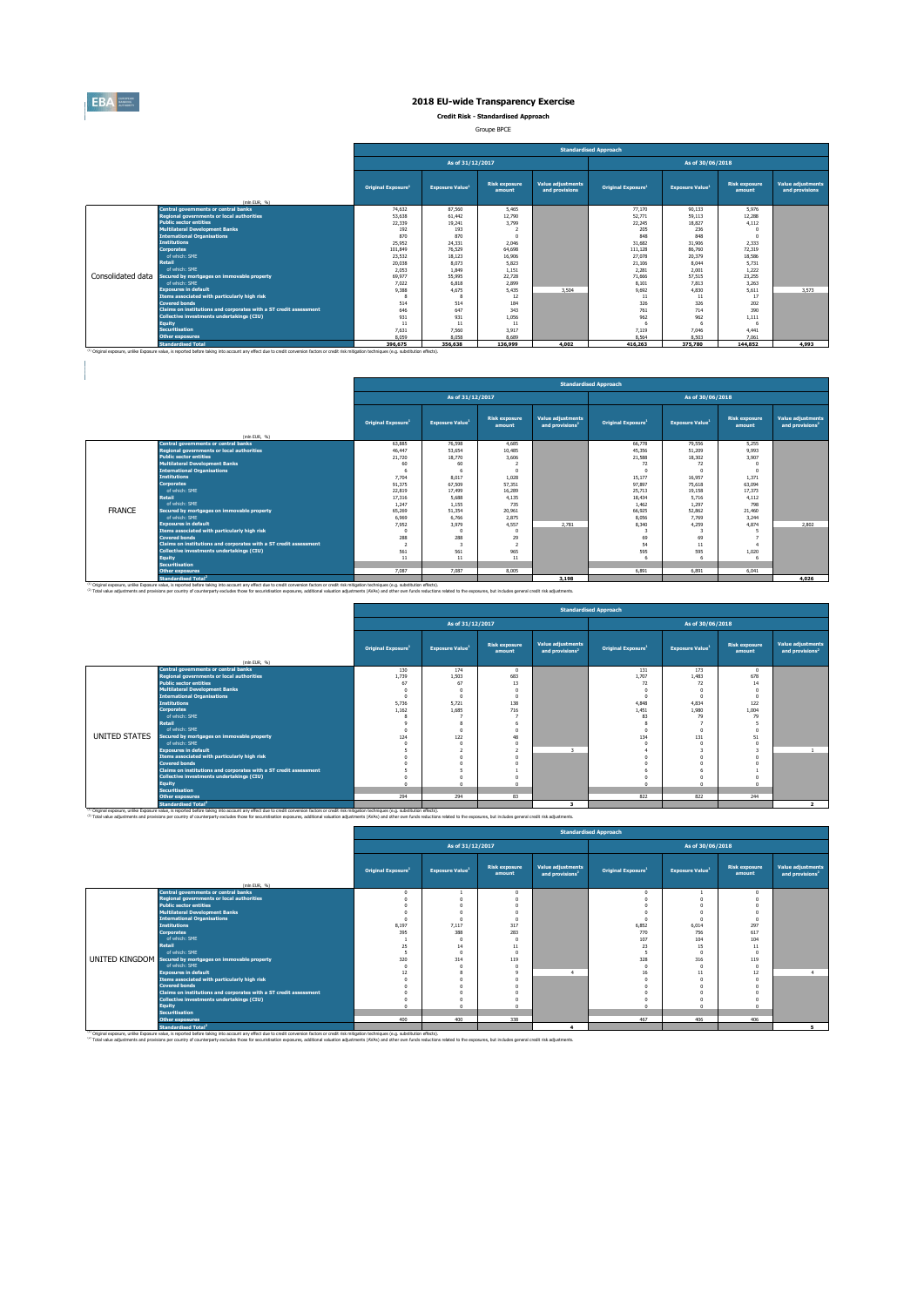# 2018 EU-wide Transparency Exercise

**Credit Risk - Standardised Approach**

Groupe BPCE

| | (mln EUR, %) | Standardised Approach | | | | | | | |
|---|---|---|---|---|---|---|---|---|---|
| | | As of 31/12/2017 | | | | As of 30/06/2018 | | | |
| | | Original Exposure[1] | Exposure Value[1] | Risk exposure amount | Value adjustments and provisions | Original Exposure[1] | Exposure Value[1] | Risk exposure amount | Value adjustments and provisions |
| Consolidated data | Central governments or central banks | 74,632 | 87,560 | 5,465 | | 77,170 | 90,133 | 5,976 | |
| | Regional governments or local authorities | 53,638 | 61,442 | 12,790 | | 52,771 | 59,113 | 12,288 | |
| | Public sector entities | 22,339 | 19,241 | 3,799 | | 22,245 | 18,827 | 4,112 | |
| | Multilateral Development Banks | 192 | 193 | 2 | | 205 | 236 | 0 | |
| | International Organisations | 870 | 870 | 0 | | 848 | 848 | 0 | |
| | Institutions | 25,952 | 24,331 | 2,046 | | 31,682 | 31,906 | 2,333 | |
| | Corporates | 101,849 | 76,529 | 64,698 | | 111,128 | 86,760 | 72,319 | |
| | of which: SME | 23,532 | 18,123 | 16,906 | | 27,078 | 20,379 | 18,586 | |
| | Retail | 20,038 | 8,073 | 5,823 | | 21,106 | 8,044 | 5,731 | |
| | of which: SME | 2,053 | 1,849 | 1,151 | | 2,281 | 2,001 | 1,222 | |
| | Secured by mortgages on immovable property | 69,977 | 55,995 | 22,728 | | 71,666 | 57,515 | 23,255 | |
| | of which: SME | 7,022 | 6,818 | 2,899 | | 8,101 | 7,813 | 3,263 | |
| | Exposures in default | 9,388 | 4,675 | 5,435 | 3,504 | 9,692 | 4,830 | 5,611 | 3,573 |
| | Items associated with particularly high risk | 8 | 8 | 12 | | 11 | 11 | 17 | |
| | Covered bonds | 514 | 514 | 184 | | 326 | 326 | 202 | |
| | Claims on institutions and corporates with a ST credit assessment | 646 | 647 | 343 | | 761 | 714 | 390 | |
| | Collective investments undertakings (CIU) | 931 | 931 | 1,056 | | 962 | 962 | 1,111 | |
| | Equity | 11 | 11 | 11 | | 6 | 6 | 6 | |
| | Securitisation | 7,631 | 7,560 | 3,917 | | 7,119 | 7,046 | 4,441 | |
| | Other exposures | 8,059 | 8,058 | 8,689 | | 8,504 | 8,503 | 7,061 | |
| | Standardised Total | 396,675 | 356,638 | 136,999 | 4,002 | 416,263 | 375,780 | 144,852 | 4,993 |

(1) Original exposure, unlike Exposure value, is reported before taking into account any effect due to credit conversion factors or credit risk mitigation techniques (e.g. substitution effects).

| | (mln EUR, %) | Standardised Approach | | | | | | | |
|---|---|---|---|---|---|---|---|---|---|
| | | As of 31/12/2017 | | | | As of 30/06/2018 | | | |
| | | Original Exposure[1] | Exposure Value[1] | Risk exposure amount | Value adjustments and provisions[2] | Original Exposure[1] | Exposure Value[1] | Risk exposure amount | Value adjustments and provisions[2] |
| FRANCE | Central governments or central banks | 63,885 | 76,598 | 4,685 | | 66,770 | 79,556 | 5,255 | |
| | Regional governments or local authorities | 46,447 | 53,654 | 10,485 | | 45,356 | 51,209 | 9,993 | |
| | Public sector entities | 21,720 | 18,770 | 3,606 | | 21,588 | 18,302 | 3,907 | |
| | Multilateral Development Banks | 60 | 60 | 2 | | 72 | 72 | 0 | |
| | International Organisations | 6 | 6 | 0 | | 0 | 0 | 0 | |
| | Institutions | 7,704 | 8,017 | 1,028 | | 15,177 | 16,957 | 1,371 | |
| | Corporates | 91,375 | 67,509 | 57,351 | | 97,897 | 75,618 | 63,094 | |
| | of which: SME | 22,819 | 17,499 | 16,289 | | 25,713 | 19,158 | 17,373 | |
| | Retail | 17,316 | 5,688 | 4,135 | | 18,434 | 5,716 | 4,112 | |
| | of which: SME | 1,247 | 1,155 | 735 | | 1,462 | 1,297 | 798 | |
| | Secured by mortgages on immovable property | 65,269 | 51,354 | 20,961 | | 66,925 | 52,862 | 21,460 | |
| | of which: SME | 6,969 | 6,766 | 2,875 | | 8,056 | 7,769 | 3,244 | |
| | Exposures in default | 7,952 | 3,979 | 4,557 | 2,781 | 8,340 | 4,259 | 4,874 | 2,802 |
| | Items associated with particularly high risk | 0 | 0 | 0 | | 3 | 3 | 5 | |
| | Covered bonds | 288 | 288 | 29 | | 69 | 69 | 7 | |
| | Claims on institutions and corporates with a ST credit assessment | 2 | 3 | 2 | | 54 | 11 | 4 | |
| | Collective investments undertakings (CIU) | 561 | 561 | 965 | | 595 | 595 | 1,020 | |
| | Equity | 11 | 11 | 11 | | 6 | 6 | 6 | |
| | Securitisation | | | | | | | | |
| | Other exposures | 7,087 | 7,087 | 8,005 | | 6,891 | 6,891 | 6,041 | |
| | Standardised Total[2] | | | | 3,198 | | | | 4,026 |

(1) Original exposure, unlike Exposure value, is reported before taking into account any effect due to credit conversion factors or credit risk mitigation techniques (e.g. substitution effects).
(2) Total value adjustments and provisions per country of counterparty excludes those for securitisation exposures, additional valuation adjustments (AVAs) and other own funds reductions related to the exposures, but includes general credit risk adjustments.

| | (mln EUR, %) | Standardised Approach | | | | | | | |
|---|---|---|---|---|---|---|---|---|---|
| | | As of 31/12/2017 | | | | As of 30/06/2018 | | | |
| | | Original Exposure[1] | Exposure Value[1] | Risk exposure amount | Value adjustments and provisions[2] | Original Exposure[1] | Exposure Value[1] | Risk exposure amount | Value adjustments and provisions[2] |
| UNITED STATES | Central governments or central banks | 130 | 174 | 0 | | 131 | 173 | 0 | |
| | Regional governments or local authorities | 1,739 | 1,503 | 683 | | 1,707 | 1,483 | 678 | |
| | Public sector entities | 67 | 67 | 13 | | 72 | 72 | 14 | |
| | Multilateral Development Banks | 0 | 0 | 0 | | 0 | 0 | 0 | |
| | International Organisations | 0 | 0 | 0 | | 0 | 0 | 0 | |
| | Institutions | 5,736 | 5,721 | 138 | | 4,848 | 4,834 | 122 | |
| | Corporates | 1,162 | 1,685 | 716 | | 1,451 | 1,980 | 1,004 | |
| | of which: SME | 8 | 7 | 7 | | 83 | 79 | 79 | |
| | Retail | 9 | 8 | 6 | | 8 | 7 | 5 | |
| | of which: SME | 0 | 0 | 0 | | 0 | 0 | 0 | |
| | Secured by mortgages on immovable property | 124 | 122 | 48 | | 134 | 131 | 51 | |
| | of which: SME | 0 | 0 | 0 | | 0 | 0 | 0 | |
| | Exposures in default | 5 | 2 | 2 | 3 | 4 | 3 | 3 | 1 |
| | Items associated with particularly high risk | 0 | 0 | 0 | | 0 | 0 | 0 | |
| | Covered bonds | 0 | 0 | 0 | | 0 | 0 | 0 | |
| | Claims on institutions and corporates with a ST credit assessment | 5 | 5 | 1 | | 6 | 6 | 1 | |
| | Collective investments undertakings (CIU) | 0 | 0 | 0 | | 0 | 0 | 0 | |
| | Equity | 0 | 0 | 0 | | 0 | 0 | 0 | |
| | Securitisation | | | | | | | | |
| | Other exposures | 294 | 294 | 83 | | 822 | 822 | 244 | |
| | Standardised Total[2] | | | | 3 | | | | 2 |

(1) Original exposure, unlike Exposure value, is reported before taking into account any effect due to credit conversion factors or credit risk mitigation techniques (e.g. substitution effects).
(2) Total value adjustments and provisions per country of counterparty excludes those for securitisation exposures, additional valuation adjustments (AVAs) and other own funds reductions related to the exposures, but includes general credit risk adjustments.

| | (mln EUR, %) | Standardised Approach | | | | | | | |
|---|---|---|---|---|---|---|---|---|---|
| | | As of 31/12/2017 | | | | As of 30/06/2018 | | | |
| | | Original Exposure[1] | Exposure Value[1] | Risk exposure amount | Value adjustments and provisions[2] | Original Exposure[1] | Exposure Value[1] | Risk exposure amount | Value adjustments and provisions[2] |
| UNITED KINGDOM | Central governments or central banks | 0 | 1 | 0 | | 0 | 1 | 0 | |
| | Regional governments or local authorities | 0 | 0 | 0 | | 0 | 0 | 0 | |
| | Public sector entities | 0 | 0 | 0 | | 0 | 0 | 0 | |
| | Multilateral Development Banks | 0 | 0 | 0 | | 0 | 0 | 0 | |
| | International Organisations | 0 | 0 | 0 | | 0 | 0 | 0 | |
| | Institutions | 8,197 | 7,117 | 317 | | 6,852 | 6,014 | 297 | |
| | Corporates | 395 | 388 | 283 | | 770 | 756 | 617 | |
| | of which: SME | 1 | 0 | 0 | | 107 | 104 | 104 | |
| | Retail | 25 | 14 | 11 | | 23 | 15 | 11 | |
| | of which: SME | 5 | 0 | 0 | | 5 | 0 | 0 | |
| | Secured by mortgages on immovable property | 320 | 314 | 119 | | 328 | 316 | 119 | |
| | of which: SME | 0 | 0 | 0 | | 0 | 0 | 0 | |
| | Exposures in default | 12 | 8 | 9 | 4 | 16 | 11 | 12 | 4 |
| | Items associated with particularly high risk | 0 | 0 | 0 | | 0 | 0 | 0 | |
| | Covered bonds | 0 | 0 | 0 | | 0 | 0 | 0 | |
| | Claims on institutions and corporates with a ST credit assessment | 0 | 0 | 0 | | 0 | 0 | 0 | |
| | Collective investments undertakings (CIU) | 0 | 0 | 0 | | 0 | 0 | 0 | |
| | Equity | 0 | 0 | 0 | | 0 | 0 | 0 | |
| | Securitisation | | | | | | | | |
| | Other exposures | 400 | 400 | 338 | | 467 | 406 | 406 | |
| | Standardised Total[2] | | | | 4 | | | | 5 |

(1) Original exposure, unlike Exposure value, is reported before taking into account any effect due to credit conversion factors or credit risk mitigation techniques (e.g. substitution effects).
(2) Total value adjustments and provisions per country of counterparty excludes those for securitisation exposures, additional valuation adjustments (AVAs) and other own funds reductions related to the exposures, but includes general credit risk adjustments.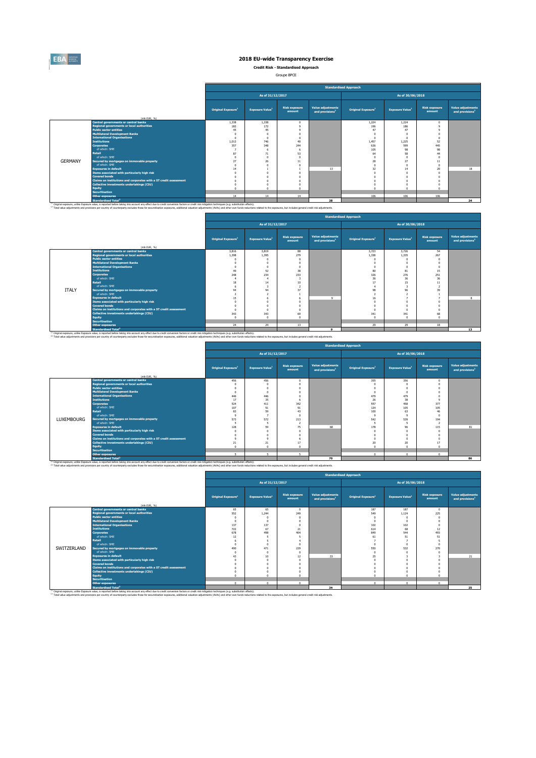# 2018 EU-wide Transparency Exercise

**Credit Risk - Standardised Approach**

Groupe BPCE

| | (mln EUR, %) | Standardised Approach | | | | | | | |
|---|---|---|---|---|---|---|---|---|---|
| | | As of 31/12/2017 | | | | As of 30/06/2018 | | | |
| | | Original Exposure[1] | Exposure Value[1] | Risk exposure amount | Value adjustments and provisions[2] | Original Exposure[1] | Exposure Value[1] | Risk exposure amount | Value adjustments and provisions[2] |
| GERMANY | Central governments or central banks | 1,338 | 1,338 | 0 | | 1,224 | 1,224 | 0 | |
| | Regional governments or local authorities | 182 | 172 | 9 | | 196 | 186 | 9 | |
| | Public sector entities | 45 | 45 | 9 | | 47 | 47 | 9 | |
| | Multilateral Development Banks | 0 | 0 | 0 | | 0 | 0 | 0 | |
| | International Organisations | 0 | 0 | 0 | | 0 | 0 | 0 | |
| | Institutions | 1,013 | 746 | 40 | | 1,457 | 1,225 | 52 | |
| | Corporates | 357 | 348 | 244 | | 636 | 599 | 445 | |
| | of which: SME | 7 | 6 | 6 | | 105 | 98 | 98 | |
| | Retail | 87 | 71 | 53 | | 64 | 58 | 44 | |
| | of which: SME | 0 | 0 | 0 | | 0 | 0 | 0 | |
| | Secured by mortgages on immovable property | 27 | 26 | 11 | | 28 | 27 | 11 | |
| | of which: SME | 0 | 0 | 0 | | 0 | 0 | 0 | |
| | Exposures in default | 14 | 1 | 1 | 13 | 32 | 14 | 20 | 18 |
| | Items associated with particularly high risk | 0 | 0 | 0 | | 0 | 0 | 0 | |
| | Covered bonds | 0 | 0 | 0 | | 0 | 0 | 0 | |
| | Claims on institutions and corporates with a ST credit assessment | 0 | 0 | 0 | | 0 | 0 | 0 | |
| | Collective investments undertakings (CIU) | 0 | 0 | 0 | | 0 | 0 | 0 | |
| | Equity | 0 | 0 | 0 | | 0 | 0 | 0 | |
| | Securitisation | | | | | | | | |
| | Other exposures | 14 | 14 | 14 | | 106 | 106 | 106 | |
| | Standardised Total[2] | | | | 28 | | | | 24 |

[1] Original exposure, unlike Exposure value, is reported before taking into account any effect due to credit conversion factors or credit risk mitigation techniques (e.g. substitution effects).
[2] Total value adjustments and provisions per country of counterparty excludes those for securitisation exposures, additional valuation adjustments (AVAs) and other own funds reductions related to the exposures, but includes general credit risk adjustments.

| | (mln EUR, %) | Standardised Approach | | | | | | | |
|---|---|---|---|---|---|---|---|---|---|
| | | As of 31/12/2017 | | | | As of 30/06/2018 | | | |
| | | Original Exposure[1] | Exposure Value[1] | Risk exposure amount | Value adjustments and provisions[2] | Original Exposure[1] | Exposure Value[1] | Risk exposure amount | Value adjustments and provisions[2] |
| ITALY | Central governments or central banks | 3,816 | 3,819 | 88 | | 3,723 | 3,726 | 54 | |
| | Regional governments or local authorities | 1,398 | 1,395 | 279 | | 1,338 | 1,335 | 267 | |
| | Public sector entities | 0 | 0 | 0 | | 0 | 0 | 0 | |
| | Multilateral Development Banks | 0 | 0 | 0 | | 0 | 0 | 0 | |
| | International Organisations | 0 | 0 | 0 | | 0 | 0 | 0 | |
| | Institutions | 49 | 52 | 38 | | 80 | 81 | 15 | |
| | Corporates | 248 | 234 | 233 | | 326 | 276 | 251 | |
| | of which: SME | 4 | 4 | 3 | | 36 | 36 | 36 | |
| | Retail | 18 | 14 | 10 | | 17 | 15 | 11 | |
| | of which: SME | 6 | 3 | 2 | | 4 | 3 | 2 | |
| | Secured by mortgages on immovable property | 94 | 94 | 37 | | 98 | 96 | 39 | |
| | of which: SME | 2 | 2 | 1 | | 2 | 2 | 1 | |
| | Exposures in default | 15 | 6 | 6 | 9 | 16 | 7 | 7 | 8 |
| | Items associated with particularly high risk | 0 | 0 | 0 | | 0 | 0 | 0 | |
| | Covered bonds | 0 | 0 | 0 | | 0 | 0 | 0 | |
| | Claims on institutions and corporates with a ST credit assessment | 0 | 0 | 0 | | 0 | 0 | 0 | |
| | Collective investments undertakings (CIU) | 343 | 343 | 69 | | 341 | 341 | 68 | |
| | Equity | 0 | 0 | 0 | | 0 | 0 | 0 | |
| | Securitisation | | | | | | | | |
| | Other exposures | 24 | 24 | 13 | | 29 | 29 | 18 | |
| | Standardised Total[2] | | | | 9 | | | | 13 |

[1] Original exposure, unlike Exposure value, is reported before taking into account any effect due to credit conversion factors or credit risk mitigation techniques (e.g. substitution effects).
[2] Total value adjustments and provisions per country of counterparty excludes those for securitisation exposures, additional valuation adjustments (AVAs) and other own funds reductions related to the exposures, but includes general credit risk adjustments.

| | (mln EUR, %) | Standardised Approach | | | | | | | |
|---|---|---|---|---|---|---|---|---|---|
| | | As of 31/12/2017 | | | | As of 30/06/2018 | | | |
| | | Original Exposure[1] | Exposure Value[1] | Risk exposure amount | Value adjustments and provisions[2] | Original Exposure[1] | Exposure Value[1] | Risk exposure amount | Value adjustments and provisions[2] |
| LUXEMBOURG | Central governments or central banks | 456 | 456 | 0 | | 355 | 356 | 0 | |
| | Regional governments or local authorities | 0 | 0 | 0 | | 0 | 0 | 0 | |
| | Public sector entities | 0 | 0 | 0 | | 0 | 0 | 0 | |
| | Multilateral Development Banks | 0 | 0 | 0 | | 0 | 0 | 0 | |
| | International Organisations | 446 | 446 | 0 | | 479 | 479 | 0 | |
| | Institutions | 17 | 35 | 6 | | 26 | 38 | 9 | |
| | Corporates | 524 | 411 | 342 | | 557 | 458 | 377 | |
| | of which: SME | 107 | 91 | 91 | | 124 | 105 | 105 | |
| | Retail | 83 | 59 | 43 | | 100 | 63 | 46 | |
| | of which: SME | 9 | 7 | 0 | | 9 | 9 | 0 | |
| | Secured by mortgages on immovable property | 573 | 572 | 213 | | 542 | 539 | 194 | |
| | of which: SME | 5 | 5 | 2 | | 5 | 5 | 2 | |
| | Exposures in default | 128 | 59 | 75 | 68 | 178 | 96 | 115 | 81 |
| | Items associated with particularly high risk | 0 | 0 | 0 | | 0 | 0 | 0 | |
| | Covered bonds | 0 | 0 | 0 | | 0 | 0 | 0 | |
| | Claims on institutions and corporates with a ST credit assessment | 9 | 9 | 6 | | 0 | 0 | 0 | |
| | Collective investments undertakings (CIU) | 21 | 21 | 17 | | 20 | 20 | 17 | |
| | Equity | 0 | 0 | 0 | | 0 | 0 | 0 | |
| | Securitisation | | | | | | | | |
| | Other exposures | 5 | 5 | 5 | | 0 | 0 | 0 | |
| | Standardised Total[2] | | | | 70 | | | | 86 |

[1] Original exposure, unlike Exposure value, is reported before taking into account any effect due to credit conversion factors or credit risk mitigation techniques (e.g. substitution effects).
[2] Total value adjustments and provisions per country of counterparty excludes those for securitisation exposures, additional valuation adjustments (AVAs) and other own funds reductions related to the exposures, but includes general credit risk adjustments.

| | (mln EUR, %) | Standardised Approach | | | | | | | |
|---|---|---|---|---|---|---|---|---|---|
| | | As of 31/12/2017 | | | | As of 30/06/2018 | | | |
| | | Original Exposure[1] | Exposure Value[1] | Risk exposure amount | Value adjustments and provisions[2] | Original Exposure[1] | Exposure Value[1] | Risk exposure amount | Value adjustments and provisions[2] |
| SWITZERLAND | Central governments or central banks | 65 | 65 | 0 | | 187 | 187 | 0 | |
| | Regional governments or local authorities | 552 | 1,244 | 249 | | 549 | 1,124 | 225 | |
| | Public sector entities | 0 | 0 | 0 | | 0 | 0 | 0 | |
| | Multilateral Development Banks | 0 | 0 | 0 | | 0 | 0 | 0 | |
| | International Organisations | 137 | 137 | 0 | | 102 | 102 | 0 | |
| | Institutions | 722 | 67 | 21 | | 614 | 68 | 12 | |
| | Corporates | 678 | 498 | 404 | | 849 | 544 | 493 | |
| | of which: SME | 12 | 5 | 5 | | 61 | 51 | 51 | |
| | Retail | 6 | 5 | 4 | | 7 | 7 | 5 | |
| | of which: SME | 0 | 0 | 0 | | 0 | 0 | 0 | |
| | Secured by mortgages on immovable property | 490 | 471 | 229 | | 550 | 532 | 270 | |
| | of which: SME | 0 | 0 | 0 | | 0 | 0 | 0 | |
| | Exposures in default | 43 | 10 | 12 | 33 | 25 | 3 | 3 | 21 |
| | Items associated with particularly high risk | 0 | 0 | 0 | | 0 | 0 | 0 | |
| | Covered bonds | 0 | 0 | 0 | | 0 | 0 | 0 | |
| | Claims on institutions and corporates with a ST credit assessment | 0 | 0 | 0 | | 0 | 0 | 0 | |
| | Collective investments undertakings (CIU) | 0 | 0 | 0 | | 0 | 0 | 0 | |
| | Equity | 0 | 0 | 0 | | 0 | 0 | 0 | |
| | Securitisation | | | | | | | | |
| | Other exposures | 0 | 0 | 0 | | 0 | 0 | 0 | |
| | Standardised Total[2] | | | | 34 | | | | 25 |

[1] Original exposure, unlike Exposure value, is reported before taking into account any effect due to credit conversion factors or credit risk mitigation techniques (e.g. substitution effects).
[2] Total value adjustments and provisions per country of counterparty excludes those for securitisation exposures, additional valuation adjustments (AVAs) and other own funds reductions related to the exposures, but includes general credit risk adjustments.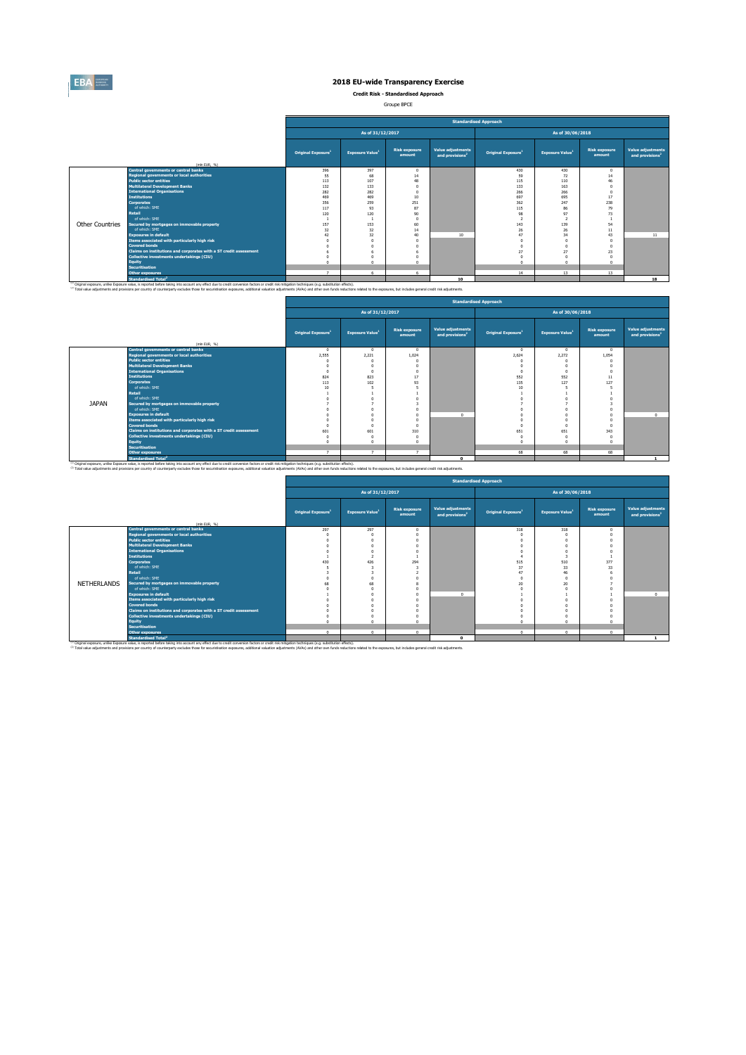# 2018 EU-wide Transparency Exercise

**Credit Risk - Standardised Approach**

Groupe BPCE

| | (mln EUR, %) | As of 31/12/2017 | | | | As of 30/06/2018 | | | |
|---|---|---|---|---|---|---|---|---|---|
| | | Original Exposure[1] | Exposure Value[1] | Risk exposure amount | Value adjustments and provisions[2] | Original Exposure[1] | Exposure Value[1] | Risk exposure amount | Value adjustments and provisions[2] |
| Other Countries | Central governments or central banks | 396 | 397 | 0 | | 430 | 430 | 0 | |
| | Regional governments or local authorities | 55 | 68 | 14 | | 59 | 72 | 14 | |
| | Public sector entities | 113 | 107 | 48 | | 115 | 110 | 46 | |
| | Multilateral Development Banks | 132 | 133 | 0 | | 133 | 163 | 0 | |
| | International Organisations | 282 | 282 | 0 | | 266 | 266 | 0 | |
| | Institutions | 469 | 469 | 10 | | 697 | 695 | 17 | |
| | Corporates | 356 | 259 | 251 | | 362 | 247 | 238 | |
| | of which: SME | 117 | 93 | 87 | | 115 | 86 | 79 | |
| | Retail | 120 | 120 | 90 | | 98 | 97 | 73 | |
| | of which: SME | 1 | 1 | 0 | | 2 | 2 | 1 | |
| | Secured by mortgages on immovable property | 157 | 153 | 60 | | 143 | 139 | 54 | |
| | of which: SME | 32 | 32 | 14 | | 26 | 26 | 11 | |
| | Exposures in default | 42 | 32 | 40 | 10 | 47 | 34 | 43 | 11 |
| | Items associated with particularly high risk | 0 | 0 | 0 | | 0 | 0 | 0 | |
| | Covered bonds | 0 | 0 | 0 | | 0 | 0 | 0 | |
| | Claims on institutions and corporates with a ST credit assessment | 6 | 6 | 6 | | 27 | 27 | 23 | |
| | Collective investments undertakings (CIU) | 0 | 0 | 0 | | 0 | 0 | 0 | |
| | Equity | 0 | 0 | 0 | | 0 | 0 | 0 | |
| | Securitisation | | | | | | | | |
| | Other exposures | 7 | 6 | 6 | | 14 | 13 | 13 | |
| | Standardised Total[2] | | | | 10 | | | | 18 |

[1] Original exposure, unlike Exposure value, is reported before taking into account any effect due to credit conversion factors or credit risk mitigation techniques (e.g. substitution effects).
[2] Total value adjustments and provisions per country of counterparty excludes those for securistisation exposures, additional valuation adjustments (AVAs) and other own funds reductions related to the exposures, but includes general credit risk adjustments.

| | (mln EUR, %) | As of 31/12/2017 | | | | As of 30/06/2018 | | | |
|---|---|---|---|---|---|---|---|---|---|
| | | Original Exposure[1] | Exposure Value[1] | Risk exposure amount | Value adjustments and provisions[2] | Original Exposure[1] | Exposure Value[1] | Risk exposure amount | Value adjustments and provisions[2] |
| JAPAN | Central governments or central banks | 0 | 0 | 0 | | 0 | 0 | 0 | |
| | Regional governments or local authorities | 2,555 | 2,221 | 1,024 | | 2,624 | 2,272 | 1,054 | |
| | Public sector entities | 0 | 0 | 0 | | 0 | 0 | 0 | |
| | Multilateral Development Banks | 0 | 0 | 0 | | 0 | 0 | 0 | |
| | International Organisations | 0 | 0 | 0 | | 0 | 0 | 0 | |
| | Institutions | 824 | 823 | 17 | | 552 | 552 | 11 | |
| | Corporates | 113 | 102 | 93 | | 135 | 127 | 127 | |
| | of which: SME | 10 | 5 | 5 | | 10 | 5 | 5 | |
| | Retail | 1 | 1 | 1 | | 1 | 1 | 1 | |
| | of which: SME | 0 | 0 | 0 | | 0 | 0 | 0 | |
| | Secured by mortgages on immovable property | 7 | 7 | 3 | | 7 | 7 | 3 | |
| | of which: SME | 0 | 0 | 0 | | 0 | 0 | 0 | |
| | Exposures in default | 0 | 0 | 0 | 0 | 0 | 0 | 0 | 0 |
| | Items associated with particularly high risk | 0 | 0 | 0 | | 0 | 0 | 0 | |
| | Covered bonds | 0 | 0 | 0 | | 0 | 0 | 0 | |
| | Claims on institutions and corporates with a ST credit assessment | 601 | 601 | 310 | | 651 | 651 | 343 | |
| | Collective investments undertakings (CIU) | 0 | 0 | 0 | | 0 | 0 | 0 | |
| | Equity | 0 | 0 | 0 | | 0 | 0 | 0 | |
| | Securitisation | | | | | | | | |
| | Other exposures | 7 | 7 | 7 | | 68 | 68 | 68 | |
| | Standardised Total[2] | | | | 0 | | | | 1 |

[1] Original exposure, unlike Exposure value, is reported before taking into account any effect due to credit conversion factors or credit risk mitigation techniques (e.g. substitution effects).
[2] Total value adjustments and provisions per country of counterparty excludes those for securistisation exposures, additional valuation adjustments (AVAs) and other own funds reductions related to the exposures, but includes general credit risk adjustments.

| | (mln EUR, %) | As of 31/12/2017 | | | | As of 30/06/2018 | | | |
|---|---|---|---|---|---|---|---|---|---|
| | | Original Exposure[1] | Exposure Value[1] | Risk exposure amount | Value adjustments and provisions[2] | Original Exposure[1] | Exposure Value[1] | Risk exposure amount | Value adjustments and provisions[2] |
| NETHERLANDS | Central governments or central banks | 297 | 297 | 0 | | 318 | 318 | 0 | |
| | Regional governments or local authorities | 0 | 0 | 0 | | 0 | 0 | 0 | |
| | Public sector entities | 0 | 0 | 0 | | 0 | 0 | 0 | |
| | Multilateral Development Banks | 0 | 0 | 0 | | 0 | 0 | 0 | |
| | International Organisations | 0 | 0 | 0 | | 0 | 0 | 0 | |
| | Institutions | 1 | 2 | 1 | | 4 | 3 | 1 | |
| | Corporates | 430 | 426 | 294 | | 515 | 510 | 377 | |
| | of which: SME | 5 | 3 | 3 | | 37 | 33 | 33 | |
| | Retail | 3 | 3 | 2 | | 47 | 46 | 6 | |
| | of which: SME | 0 | 0 | 0 | | 0 | 0 | 0 | |
| | Secured by mortgages on immovable property | 68 | 68 | 8 | | 20 | 20 | 7 | |
| | of which: SME | 0 | 0 | 0 | | 0 | 0 | 0 | |
| | Exposures in default | 1 | 0 | 0 | 0 | 1 | 1 | 1 | 0 |
| | Items associated with particularly high risk | 0 | 0 | 0 | | 0 | 0 | 0 | |
| | Covered bonds | 0 | 0 | 0 | | 0 | 0 | 0 | |
| | Claims on institutions and corporates with a ST credit assessment | 0 | 0 | 0 | | 0 | 0 | 0 | |
| | Collective investments undertakings (CIU) | 0 | 0 | 0 | | 0 | 0 | 0 | |
| | Equity | 0 | 0 | 0 | | 0 | 0 | 0 | |
| | Securitisation | | | | | | | | |
| | Other exposures | 0 | 0 | 0 | | 0 | 0 | 0 | |
| | Standardised Total[2] | | | | 0 | | | | 1 |

[1] Original exposure, unlike Exposure value, is reported before taking into account any effect due to credit conversion factors or credit risk mitigation techniques (e.g. substitution effects).
[2] Total value adjustments and provisions per country of counterparty excludes those for securistisation exposures, additional valuation adjustments (AVAs) and other own funds reductions related to the exposures, but includes general credit risk adjustments.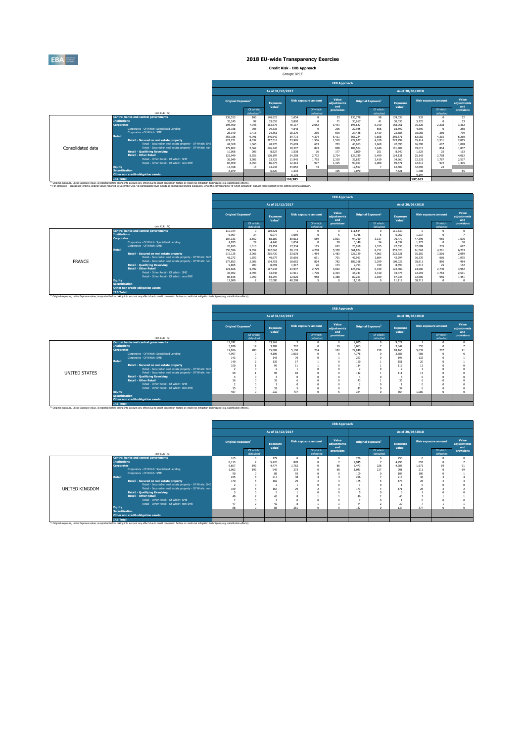# 2018 EU-wide Transparency Exercise

## Credit Risk - IRB Approach

Groupe BPCE

**Consolidated data**

| (mln EUR, %) | As of 31/12/2017 Original Exposure[1] | Of which: defaulted[2] | Exposure Value[1] | Risk exposure amount | Of which: defaulted | Value adjustments and provisions | As of 30/06/2018 Original Exposure[1] | Of which: defaulted | Exposure Value[1] | Risk exposure amount | Of which: defaulted | Value adjustments and provisions |
|---|---|---|---|---|---|---|---|---|---|---|---|---|
| Central banks and central governments | 138,513 | 106 | 140,823 | 1,054 | 0 | 53 | 136,778 | 98 | 139,033 | 932 | 0 | 52 |
| Institutions | 33,245 | 97 | 33,053 | 5,820 | 0 | 71 | 30,617 | 41 | 30,035 | 5,725 | 0 | 53 |
| Corporates | 198,900 | 7,048 | 163,576 | 78,117 | 2,652 | 3,441 | 193,627 | 6,190 | 158,051 | 75,326 | 2,208 | 3,362 |
| Corporates - Of Which: Specialised Lending | 23,188 | 706 | 19,336 | 4,848 | 0 | 296 | 22,925 | 656 | 18,592 | 4,590 | 0 | 258 |
| Corporates - Of Which: SME | 28,340 | 1,416 | 24,351 | 18,370 | 236 | 690 | 27,428 | 1,419 | 23,688 | 18,066 | 260 | 739 |
| Retail | 355,186 | 9,791 | 346,542 | 59,773 | 4,304 | 5,411 | 365,224 | 9,808 | 356,571 | 62,082 | 4,315 | 6,260 |
| Retail - Secured on real estate property | 221,231 | 4,032 | 217,518 | 33,976 | 1,506 | 1,510 | 227,627 | 4,109 | 223,799 | 35,414 | 1,531 | 2,085 |
| Retail - Secured on real estate property - Of Which: SME | 41,369 | 1,665 | 40,776 | 15,669 | 663 | 703 | 43,063 | 1,669 | 42,395 | 16,398 | 667 | 1,078 |
| Retail - Secured on real estate property - Of Which: non-SME | 179,862 | 2,367 | 176,743 | 18,307 | 843 | 808 | 184,564 | 2,440 | 181,404 | 19,015 | 864 | 1,007 |
| Retail - Qualifying Revolving | 10,006 | 203 | 8,827 | 1,538 | 26 | 177 | 9,809 | 201 | 8,640 | 1,525 | 25 | 163 |
| Retail - Other Retail | 123,949 | 5,556 | 120,197 | 24,258 | 2,772 | 3,724 | 127,789 | 5,499 | 124,131 | 25,143 | 2,758 | 4,012 |
| Retail - Other Retail - Of Which: SME | 36,049 | 3,502 | 33,722 | 11,945 | 1,795 | 2,310 | 36,827 | 3,419 | 34,560 | 12,331 | 1,787 | 2,537 |
| Retail - Other Retail - Of Which: non-SME | 87,900 | 2,054 | 86,475 | 12,313 | 977 | 1,415 | 90,961 | 2,080 | 89,571 | 12,812 | 972 | 1,475 |
| Equity | 13,498 | 13 | 13,243 | 44,052 | 44 | | 12,507 | 7 | 12,507 | 42,696 | 23 | |
| Securitisation | 8,079 | | 6,620 | 1,392 | | 105 | 9,070 | | 7,621 | 1,708 | | 85 |
| Other non credit-obligation assets | | | | 8,175 | | | | | | 9,194 | | |
| IRB Total | | | | 198,383 | | | | | | 197,663 | | |

[1] Original exposure, unlike Exposure value, is reported before taking into account any effect due to credit conversion factors or credit risk mitigation techniques (e.g. substitution effects).
[2] For corporate - specialised lending, original values reported in December 2017 at consolidated level include all specialised lending exposures, while the corresponding "of which defaulted" exclude those subject to the slotting criteria approach.

**FRANCE**

| (mln EUR, %) | As of 31/12/2017 Original Exposure[1] | Of which: defaulted | Exposure Value[1] | Risk exposure amount | Of which: defaulted | Value adjustments and provisions | As of 30/06/2018 Original Exposure[1] | Of which: defaulted | Exposure Value[1] | Risk exposure amount | Of which: defaulted | Value adjustments and provisions |
|---|---|---|---|---|---|---|---|---|---|---|---|---|
| Central banks and central governments | 110,154 | 0 | 110,521 | 1 | 0 | 0 | 111,524 | 0 | 111,830 | 0 | 0 | 0 |
| Institutions | 6,967 | 34 | 6,977 | 1,669 | 0 | 5 | 5,746 | 5 | 5,962 | 1,237 | 0 | 7 |
| Corporates | 107,333 | 3,552 | 88,189 | 50,613 | 589 | 1,801 | 94,760 | 3,317 | 76,470 | 47,396 | 955 | 1,876 |
| Corporates - Of Which: Specialised Lending | 4,975 | 29 | 4,446 | 1,054 | 0 | 28 | 5,148 | 24 | 4,632 | 1,171 | 0 | 30 |
| Corporates - Of Which: SME | 26,815 | 1,310 | 23,151 | 17,334 | 185 | 622 | 26,018 | 1,315 | 22,533 | 17,089 | 235 | 677 |
| Retail | 350,596 | 9,657 | 342,063 | 59,133 | 4,208 | 5,350 | 361,874 | 9,711 | 353,320 | 61,567 | 4,281 | 6,203 |
| Retail - Secured on real estate property | 219,125 | 3,965 | 215,430 | 33,678 | 1,454 | 1,483 | 226,129 | 4,063 | 222,321 | 35,150 | 1,516 | 2,059 |
| Retail - Secured on real estate property - Of Which: SME | 41,272 | 1,659 | 40,679 | 15,616 | 631 | 701 | 42,961 | 1,664 | 42,294 | 16,339 | 666 | 1,075 |
| Retail - Secured on real estate property - Of Which: non-SME | 177,853 | 2,306 | 174,751 | 18,062 | 824 | 782 | 183,168 | 2,399 | 180,026 | 18,811 | 850 | 984 |
| Retail - Qualifying Revolving | 9,865 | 200 | 8,691 | 1,517 | 26 | 174 | 9,753 | 199 | 8,590 | 1,517 | 25 | 162 |
| Retail - Other Retail | 121,606 | 5,492 | 117,943 | 23,937 | 2,729 | 3,692 | 125,992 | 5,449 | 122,409 | 24,900 | 2,740 | 3,982 |
| Retail - Other Retail - Of Which: SME | 35,962 | 3,493 | 33,646 | 11,911 | 1,770 | 2,304 | 36,731 | 3,410 | 34,476 | 12,291 | 1,783 | 2,531 |
| Retail - Other Retail - Of Which: non-SME | 85,645 | 1,999 | 84,297 | 12,026 | 958 | 1,388 | 89,261 | 2,039 | 87,933 | 12,609 | 956 | 1,451 |
| Equity | 12,080 | 2 | 12,080 | 40,288 | 5 | 0 | 11,119 | 0 | 11,119 | 38,711 | 0 | 0 |
| Securitisation | | | | | | | | | | | | |
| Other non credit-obligation assets | | | | | | | | | | | | |
| IRB Total | | | | | | | | | | | | |

[1] Original exposure, unlike Exposure value, is reported before taking into account any effect due to credit conversion factors or credit risk mitigation techniques (e.g. substitution effects).

**UNITED STATES**

| (mln EUR, %) | As of 31/12/2017 Original Exposure[1] | Of which: defaulted | Exposure Value[1] | Risk exposure amount | Of which: defaulted | Value adjustments and provisions | As of 30/06/2018 Original Exposure[1] | Of which: defaulted | Exposure Value[1] | Risk exposure amount | Of which: defaulted | Value adjustments and provisions |
|---|---|---|---|---|---|---|---|---|---|---|---|---|
| Central banks and central governments | 12,742 | 0 | 13,262 | 3 | 0 | 0 | 9,025 | 0 | 9,527 | 2 | 0 | 0 |
| Institutions | 3,979 | 19 | 3,782 | 262 | 0 | 19 | 3,863 | 7 | 3,844 | 355 | 0 | 2 |
| Corporates | 19,926 | 280 | 15,882 | 5,100 | 234 | 102 | 22,940 | 229 | 18,165 | 5,632 | 207 | 91 |
| Corporates - Of Which: Specialised Lending | 4,957 | 0 | 4,106 | 1,015 | 0 | 6 | 4,776 | 0 | 3,686 | 986 | 0 | 6 |
| Corporates - Of Which: SME | 143 | 0 | 143 | 76 | 0 | 1 | 223 | 0 | 196 | 132 | 0 | 1 |
| Retail | 140 | 2 | 135 | 17 | 1 | 0 | 160 | 1 | 151 | 20 | 0 | 1 |
| Retail - Secured on real estate property | 100 | 1 | 99 | 11 | 1 | 0 | 114 | 1 | 113 | 13 | 0 | 0 |
| Retail - Secured on real estate property - Of Which: SME | 2 | 0 | 2 | 1 | 0 | 0 | 2 | 0 | 2 | 1 | 0 | 0 |
| Retail - Secured on real estate property - Of Which: non-SME | 99 | 1 | 98 | 10 | 0 | 0 | 112 | 1 | 111 | 13 | 0 | 0 |
| Retail - Qualifying Revolving | 4 | 0 | 3 | 0 | 0 | 0 | 4 | 0 | 3 | 0 | 0 | 0 |
| Retail - Other Retail | 36 | 0 | 32 | 6 | 0 | 0 | 43 | 1 | 35 | 6 | 0 | 0 |
| Retail - Other Retail - Of Which: SME | 2 | 0 | 1 | 0 | 0 | 0 | 2 | 0 | 1 | 0 | 0 | 0 |
| Retail - Other Retail - Of Which: non-SME | 35 | 0 | 31 | 5 | 0 | 0 | 41 | 0 | 34 | 6 | 0 | 0 |
| Equity | 487 | 0 | 232 | 737 | 0 | 5 | 364 | 0 | 364 | 1,089 | 0 | 0 |
| Securitisation | | | | | | | | | | | | |
| Other non credit-obligation assets | | | | | | | | | | | | |
| IRB Total | | | | | | | | | | | | |

[1] Original exposure, unlike Exposure value, is reported before taking into account any effect due to credit conversion factors or credit risk mitigation techniques (e.g. substitution effects).

**UNITED KINGDOM**

| (mln EUR, %) | As of 31/12/2017 Original Exposure[1] | Of which: defaulted | Exposure Value[1] | Risk exposure amount | Of which: defaulted | Value adjustments and provisions | As of 30/06/2018 Original Exposure[1] | Of which: defaulted | Exposure Value[1] | Risk exposure amount | Of which: defaulted | Value adjustments and provisions |
|---|---|---|---|---|---|---|---|---|---|---|---|---|
| Central banks and central governments | 165 | 0 | 179 | 0 | 0 | 0 | 236 | 0 | 250 | 0 | 0 | 0 |
| Institutions | 8,113 | 7 | 5,426 | 870 | 0 | 7 | 4,945 | 7 | 4,796 | 657 | 0 | 7 |
| Corporates | 5,607 | 192 | 4,474 | 1,762 | 0 | 86 | 5,473 | 226 | 4,388 | 1,671 | 19 | 91 |
| Corporates - Of Which: Specialised Lending | 1,062 | 192 | 945 | 273 | 0 | 68 | 1,041 | 217 | 901 | 211 | 0 | 69 |
| Corporates - Of Which: SME | 90 | 0 | 88 | 95 | 0 | 0 | 109 | 0 | 107 | 100 | 0 | 1 |
| Retail | 225 | 8 | 217 | 38 | 4 | 4 | 226 | 7 | 218 | 36 | 3 | 4 |
| Retail - Secured on real estate property | 170 | 5 | 169 | 29 | 2 | 3 | 175 | 5 | 173 | 28 | 2 | 3 |
| Retail - Secured on real estate property - Of Which: SME | 2 | 0 | 2 | 1 | 0 | 0 | 1 | 0 | 1 | 0 | 0 | 0 |
| Retail - Secured on real estate property - Of Which: non-SME | 169 | 5 | 167 | 29 | 2 | 3 | 173 | 4 | 171 | 28 | 2 | 2 |
| Retail - Qualifying Revolving | 5 | 0 | 5 | 1 | 0 | 0 | 5 | 0 | 5 | 1 | 0 | 0 |
| Retail - Other Retail | 49 | 2 | 43 | 8 | 1 | 1 | 46 | 2 | 40 | 7 | 1 | 1 |
| Retail - Other Retail - Of Which: SME | 2 | 0 | 1 | 0 | 0 | 0 | 2 | 0 | 1 | 0 | 0 | 0 |
| Retail - Other Retail - Of Which: non-SME | 47 | 2 | 42 | 8 | 1 | 1 | 44 | 2 | 39 | 7 | 1 | 1 |
| Equity | 88 | 0 | 88 | 281 | 0 | 0 | 137 | 0 | 137 | 377 | 0 | 0 |
| Securitisation | | | | | | | | | | | | |
| Other non credit-obligation assets | | | | | | | | | | | | |
| IRB Total | | | | | | | | | | | | |

[1] Original exposure, unlike Exposure value, is reported before taking into account any effect due to credit conversion factors or credit risk mitigation techniques (e.g. substitution effects).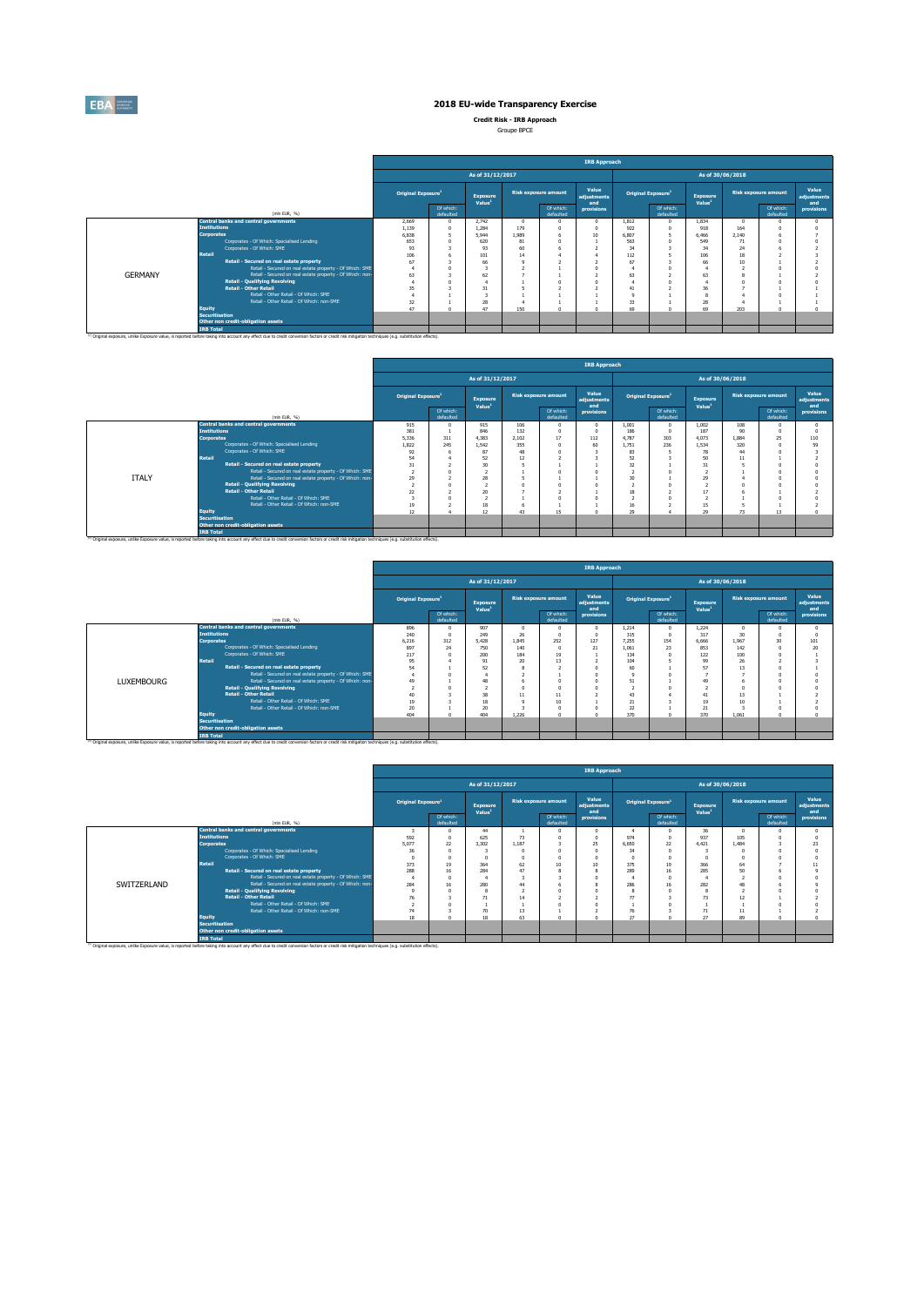# 2018 EU-wide Transparency Exercise

**Credit Risk - IRB Approach**

Groupe BPCE

| | (mln EUR, %) | IRB Approach | | | | | | | | | | | |
|---|---|---|---|---|---|---|---|---|---|---|---|---|---|
| | | As of 31/12/2017 | | | | | | As of 30/06/2018 | | | | | |
| | | Original Exposure[1] | Of which: defaulted | Exposure Value[1] | Risk exposure amount | Of which: defaulted | Value adjustments and provisions | Original Exposure[1] | Of which: defaulted | Exposure Value[1] | Risk exposure amount | Of which: defaulted | Value adjustments and provisions |
| GERMANY | Central banks and central governments | 2,669 | 0 | 2,742 | 0 | 0 | 0 | 1,812 | 0 | 1,834 | 0 | 0 | 0 |
| | Institutions | 1,139 | 0 | 1,284 | 179 | 0 | 0 | 922 | 0 | 918 | 164 | 0 | 0 |
| | Corporates | 6,838 | 5 | 5,944 | 1,989 | 6 | 10 | 6,807 | 5 | 6,466 | 2,140 | 6 | 7 |
| | Corporates - Of Which: Specialised Lending | 653 | 0 | 620 | 81 | 0 | 1 | 563 | 0 | 549 | 71 | 0 | 0 |
| | Corporates - Of Which: SME | 93 | 3 | 93 | 60 | 6 | 2 | 34 | 3 | 34 | 24 | 6 | 2 |
| | Retail | 106 | 6 | 101 | 14 | 4 | 4 | 112 | 5 | 106 | 18 | 2 | 3 |
| | Retail - Secured on real estate property | 67 | 3 | 66 | 9 | 2 | 2 | 67 | 3 | 66 | 10 | 1 | 2 |
| | Retail - Secured on real estate property - Of Which: SME | 4 | 0 | 3 | 2 | 1 | 0 | 4 | 0 | 4 | 2 | 0 | 0 |
| | Retail - Secured on real estate property - Of Which: non-SME | 63 | 3 | 62 | 7 | 1 | 2 | 63 | 2 | 63 | 8 | 1 | 2 |
| | Retail - Qualifying Revolving | 4 | 0 | 4 | 1 | 0 | 0 | 4 | 0 | 4 | 0 | 0 | 0 |
| | Retail - Other Retail | 35 | 3 | 31 | 5 | 2 | 2 | 41 | 2 | 36 | 7 | 1 | 1 |
| | Retail - Other Retail - Of Which: SME | 4 | 1 | 3 | 1 | 1 | 1 | 9 | 1 | 8 | 4 | 0 | 1 |
| | Retail - Other Retail - Of Which: non-SME | 32 | 1 | 28 | 4 | 1 | 1 | 33 | 1 | 28 | 4 | 1 | 1 |
| | Equity | 47 | 0 | 47 | 150 | 0 | 0 | 69 | 0 | 69 | 203 | 0 | 0 |
| | Securitisation | | | | | | | | | | | | |
| | Other non credit-obligation assets | | | | | | | | | | | | |
| | IRB Total | | | | | | | | | | | | |

[1] Original exposure, unlike Exposure value, is reported before taking into account any effect due to credit conversion factors or credit risk mitigation techniques (e.g. substitution effects).

| | (mln EUR, %) | IRB Approach | | | | | | | | | | | |
|---|---|---|---|---|---|---|---|---|---|---|---|---|---|
| | | As of 31/12/2017 | | | | | | As of 30/06/2018 | | | | | |
| | | Original Exposure[1] | Of which: defaulted | Exposure Value[1] | Risk exposure amount | Of which: defaulted | Value adjustments and provisions | Original Exposure[1] | Of which: defaulted | Exposure Value[1] | Risk exposure amount | Of which: defaulted | Value adjustments and provisions |
| ITALY | Central banks and central governments | 915 | 0 | 915 | 106 | 0 | 0 | 1,001 | 0 | 1,002 | 108 | 0 | 0 |
| | Institutions | 381 | 1 | 846 | 132 | 0 | 0 | 186 | 0 | 187 | 90 | 0 | 0 |
| | Corporates | 5,336 | 311 | 4,383 | 2,102 | 17 | 112 | 4,787 | 303 | 4,073 | 1,884 | 25 | 110 |
| | Corporates - Of Which: Specialised Lending | 1,822 | 245 | 1,542 | 355 | 0 | 60 | 1,751 | 236 | 1,534 | 320 | 0 | 59 |
| | Corporates - Of Which: SME | 92 | 6 | 87 | 48 | 0 | 3 | 83 | 5 | 78 | 44 | 0 | 3 |
| | Retail | 54 | 4 | 52 | 12 | 2 | 3 | 52 | 3 | 50 | 11 | 1 | 2 |
| | Retail - Secured on real estate property | 31 | 2 | 30 | 5 | 1 | 1 | 32 | 1 | 31 | 5 | 0 | 0 |
| | Retail - Secured on real estate property - Of Which: SME | 2 | 0 | 2 | 1 | 0 | 0 | 2 | 0 | 2 | 1 | 0 | 0 |
| | Retail - Secured on real estate property - Of Which: non-SME | 29 | 2 | 28 | 5 | 1 | 1 | 30 | 1 | 29 | 4 | 0 | 0 |
| | Retail - Qualifying Revolving | 2 | 0 | 2 | 0 | 0 | 0 | 2 | 0 | 2 | 0 | 0 | 0 |
| | Retail - Other Retail | 22 | 2 | 20 | 7 | 2 | 1 | 18 | 2 | 17 | 6 | 1 | 2 |
| | Retail - Other Retail - Of Which: SME | 3 | 0 | 2 | 1 | 0 | 0 | 2 | 0 | 2 | 1 | 0 | 0 |
| | Retail - Other Retail - Of Which: non-SME | 19 | 2 | 18 | 6 | 1 | 1 | 16 | 2 | 15 | 5 | 1 | 2 |
| | Equity | 12 | 4 | 12 | 43 | 15 | 0 | 29 | 4 | 29 | 73 | 13 | 0 |
| | Securitisation | | | | | | | | | | | | |
| | Other non credit-obligation assets | | | | | | | | | | | | |
| | IRB Total | | | | | | | | | | | | |

[1] Original exposure, unlike Exposure value, is reported before taking into account any effect due to credit conversion factors or credit risk mitigation techniques (e.g. substitution effects).

| | (mln EUR, %) | IRB Approach | | | | | | | | | | | |
|---|---|---|---|---|---|---|---|---|---|---|---|---|---|
| | | As of 31/12/2017 | | | | | | As of 30/06/2018 | | | | | |
| | | Original Exposure[1] | Of which: defaulted | Exposure Value[1] | Risk exposure amount | Of which: defaulted | Value adjustments and provisions | Original Exposure[1] | Of which: defaulted | Exposure Value[1] | Risk exposure amount | Of which: defaulted | Value adjustments and provisions |
| LUXEMBOURG | Central banks and central governments | 896 | 0 | 907 | 0 | 0 | 0 | 1,214 | 0 | 1,224 | 0 | 0 | 0 |
| | Institutions | 240 | 0 | 249 | 26 | 0 | 0 | 315 | 0 | 317 | 30 | 0 | 0 |
| | Corporates | 6,216 | 312 | 5,428 | 1,845 | 252 | 127 | 7,255 | 154 | 6,666 | 1,967 | 30 | 101 |
| | Corporates - Of Which: Specialised Lending | 897 | 24 | 750 | 140 | 0 | 21 | 1,061 | 23 | 853 | 142 | 0 | 20 |
| | Corporates - Of Which: SME | 217 | 0 | 200 | 184 | 19 | 1 | 134 | 0 | 122 | 100 | 0 | 1 |
| | Retail | 95 | 4 | 91 | 20 | 13 | 2 | 104 | 5 | 99 | 26 | 2 | 3 |
| | Retail - Secured on real estate property | 54 | 1 | 52 | 8 | 2 | 0 | 60 | 1 | 57 | 13 | 0 | 1 |
| | Retail - Secured on real estate property - Of Which: SME | 4 | 0 | 4 | 2 | 1 | 0 | 9 | 0 | 7 | 7 | 0 | 0 |
| | Retail - Secured on real estate property - Of Which: non-SME | 49 | 1 | 48 | 6 | 0 | 0 | 51 | 1 | 49 | 6 | 0 | 0 |
| | Retail - Qualifying Revolving | 2 | 0 | 2 | 0 | 0 | 0 | 2 | 0 | 2 | 0 | 0 | 0 |
| | Retail - Other Retail | 40 | 3 | 38 | 11 | 11 | 2 | 43 | 4 | 41 | 13 | 1 | 2 |
| | Retail - Other Retail - Of Which: SME | 19 | 3 | 18 | 9 | 10 | 1 | 21 | 3 | 19 | 10 | 1 | 2 |
| | Retail - Other Retail - Of Which: non-SME | 20 | 1 | 20 | 3 | 0 | 0 | 22 | 1 | 21 | 3 | 0 | 0 |
| | Equity | 404 | 0 | 404 | 1,226 | 0 | 0 | 370 | 0 | 370 | 1,061 | 0 | 0 |
| | Securitisation | | | | | | | | | | | | |
| | Other non credit-obligation assets | | | | | | | | | | | | |
| | IRB Total | | | | | | | | | | | | |

[1] Original exposure, unlike Exposure value, is reported before taking into account any effect due to credit conversion factors or credit risk mitigation techniques (e.g. substitution effects).

| | (mln EUR, %) | IRB Approach | | | | | | | | | | | |
|---|---|---|---|---|---|---|---|---|---|---|---|---|---|
| | | As of 31/12/2017 | | | | | | As of 30/06/2018 | | | | | |
| | | Original Exposure[1] | Of which: defaulted | Exposure Value[1] | Risk exposure amount | Of which: defaulted | Value adjustments and provisions | Original Exposure[1] | Of which: defaulted | Exposure Value[1] | Risk exposure amount | Of which: defaulted | Value adjustments and provisions |
| SWITZERLAND | Central banks and central governments | 3 | 0 | 44 | 1 | 0 | 0 | 4 | 0 | 36 | 0 | 0 | 0 |
| | Institutions | 592 | 0 | 625 | 73 | 0 | 0 | 974 | 0 | 937 | 105 | 0 | 0 |
| | Corporates | 5,077 | 22 | 3,302 | 1,187 | 3 | 25 | 6,650 | 22 | 4,421 | 1,484 | 3 | 23 |
| | Corporates - Of Which: Specialised Lending | 36 | 0 | 3 | 0 | 0 | 0 | 34 | 0 | 3 | 0 | 0 | 0 |
| | Corporates - Of Which: SME | 0 | 0 | 0 | 0 | 0 | 0 | 0 | 0 | 0 | 0 | 0 | 0 |
| | Retail | 373 | 19 | 364 | 62 | 10 | 10 | 375 | 19 | 366 | 64 | 7 | 11 |
| | Retail - Secured on real estate property | 288 | 16 | 284 | 47 | 8 | 8 | 289 | 16 | 285 | 50 | 6 | 9 |
| | Retail - Secured on real estate property - Of Which: SME | 4 | 0 | 4 | 3 | 3 | 0 | 4 | 0 | 4 | 2 | 0 | 0 |
| | Retail - Secured on real estate property - Of Which: non-SME | 284 | 16 | 280 | 44 | 6 | 8 | 286 | 16 | 282 | 48 | 6 | 9 |
| | Retail - Qualifying Revolving | 9 | 0 | 8 | 2 | 0 | 0 | 8 | 0 | 8 | 2 | 0 | 0 |
| | Retail - Other Retail | 76 | 3 | 71 | 14 | 2 | 2 | 77 | 3 | 73 | 12 | 1 | 2 |
| | Retail - Other Retail - Of Which: SME | 2 | 0 | 1 | 1 | 0 | 0 | 1 | 0 | 1 | 1 | 0 | 0 |
| | Retail - Other Retail - Of Which: non-SME | 74 | 3 | 70 | 13 | 1 | 2 | 76 | 3 | 71 | 11 | 1 | 2 |
| | Equity | 18 | 0 | 18 | 63 | 0 | 0 | 27 | 0 | 27 | 89 | 0 | 0 |
| | Securitisation | | | | | | | | | | | | |
| | Other non credit-obligation assets | | | | | | | | | | | | |
| | IRB Total | | | | | | | | | | | | |

[1] Original exposure, unlike Exposure value, is reported before taking into account any effect due to credit conversion factors or credit risk mitigation techniques (e.g. substitution effects).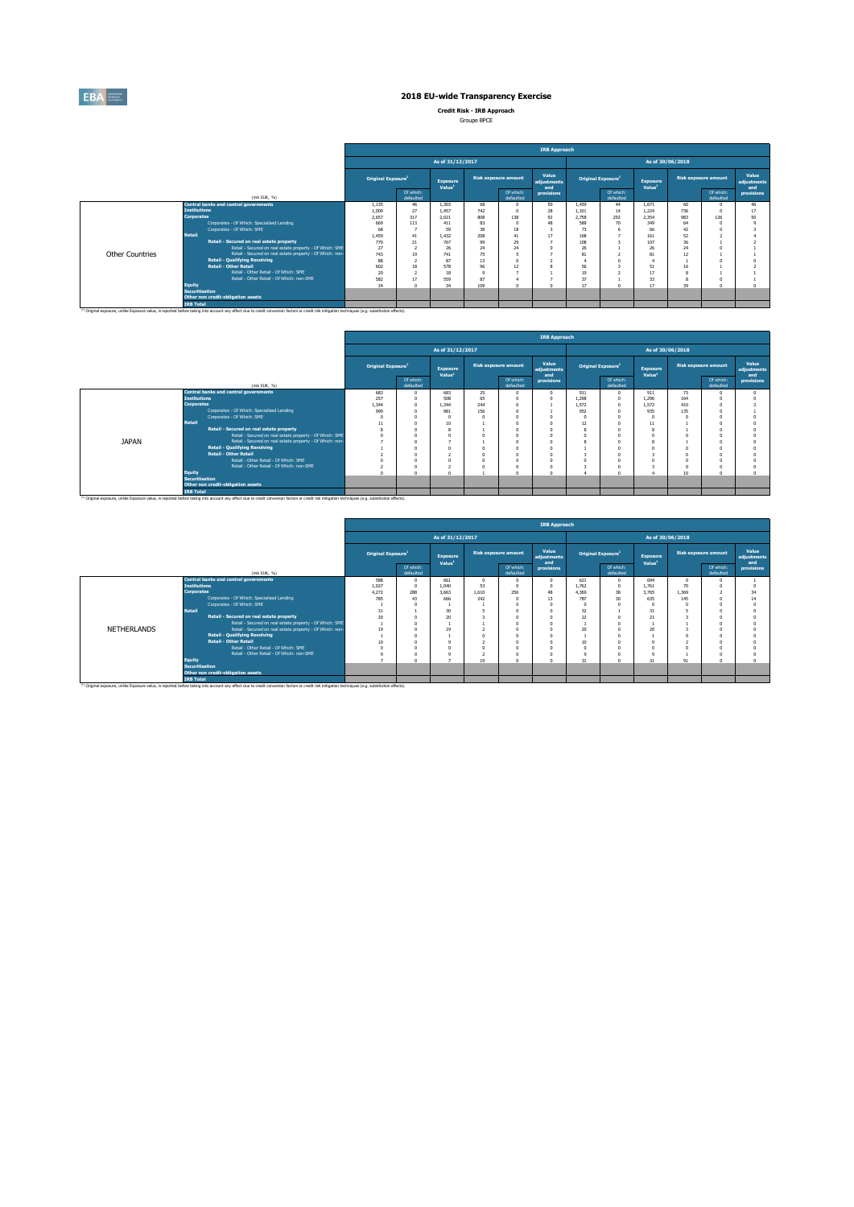# 2018 EU-wide Transparency Exercise

**Credit Risk - IRB Approach**

Groupe BPCE

| | (mln EUR, %) | IRB Approach | | | | | | | | | | | |
|---|---|---|---|---|---|---|---|---|---|---|---|---|---|
| | | As of 31/12/2017 | | | | | | As of 30/06/2018 | | | | | |
| | | Original Exposure[1] | | Exposure Value[1] | Risk exposure amount | | Value adjustments and provisions | Original Exposure[1] | | Exposure Value[1] | Risk exposure amount | | Value adjustments and provisions |
| | | | Of which: defaulted | | | Of which: defaulted | | | Of which: defaulted | | | Of which: defaulted | |
| Other Countries | Central banks and central governments | 1,135 | 46 | 1,303 | 68 | 0 | 50 | 1,439 | 44 | 1,671 | 60 | 0 | 46 |
| | Institutions | 1,009 | 27 | 1,457 | 742 | 0 | 28 | 1,101 | 14 | 1,224 | 736 | 0 | 17 |
| | Corporates | 2,657 | 317 | 2,021 | 808 | 138 | 92 | 2,758 | 292 | 2,354 | 983 | 126 | 50 |
| | Corporates - Of Which: Specialised Lending | 669 | 113 | 411 | 83 | 0 | 48 | 588 | 70 | 349 | 64 | 0 | 9 |
| | Corporates - Of Which: SME | 68 | 7 | 59 | 38 | 18 | 3 | 73 | 6 | 66 | 42 | 0 | 3 |
| | Retail | 1,459 | 41 | 1,432 | 208 | 41 | 17 | 168 | 7 | 161 | 52 | 2 | 4 |
| | Retail - Secured on real estate property | 770 | 21 | 767 | 99 | 29 | 7 | 108 | 3 | 107 | 36 | 1 | 2 |
| | Retail - Secured on real estate property - Of Which: SME | 27 | 2 | 26 | 24 | 24 | 0 | 26 | 1 | 26 | 24 | 0 | 1 |
| | Retail - Secured on real estate property - Of Which: non-SME | 743 | 19 | 741 | 75 | 5 | 7 | 81 | 2 | 81 | 12 | 1 | 1 |
| | Retail - Qualifying Revolving | 88 | 2 | 87 | 13 | 0 | 2 | 4 | 0 | 4 | 1 | 0 | 0 |
| | Retail - Other Retail | 602 | 18 | 578 | 96 | 12 | 8 | 56 | 3 | 51 | 16 | 1 | 2 |
| | Retail - Other Retail - Of Which: SME | 20 | 2 | 18 | 9 | 7 | 1 | 19 | 2 | 17 | 8 | 1 | 1 |
| | Retail - Other Retail - Of Which: non-SME | 582 | 17 | 559 | 87 | 4 | 7 | 37 | 1 | 33 | 8 | 0 | 1 |
| | Equity | 34 | 0 | 34 | 109 | 0 | 0 | 17 | 0 | 17 | 39 | 0 | 0 |
| | Securitisation | | | | | | | | | | | | |
| | Other non credit-obligation assets | | | | | | | | | | | | |
| | IRB Total | | | | | | | | | | | | |

[1] Original exposure, unlike Exposure value, is reported before taking into account any effect due to credit conversion factors or credit risk mitigation techniques (e.g. substitution effects).

| | (mln EUR, %) | IRB Approach | | | | | | | | | | | |
|---|---|---|---|---|---|---|---|---|---|---|---|---|---|
| | | As of 31/12/2017 | | | | | | As of 30/06/2018 | | | | | |
| | | Original Exposure[1] | | Exposure Value[1] | Risk exposure amount | | Value adjustments and provisions | Original Exposure[1] | | Exposure Value[1] | Risk exposure amount | | Value adjustments and provisions |
| | | | Of which: defaulted | | | Of which: defaulted | | | Of which: defaulted | | | Of which: defaulted | |
| JAPAN | Central banks and central governments | 683 | 0 | 683 | 25 | 0 | 0 | 911 | 0 | 911 | 73 | 0 | 0 |
| | Institutions | 257 | 0 | 508 | 65 | 0 | 0 | 1,298 | 0 | 1,296 | 164 | 0 | 0 |
| | Corporates | 1,344 | 0 | 1,344 | 244 | 0 | 1 | 1,572 | 0 | 1,572 | 410 | 0 | 2 |
| | Corporates - Of Which: Specialised Lending | 999 | 0 | 981 | 156 | 0 | 1 | 952 | 0 | 935 | 135 | 0 | 1 |
| | Corporates - Of Which: SME | 0 | 0 | 0 | 0 | 0 | 0 | 0 | 0 | 0 | 0 | 0 | 0 |
| | Retail | 11 | 0 | 10 | 1 | 0 | 0 | 12 | 0 | 11 | 1 | 0 | 0 |
| | Retail - Secured on real estate property | 8 | 0 | 8 | 1 | 0 | 0 | 8 | 0 | 8 | 1 | 0 | 0 |
| | Retail - Secured on real estate property - Of Which: SME | 0 | 0 | 0 | 0 | 0 | 0 | 0 | 0 | 0 | 0 | 0 | 0 |
| | Retail - Secured on real estate property - Of Which: non-SME | 7 | 0 | 7 | 1 | 0 | 0 | 8 | 0 | 8 | 1 | 0 | 0 |
| | Retail - Qualifying Revolving | 1 | 0 | 0 | 0 | 0 | 0 | 1 | 0 | 0 | 0 | 0 | 0 |
| | Retail - Other Retail | 2 | 0 | 2 | 0 | 0 | 0 | 3 | 0 | 3 | 0 | 0 | 0 |
| | Retail - Other Retail - Of Which: SME | 0 | 0 | 0 | 0 | 0 | 0 | 0 | 0 | 0 | 0 | 0 | 0 |
| | Retail - Other Retail - Of Which: non-SME | 2 | 0 | 2 | 0 | 0 | 0 | 3 | 0 | 3 | 0 | 0 | 0 |
| | Equity | 0 | 0 | 0 | 1 | 0 | 0 | 4 | 0 | 4 | 10 | 0 | 0 |
| | Securitisation | | | | | | | | | | | | |
| | Other non credit-obligation assets | | | | | | | | | | | | |
| | IRB Total | | | | | | | | | | | | |

[1] Original exposure, unlike Exposure value, is reported before taking into account any effect due to credit conversion factors or credit risk mitigation techniques (e.g. substitution effects).

| | (mln EUR, %) | IRB Approach | | | | | | | | | | | |
|---|---|---|---|---|---|---|---|---|---|---|---|---|---|
| | | As of 31/12/2017 | | | | | | As of 30/06/2018 | | | | | |
| | | Original Exposure[1] | | Exposure Value[1] | Risk exposure amount | | Value adjustments and provisions | Original Exposure[1] | | Exposure Value[1] | Risk exposure amount | | Value adjustments and provisions |
| | | | Of which: defaulted | | | Of which: defaulted | | | Of which: defaulted | | | Of which: defaulted | |
| NETHERLANDS | Central banks and central governments | 588 | 0 | 661 | 0 | 0 | 0 | 621 | 0 | 694 | 0 | 0 | 1 |
| | Institutions | 1,027 | 0 | 1,040 | 53 | 0 | 0 | 1,762 | 0 | 1,761 | 70 | 0 | 0 |
| | Corporates | 4,272 | 288 | 3,663 | 1,610 | 256 | 48 | 4,309 | 38 | 3,765 | 1,369 | 2 | 34 |
| | Corporates - Of Which: Specialised Lending | 785 | 43 | 666 | 242 | 0 | 13 | 787 | 30 | 635 | 145 | 0 | 14 |
| | Corporates - Of Which: SME | 1 | 0 | 1 | 1 | 0 | 0 | 0 | 0 | 0 | 0 | 0 | 0 |
| | Retail | 31 | 1 | 30 | 5 | 0 | 0 | 32 | 1 | 31 | 5 | 0 | 0 |
| | Retail - Secured on real estate property | 20 | 0 | 20 | 3 | 0 | 0 | 22 | 0 | 21 | 3 | 0 | 0 |
| | Retail - Secured on real estate property - Of Which: SME | 1 | 0 | 1 | 1 | 0 | 0 | 1 | 0 | 1 | 1 | 0 | 0 |
| | Retail - Secured on real estate property - Of Which: non-SME | 19 | 0 | 19 | 2 | 0 | 0 | 20 | 0 | 20 | 3 | 0 | 0 |
| | Retail - Qualifying Revolving | 1 | 0 | 1 | 0 | 0 | 0 | 1 | 0 | 1 | 0 | 0 | 0 |
| | Retail - Other Retail | 10 | 0 | 9 | 2 | 0 | 0 | 10 | 0 | 9 | 2 | 0 | 0 |
| | Retail - Other Retail - Of Which: SME | 0 | 0 | 0 | 0 | 0 | 0 | 0 | 0 | 0 | 0 | 0 | 0 |
| | Retail - Other Retail - Of Which: non-SME | 9 | 0 | 9 | 2 | 0 | 0 | 9 | 0 | 9 | 1 | 0 | 0 |
| | Equity | 7 | 0 | 7 | 19 | 0 | 0 | 31 | 0 | 31 | 91 | 0 | 0 |
| | Securitisation | | | | | | | | | | | | |
| | Other non credit-obligation assets | | | | | | | | | | | | |
| | IRB Total | | | | | | | | | | | | |

[1] Original exposure, unlike Exposure value, is reported before taking into account any effect due to credit conversion factors or credit risk mitigation techniques (e.g. substitution effects).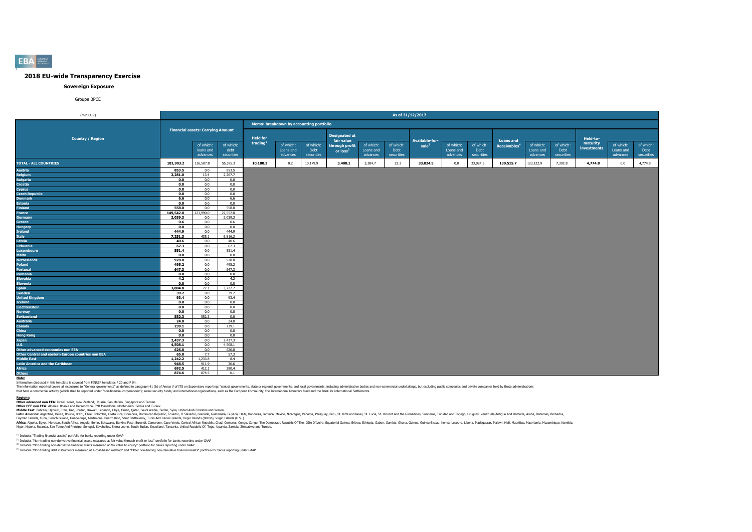## 2018 EU-wide Transparency Exercise

### Sovereign Exposure

Groupe BPCE

| (mln EUR) | As of 31/12/2017 | | | | | | | | | | | | | | | | | | |
|---|---|---|---|---|---|---|---|---|---|---|---|---|---|---|---|---|---|---|---|
| Country / Region | Financial assets: Carrying Amount | | | Memo: breakdown by accounting portfolio | | | | | | | | | | | | | | | |
| | | of which: loans and advances | of which: debt securities | Held for trading[1] | of which: Loans and advances | of which: Debt securities | Designated at fair value through profit or loss[2] | of which: Loans and advances | of which: Debt securities | Available-for-sale[3] | of which: Loans and advances | of which: Debt securities | Loans and Receivables[4] | of which: Loans and advances | of which: Debt securities | Held-to-maturity investments | of which: Loans and advances | of which: Debt securities |
| **TOTAL - ALL COUNTRIES** | 181,903.2 | 126,507.8 | 55,395.3 | 10,180.1 | 0.2 | 10,179.9 | 3,408.1 | 3,384.7 | 23.3 | 33,024.5 | 0.0 | 33,024.5 | 130,515.7 | 123,122.9 | 7,392.8 | 4,774.8 | 0.0 | 4,774.8 |
| Austria | 853.5 | 0.0 | 853.5 | | | | | | | | | | | | | | | |
| Belgium | 2,281.0 | 13.4 | 2,267.7 | | | | | | | | | | | | | | | |
| Bulgaria | 0.0 | 0.0 | 0.0 | | | | | | | | | | | | | | | |
| Croatia | 0.0 | 0.0 | 0.0 | | | | | | | | | | | | | | | |
| Cyprus | 0.0 | 0.0 | 0.0 | | | | | | | | | | | | | | | |
| Czech Republic | 0.0 | 0.0 | 0.0 | | | | | | | | | | | | | | | |
| Denmark | 6.6 | 0.0 | 6.6 | | | | | | | | | | | | | | | |
| Estonia | 0.0 | 0.0 | 0.0 | | | | | | | | | | | | | | | |
| Finland | 558.0 | 0.0 | 558.0 | | | | | | | | | | | | | | | |
| France | 149,542.0 | 121,990.0 | 27,552.0 | | | | | | | | | | | | | | | |
| Germany | 2,039.3 | 0.0 | 2,039.3 | | | | | | | | | | | | | | | |
| Greece | 0.6 | 0.0 | 0.6 | | | | | | | | | | | | | | | |
| Hungary | 0.0 | 0.0 | 0.0 | | | | | | | | | | | | | | | |
| Ireland | 444.9 | 0.0 | 444.9 | | | | | | | | | | | | | | | |
| Italy | 7,251.3 | 435.1 | 6,816.2 | | | | | | | | | | | | | | | |
| Latvia | 40.6 | 0.0 | 40.6 | | | | | | | | | | | | | | | |
| Lithuania | 62.3 | 0.0 | 62.3 | | | | | | | | | | | | | | | |
| Luxembourg | 551.4 | 0.0 | 551.4 | | | | | | | | | | | | | | | |
| Malta | 0.0 | 0.0 | 0.0 | | | | | | | | | | | | | | | |
| Netherlands | 978.0 | 0.0 | 978.0 | | | | | | | | | | | | | | | |
| Poland | 495.2 | 0.0 | 495.2 | | | | | | | | | | | | | | | |
| Portugal | 647.3 | 0.0 | 647.3 | | | | | | | | | | | | | | | |
| Romania | 0.0 | 0.0 | 0.0 | | | | | | | | | | | | | | | |
| Slovakia | 4.2 | 0.0 | 4.2 | | | | | | | | | | | | | | | |
| Slovenia | 0.0 | 0.0 | 0.0 | | | | | | | | | | | | | | | |
| Spain | 3,804.8 | 77.1 | 3,727.7 | | | | | | | | | | | | | | | |
| Sweden | 39.2 | 0.0 | 39.2 | | | | | | | | | | | | | | | |
| United Kingdom | 93.4 | 0.0 | 93.4 | | | | | | | | | | | | | | | |
| Iceland | 0.0 | 0.0 | 0.0 | | | | | | | | | | | | | | | |
| Liechtenstein | 0.0 | 0.0 | 0.0 | | | | | | | | | | | | | | | |
| Norway | 0.0 | 0.0 | 0.0 | | | | | | | | | | | | | | | |
| Switzerland | 552.3 | 552.3 | 0.0 | | | | | | | | | | | | | | | |
| Australia | 24.0 | 0.0 | 24.0 | | | | | | | | | | | | | | | |
| Canada | 239.1 | 0.0 | 239.1 | | | | | | | | | | | | | | | |
| China | 0.0 | 0.0 | 0.0 | | | | | | | | | | | | | | | |
| Hong Kong | 0.0 | 0.0 | 0.0 | | | | | | | | | | | | | | | |
| Japan | 2,437.3 | 0.0 | 2,437.3 | | | | | | | | | | | | | | | |
| U.S. | 4,508.1 | 0.0 | 4,508.1 | | | | | | | | | | | | | | | |
| Other advanced economies non EEA | 626.0 | 0.0 | 626.0 | | | | | | | | | | | | | | | |
| Other Central and eastern Europe countries non EEA | 65.0 | 7.7 | 57.3 | | | | | | | | | | | | | | | |
| Middle East | 1,242.2 | 1,233.8 | 8.4 | | | | | | | | | | | | | | | |
| Latin America and the Caribbean | 948.5 | 911.9 | 36.6 | | | | | | | | | | | | | | | |
| Africa | 692.5 | 412.1 | 280.4 | | | | | | | | | | | | | | | |
| Others | 874.6 | 874.5 | 0.1 | | | | | | | | | | | | | | | |

**Note:**

Information disclosed in this template is sourced from FINREP templates F 20 and F 04.

The information reported covers all exposures to "General governments" as defined in paragraph 41 (b) of Annex V of ITS on Supervisory reporting: "central governments, state or regional governments, and local governments, including administrative bodies and non-commercial undertakings, but excluding public companies and private companies held by these administrations that have a commercial activity (which shall be reported under "non-financial corporations"); social security funds; and international organisations, such as the European Community, the International Monetary Fund and the Bank for International Settlements.

**Regions:**

**Other advanced non EEA**: Israel, Korea, New Zealand, Russia, San Marino, Singapore and Taiwan.

**Other CEE non EEA**: Albania, Bosnia and Herzegovina, FYR Macedonia, Montenegro, Serbia and Turkey.

**Middle East**: Bahrain, Djibouti, Iran, Iraq, Jordan, Kuwait, Lebanon, Libya, Oman, Qatar, Saudi Arabia, Sudan, Syria, United Arab Emirates and Yemen.

**Latin America**: Argentina, Belize, Bolivia, Brazil, Chile, Colombia, Costa Rica, Dominica, Dominican Republic, Ecuador, El Salvador, Grenada, Guatemala, Guyana, Haiti, Honduras, Jamaica, Mexico, Nicaragua, Panama, Paraguay, Peru, St. Kitts and Nevis, St. Lucia, St. Vincent and the Grenadines, Suriname, Trinidad and Tobago, Uruguay, Venezuela,Antigua And Barbuda, Aruba, Bahamas, Barbados, Cayman Islands, Cuba, French Guiana, Guadeloupe, Martinique, Puerto Rico, Saint Barthélemy, Turks And Caicos Islands, Virgin Islands (British), Virgin Islands (U.S.).

**Africa**: Algeria, Egypt, Morocco, South Africa, Angola, Benin, Botswana, Burkina Faso, Burundi, Cameroon, Cape Verde, Central African Republic, Chad, Comoros, Congo, Congo, The Democratic Republic Of The, Côte D'Ivoire, Equatorial Guinea, Eritrea, Ethiopia, Gabon, Gambia, Ghana, Guinea, Guinea-Bissau, Kenya, Lesotho, Liberia, Madagascar, Malawi, Mali, Mauritius, Mauritania, Mozambique, Namibia, Niger, Nigeria, Rwanda, Sao Tome And Principe, Senegal, Seychelles, Sierra Leone, South Sudan, Swaziland, Tanzania, United Republic Of, Togo, Uganda, Zambia, Zimbabwe and Tunisia.

[1] Includes "Trading financial assets" portfolio for banks reporting under GAAP

[2] Includes "Non-trading non-derivative financial assets measured at fair value through profit or loss" portfolio for banks reporting under GAAP

[3] Includes "Non-trading non-derivative financial assets measured at fair value to equity" portfolio for banks reporting under GAAP

[4] Includes "Non-trading debt instruments measured at a cost-based method" and "Other non-trading non-derivative financial assets" portfolio for banks reporting under GAAP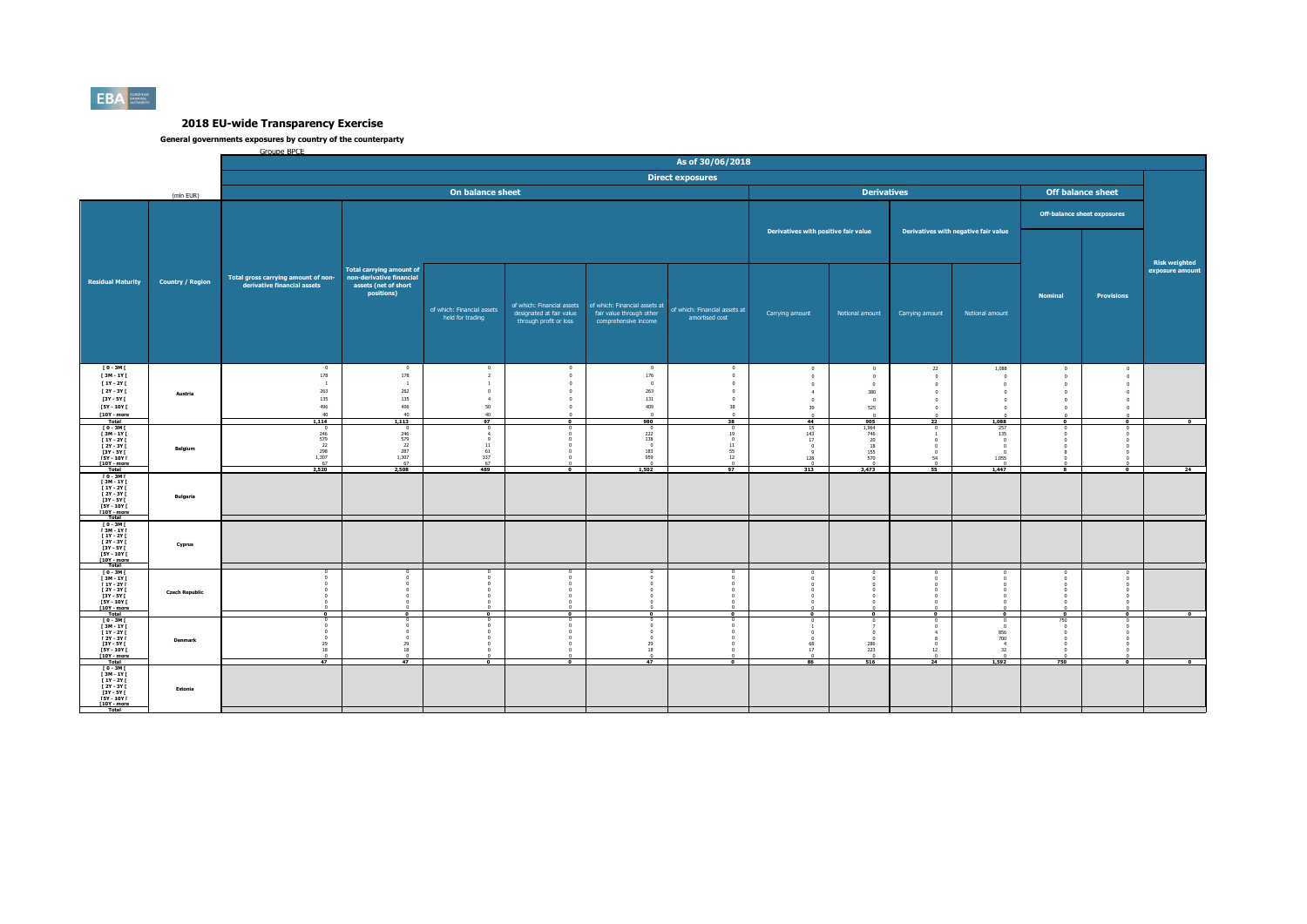# 2018 EU-wide Transparency Exercise

## General governments exposures by country of the counterparty

Groupe BPCE

| Residual Maturity | Country / Region | Total gross carrying amount of non-derivative financial assets | Total carrying amount of non-derivative financial assets (net of short positions) | of which: Financial assets held for trading | of which: Financial assets designated at fair value through profit or loss | of which: Financial assets at fair value through other comprehensive income | of which: Financial assets at amortised cost | Derivatives with positive fair value - Carrying amount | Derivatives with positive fair value - Notional amount | Derivatives with negative fair value - Carrying amount | Derivatives with negative fair value - Notional amount | Off-balance sheet exposures - Nominal | Off-balance sheet exposures - Provisions | Risk weighted exposure amount |
|---|---|---|---|---|---|---|---|---|---|---|---|---|---|---|
| (mln EUR) | | As of 30/06/2018 - Direct exposures - On balance sheet | | | | | | Derivatives | | | | Off balance sheet | | |
| [ 0 - 3M [ | Austria | 0 | 0 | 0 | 0 | 0 | 0 | 0 | 0 | 22 | 1,088 | 0 | 0 | |
| [ 3M - 1Y [ | | 178 | 178 | 2 | 0 | 176 | 0 | 0 | 0 | 0 | 0 | 0 | 0 | |
| [ 1Y - 2Y [ | | 1 | 1 | 1 | 0 | 0 | 0 | 0 | 0 | 0 | 0 | 0 | 0 | |
| [ 2Y - 3Y [ | | 263 | 262 | 0 | 0 | 263 | 0 | 4 | 380 | 0 | 0 | 0 | 0 | |
| [3Y - 5Y [ | | 135 | 135 | 4 | 0 | 131 | 0 | 0 | 0 | 0 | 0 | 0 | 0 | |
| [5Y - 10Y [ | | 496 | 496 | 50 | 0 | 409 | 38 | 39 | 525 | 0 | 0 | 0 | 0 | |
| [10Y - more | | 40 | 40 | 40 | 0 | 0 | 0 | 0 | 0 | 0 | 0 | 0 | 0 | |
| Total | | 1,114 | 1,113 | 97 | 0 | 980 | 38 | 44 | 905 | 22 | 1,088 | 0 | 0 | 0 |
| [ 0 - 3M [ | Belgium | 0 | 0 | 0 | 0 | 0 | 0 | 15 | 1,964 | 0 | 257 | 0 | 0 | |
| [ 3M - 1Y [ | | 246 | 246 | 6 | 0 | 222 | 19 | 143 | 746 | 1 | 135 | 0 | 0 | |
| [ 1Y - 2Y [ | | 579 | 579 | 9 | 0 | 138 | 0 | 17 | 20 | 0 | 0 | 0 | 0 | |
| [ 2Y - 3Y [ | | 22 | 22 | 11 | 0 | 0 | 11 | 0 | 18 | 0 | 0 | 0 | 0 | |
| [3Y - 5Y [ | | 298 | 287 | 61 | 0 | 183 | 55 | 9 | 155 | 0 | 0 | 8 | 0 | |
| [5Y - 10Y [ | | 1,307 | 1,307 | 337 | 0 | 959 | 12 | 128 | 570 | 54 | 1,055 | 0 | 0 | |
| [10Y - more | | 67 | 67 | 67 | 0 | 0 | 0 | 0 | 0 | 0 | 0 | 0 | 0 | |
| Total | | 2,520 | 2,508 | 489 | 0 | 1,502 | 97 | 313 | 3,473 | 55 | 1,447 | 8 | 0 | 24 |
| [ 0 - 3M [ | Bulgaria | | | | | | | | | | | | | |
| [ 3M - 1Y [ | | | | | | | | | | | | | | |
| [ 1Y - 2Y [ | | | | | | | | | | | | | | |
| [ 2Y - 3Y [ | | | | | | | | | | | | | | |
| [3Y - 5Y [ | | | | | | | | | | | | | | |
| [5Y - 10Y [ | | | | | | | | | | | | | | |
| [10Y - more | | | | | | | | | | | | | | |
| Total | | | | | | | | | | | | | | |
| [ 0 - 3M [ | Cyprus | | | | | | | | | | | | | |
| [ 3M - 1Y [ | | | | | | | | | | | | | | |
| [ 1Y - 2Y [ | | | | | | | | | | | | | | |
| [ 2Y - 3Y [ | | | | | | | | | | | | | | |
| [3Y - 5Y [ | | | | | | | | | | | | | | |
| [5Y - 10Y [ | | | | | | | | | | | | | | |
| [10Y - more | | | | | | | | | | | | | | |
| Total | | | | | | | | | | | | | | |
| [ 0 - 3M [ | Czech Republic | 0 | 0 | 0 | 0 | 0 | 0 | 0 | 0 | 0 | 0 | 0 | 0 | |
| [ 3M - 1Y [ | | 0 | 0 | 0 | 0 | 0 | 0 | 0 | 0 | 0 | 0 | 0 | 0 | |
| [ 1Y - 2Y [ | | 0 | 0 | 0 | 0 | 0 | 0 | 0 | 0 | 0 | 0 | 0 | 0 | |
| [ 2Y - 3Y [ | | 0 | 0 | 0 | 0 | 0 | 0 | 0 | 0 | 0 | 0 | 0 | 0 | |
| [3Y - 5Y [ | | 0 | 0 | 0 | 0 | 0 | 0 | 0 | 0 | 0 | 0 | 0 | 0 | |
| [5Y - 10Y [ | | 0 | 0 | 0 | 0 | 0 | 0 | 0 | 0 | 0 | 0 | 0 | 0 | |
| [10Y - more | | 0 | 0 | 0 | 0 | 0 | 0 | 0 | 0 | 0 | 0 | 0 | 0 | |
| Total | | 0 | 0 | 0 | 0 | 0 | 0 | 0 | 0 | 0 | 0 | 0 | 0 | 0 |
| [ 0 - 3M [ | Denmark | 0 | 0 | 0 | 0 | 0 | 0 | 0 | 0 | 0 | 0 | 750 | 0 | |
| [ 3M - 1Y [ | | 0 | 0 | 0 | 0 | 0 | 0 | 1 | 7 | 0 | 0 | 0 | 0 | |
| [ 1Y - 2Y [ | | 0 | 0 | 0 | 0 | 0 | 0 | 0 | 0 | 4 | 856 | 0 | 0 | |
| [ 2Y - 3Y [ | | 0 | 0 | 0 | 0 | 0 | 0 | 0 | 0 | 8 | 700 | 0 | 0 | |
| [3Y - 5Y [ | | 29 | 29 | 0 | 0 | 29 | 0 | 68 | 286 | 0 | 4 | 0 | 0 | |
| [5Y - 10Y [ | | 18 | 18 | 0 | 0 | 18 | 0 | 17 | 223 | 12 | 32 | 0 | 0 | |
| [10Y - more | | 0 | 0 | 0 | 0 | 0 | 0 | 0 | 0 | 0 | 0 | 0 | 0 | |
| Total | | 47 | 47 | 0 | 0 | 47 | 0 | 86 | 516 | 24 | 1,592 | 750 | 0 | 0 |
| [ 0 - 3M [ | Estonia | | | | | | | | | | | | | |
| [ 3M - 1Y [ | | | | | | | | | | | | | | |
| [ 1Y - 2Y [ | | | | | | | | | | | | | | |
| [ 2Y - 3Y [ | | | | | | | | | | | | | | |
| [3Y - 5Y [ | | | | | | | | | | | | | | |
| [5Y - 10Y [ | | | | | | | | | | | | | | |
| [10Y - more | | | | | | | | | | | | | | |
| Total | | | | | | | | | | | | | | |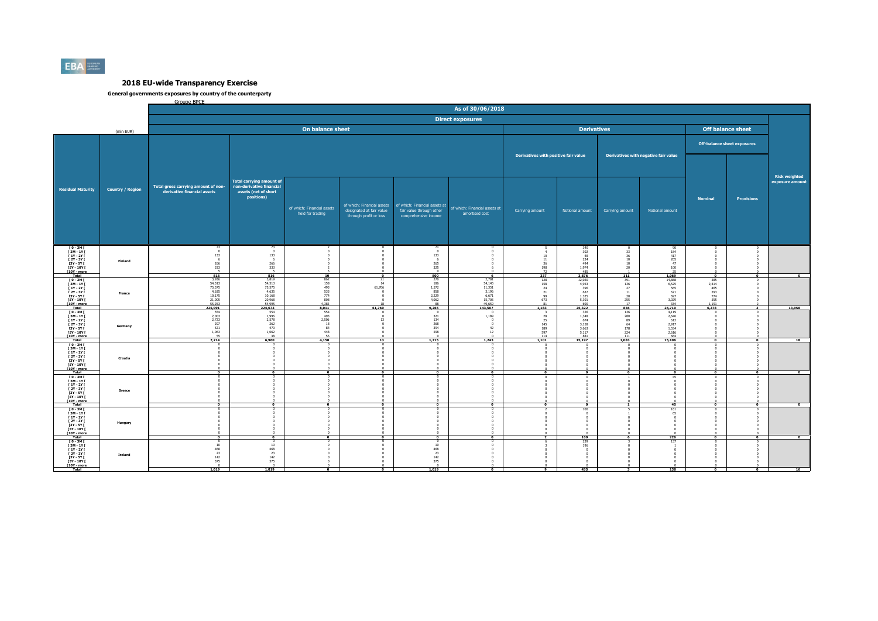# 2018 EU-wide Transparency Exercise

## General governments exposures by country of the counterparty

Groupe BPCE

| (mln EUR) | | As of 30/06/2018 | | | | | | | | | | | | |
|---|---|---|---|---|---|---|---|---|---|---|---|---|---|---|
| | | Direct exposures | | | | | | | | | | | | |
| | | On balance sheet | | | | | | Derivatives | | | | Off balance sheet | | |
| | | | | | | | | Derivatives with positive fair value | | Derivatives with negative fair value | | Off-balance sheet exposures | | |
| Residual Maturity | Country / Region | Total gross carrying amount of non-derivative financial assets | Total carrying amount of non-derivative financial assets (net of short positions) | of which: Financial assets held for trading | of which: Financial assets designated at fair value through profit or loss | of which: Financial assets at fair value through other comprehensive income | of which: Financial assets at amortised cost | Carrying amount | Notional amount | Carrying amount | Notional amount | Nominal | Provisions | Risk weighted exposure amount |
| [ 0 - 3M [ | Finland | 73 | 73 | 2 | 0 | 71 | 0 | 5 | 340 | 0 | 90 | 0 | 0 | |
| [ 3M - 1Y [ | | 0 | 0 | 0 | 0 | 0 | 0 | 4 | 302 | 33 | 184 | 0 | 0 | |
| [ 1Y - 2Y [ | | 133 | 133 | 0 | 0 | 133 | 0 | 10 | 48 | 36 | 417 | 0 | 0 | |
| [ 2Y - 3Y [ | | 6 | 6 | 0 | 0 | 6 | 0 | 11 | 234 | 10 | 205 | 0 | 0 | |
| [3Y - 5Y [ | | 266 | 266 | 0 | 0 | 265 | 0 | 36 | 494 | 10 | 47 | 0 | 0 | |
| [5Y - 10Y [ | | 333 | 333 | 2 | 0 | 325 | 6 | 198 | 1,974 | 20 | 100 | 0 | 0 | |
| [10Y - more | | 5 | 5 | 5 | 0 | 0 | 0 | 72 | 485 | 1 | 25 | 0 | 0 | |
| Total | | 816 | 816 | 10 | 0 | 800 | 6 | 337 | 3,876 | 111 | 1,069 | 0 | 0 | 0 |
| [ 0 - 3M [ | France | 3,936 | 3,819 | 862 | 21 | 270 | 2,781 | 128 | 12,020 | 391 | 14,888 | 585 | 0 | |
| [ 3M - 1Y [ | | 54,513 | 54,513 | 158 | 14 | 186 | 54,145 | 158 | 4,953 | 136 | 6,525 | 2,414 | 0 | |
| [ 1Y - 2Y [ | | 75,575 | 75,575 | 493 | 61,706 | 1,572 | 11,351 | 24 | 396 | 27 | 565 | 465 | 0 | |
| [ 2Y - 3Y [ | | 4,635 | 4,635 | 533 | 0 | 858 | 3,196 | 21 | 637 | 11 | 671 | 293 | 0 | |
| [3Y - 5Y [ | | 10,175 | 10,168 | 774 | 0 | 2,229 | 6,671 | 99 | 1,325 | 20 | 697 | 774 | 0 | |
| [5Y - 10Y [ | | 21,005 | 20,968 | 808 | 0 | 4,062 | 15,705 | 673 | 5,301 | 255 | 3,029 | 555 | 0 | |
| [10Y - more | | 55,253 | 54,993 | 4,382 | 10 | 88 | 49,659 | 81 | 690 | 17 | 334 | 1,191 | 2 | |
| Total | | 225,091 | 224,673 | 8,011 | 61,760 | 9,265 | 143,507 | 1,183 | 25,322 | 856 | 26,710 | 6,278 | 3 | 13,958 |
| [ 0 - 3M [ | Germany | 554 | 554 | 554 | 0 | 0 | 0 | 3 | 356 | 136 | 4,119 | 0 | 0 | |
| [ 3M - 1Y [ | | 2,003 | 1,996 | 493 | 0 | 321 | 1,189 | 28 | 1,348 | 280 | 2,646 | 0 | 0 | |
| [ 1Y - 2Y [ | | 2,723 | 2,578 | 2,506 | 13 | 134 | 0 | 25 | 674 | 89 | 612 | 0 | 0 | |
| [ 2Y - 3Y [ | | 297 | 262 | 18 | 0 | 268 | 0 | 145 | 3,158 | 64 | 2,917 | 0 | 0 | |
| [3Y - 5Y [ | | 521 | 470 | 84 | 0 | 394 | 42 | 189 | 3,663 | 178 | 1,534 | 0 | 0 | |
| [5Y - 10Y [ | | 1,063 | 1,062 | 448 | 0 | 598 | 12 | 597 | 5,117 | 224 | 2,616 | 0 | 0 | |
| [10Y - more | | 55 | 38 | 55 | 0 | 0 | 0 | 114 | 881 | 111 | 664 | 0 | 0 | |
| Total | | 7,214 | 6,960 | 4,158 | 13 | 1,715 | 1,243 | 1,101 | 15,197 | 1,083 | 15,106 | 0 | 0 | 18 |
| [ 0 - 3M [ | Croatia | 0 | 0 | 0 | 0 | 0 | 0 | 0 | 0 | 0 | 0 | 0 | 0 | |
| [ 3M - 1Y [ | | 0 | 0 | 0 | 0 | 0 | 0 | 0 | 0 | 0 | 0 | 0 | 0 | |
| [ 1Y - 2Y [ | | 0 | 0 | 0 | 0 | 0 | 0 | 0 | 0 | 0 | 0 | 0 | 0 | |
| [ 2Y - 3Y [ | | 0 | 0 | 0 | 0 | 0 | 0 | 0 | 0 | 0 | 0 | 0 | 0 | |
| [3Y - 5Y [ | | 0 | 0 | 0 | 0 | 0 | 0 | 0 | 0 | 0 | 0 | 0 | 0 | |
| [5Y - 10Y [ | | 0 | 0 | 0 | 0 | 0 | 0 | 0 | 0 | 0 | 0 | 0 | 0 | |
| [10Y - more | | 0 | 0 | 0 | 0 | 0 | 0 | 0 | 0 | 0 | 0 | 0 | 0 | |
| Total | | 0 | 0 | 0 | 0 | 0 | 0 | 0 | 0 | 0 | 0 | 0 | 0 | 0 |
| [ 0 - 3M [ | Greece | 0 | 0 | 0 | 0 | 0 | 0 | 0 | 0 | 1 | 45 | 0 | 0 | |
| [ 3M - 1Y [ | | 0 | 0 | 0 | 0 | 0 | 0 | 0 | 0 | 0 | 0 | 0 | 0 | |
| [ 1Y - 2Y [ | | 0 | 0 | 0 | 0 | 0 | 0 | 0 | 0 | 0 | 0 | 0 | 0 | |
| [ 2Y - 3Y [ | | 0 | 0 | 0 | 0 | 0 | 0 | 0 | 0 | 0 | 0 | 0 | 0 | |
| [3Y - 5Y [ | | 0 | 0 | 0 | 0 | 0 | 0 | 0 | 0 | 0 | 0 | 0 | 0 | |
| [5Y - 10Y [ | | 0 | 0 | 0 | 0 | 0 | 0 | 0 | 0 | 0 | 0 | 0 | 0 | |
| [10Y - more | | 0 | 0 | 0 | 0 | 0 | 0 | 0 | 0 | 0 | 0 | 0 | 0 | |
| Total | | 0 | 0 | 0 | 0 | 0 | 0 | 0 | 0 | 1 | 45 | 0 | 0 | 0 |
| [ 0 - 3M [ | Hungary | 0 | 0 | 0 | 0 | 0 | 0 | 2 | 100 | 5 | 161 | 0 | 0 | |
| [ 3M - 1Y [ | | 0 | 0 | 0 | 0 | 0 | 0 | 0 | 0 | 1 | 65 | 0 | 0 | |
| [ 1Y - 2Y [ | | 0 | 0 | 0 | 0 | 0 | 0 | 0 | 0 | 0 | 0 | 0 | 0 | |
| [ 2Y - 3Y [ | | 0 | 0 | 0 | 0 | 0 | 0 | 0 | 0 | 0 | 0 | 0 | 0 | |
| [3Y - 5Y [ | | 0 | 0 | 0 | 0 | 0 | 0 | 0 | 0 | 0 | 0 | 0 | 0 | |
| [5Y - 10Y [ | | 0 | 0 | 0 | 0 | 0 | 0 | 0 | 0 | 0 | 0 | 0 | 0 | |
| [10Y - more | | 0 | 0 | 0 | 0 | 0 | 0 | 0 | 0 | 0 | 0 | 0 | 0 | |
| Total | | 0 | 0 | 0 | 0 | 0 | 0 | 2 | 100 | 6 | 226 | 0 | 0 | 0 |
| [ 0 - 3M [ | Ireland | 0 | 0 | 0 | 0 | 0 | 0 | 6 | 239 | 3 | 137 | 0 | 0 | |
| [ 3M - 1Y [ | | 10 | 10 | 0 | 0 | 10 | 0 | 3 | 196 | 0 | 1 | 0 | 0 | |
| [ 1Y - 2Y [ | | 468 | 468 | 0 | 0 | 468 | 0 | 0 | 0 | 0 | 0 | 0 | 0 | |
| [ 2Y - 3Y [ | | 23 | 23 | 0 | 0 | 23 | 0 | 0 | 0 | 0 | 0 | 0 | 0 | |
| [3Y - 5Y [ | | 142 | 142 | 0 | 0 | 142 | 0 | 0 | 0 | 0 | 0 | 0 | 0 | |
| [5Y - 10Y [ | | 375 | 375 | 0 | 0 | 375 | 0 | 0 | 0 | 0 | 0 | 0 | 0 | |
| [10Y - more | | 0 | 0 | 0 | 0 | 0 | 0 | 0 | 0 | 0 | 0 | 0 | 0 | |
| Total | | 1,019 | 1,019 | 0 | 0 | 1,019 | 0 | 9 | 435 | 3 | 138 | 0 | 0 | 16 |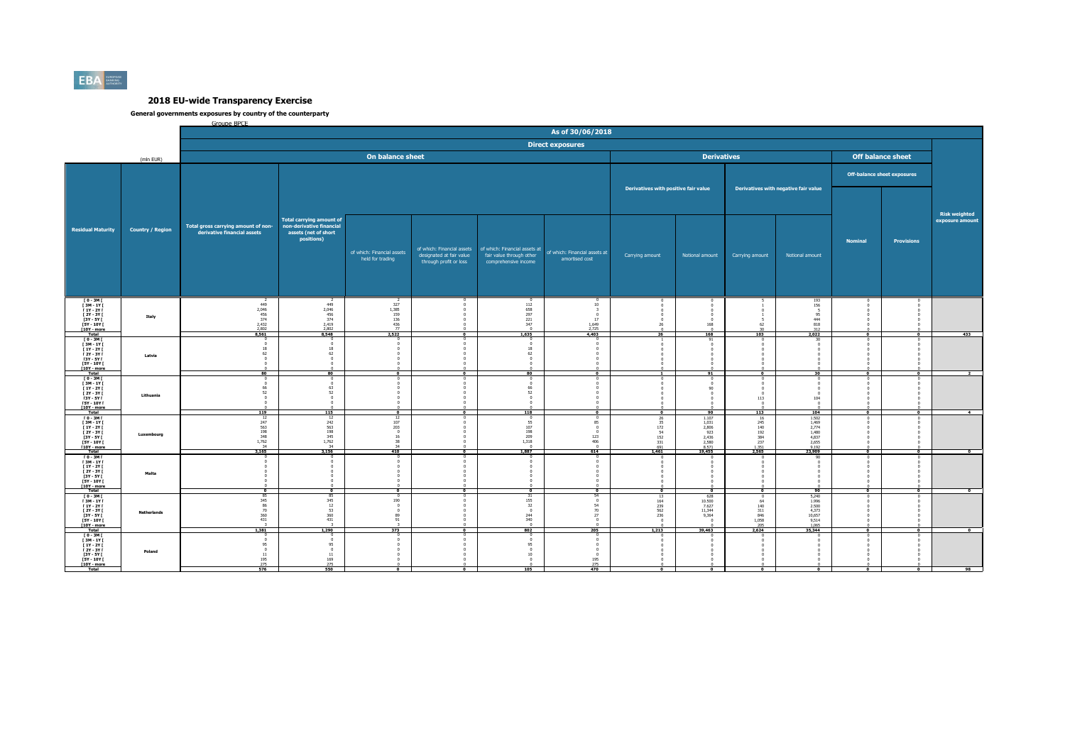# 2018 EU-wide Transparency Exercise

## General governments exposures by country of the counterparty

Groupe BPCE

| | | As of 30/06/2018 | | | | | | | | | | | | |
|---|---|---|---|---|---|---|---|---|---|---|---|---|---|---|
| | | Direct exposures | | | | | | | | | | | | |
| (mln EUR) | | On balance sheet | | | | | | Derivatives | | | | Off balance sheet | | |
| | | | | | | | | Derivatives with positive fair value | | Derivatives with negative fair value | | Off-balance sheet exposures | | |
| Residual Maturity | Country / Region | Total gross carrying amount of non-derivative financial assets | Total carrying amount of non-derivative financial assets (net of short positions) | of which: Financial assets held for trading | of which: Financial assets designated at fair value through profit or loss | of which: Financial assets at fair value through other comprehensive income | of which: Financial assets at amortised cost | Carrying amount | Notional amount | Carrying amount | Notional amount | Nominal | Provisions | Risk weighted exposure amount |
| [ 0 - 3M [ | Italy | 2 | 2 | 2 | 0 | 0 | 0 | 0 | 0 | 5 | 193 | 0 | 0 | |
| [ 3M - 1Y [ | | 449 | 449 | 327 | 0 | 112 | 10 | 0 | 0 | 1 | 156 | 0 | 0 | |
| [ 1Y - 2Y [ | | 2,046 | 2,046 | 1,385 | 0 | 658 | 3 | 0 | 0 | 0 | 5 | 0 | 0 | |
| [ 2Y - 3Y [ | | 456 | 456 | 159 | 0 | 297 | 0 | 0 | 0 | 1 | 95 | 0 | 0 | |
| [3Y - 5Y [ | | 374 | 374 | 136 | 0 | 221 | 17 | 0 | 0 | 5 | 444 | 0 | 0 | |
| [5Y - 10Y [ | | 2,432 | 2,419 | 436 | 0 | 347 | 1,649 | 26 | 168 | 62 | 818 | 0 | 0 | |
| [10Y - more | | 2,802 | 2,802 | 77 | 0 | 0 | 2,725 | 0 | 0 | 30 | 312 | 0 | 0 | |
| Total | | 8,561 | 8,548 | 2,522 | 0 | 1,635 | 4,403 | 26 | 168 | 103 | 2,022 | 0 | 0 | 433 |
| [ 0 - 3M [ | Latvia | 0 | 0 | 0 | 0 | 0 | 0 | 1 | 91 | 0 | 30 | 0 | 0 | |
| [ 3M - 1Y [ | | 0 | 0 | 0 | 0 | 0 | 0 | 0 | 0 | 0 | 0 | 0 | 0 | |
| [ 1Y - 2Y [ | | 18 | 18 | 0 | 0 | 18 | 0 | 0 | 0 | 0 | 0 | 0 | 0 | |
| [ 2Y - 3Y [ | | 62 | 62 | 0 | 0 | 62 | 0 | 0 | 0 | 0 | 0 | 0 | 0 | |
| [3Y - 5Y [ | | 0 | 0 | 0 | 0 | 0 | 0 | 0 | 0 | 0 | 0 | 0 | 0 | |
| [5Y - 10Y [ | | 0 | 0 | 0 | 0 | 0 | 0 | 0 | 0 | 0 | 0 | 0 | 0 | |
| [10Y - more | | 0 | 0 | 0 | 0 | 0 | 0 | 0 | 0 | 0 | 0 | 0 | 0 | |
| Total | | 80 | 80 | 0 | 0 | 80 | 0 | 1 | 91 | 0 | 30 | 0 | 0 | 2 |
| [ 0 - 3M [ | Lithuania | 0 | 0 | 0 | 0 | 0 | 0 | 0 | 0 | 0 | 0 | 0 | 0 | |
| [ 3M - 1Y [ | | 0 | 0 | 0 | 0 | 0 | 0 | 0 | 0 | 0 | 0 | 0 | 0 | |
| [ 1Y - 2Y [ | | 66 | 63 | 0 | 0 | 66 | 0 | 0 | 90 | 0 | 0 | 0 | 0 | |
| [ 2Y - 3Y [ | | 52 | 52 | 0 | 0 | 52 | 0 | 0 | 0 | 0 | 0 | 0 | 0 | |
| [3Y - 5Y [ | | 0 | 0 | 0 | 0 | 0 | 0 | 0 | 0 | 113 | 104 | 0 | 0 | |
| [5Y - 10Y [ | | 0 | 0 | 0 | 0 | 0 | 0 | 0 | 0 | 0 | 0 | 0 | 0 | |
| [10Y - more | | 0 | 0 | 0 | 0 | 0 | 0 | 0 | 0 | 0 | 0 | 0 | 0 | |
| Total | | 119 | 115 | 0 | 0 | 118 | 0 | 0 | 90 | 113 | 104 | 0 | 0 | 4 |
| [ 0 - 3M [ | Luxembourg | 12 | 12 | 12 | 0 | 0 | 0 | 28 | 1,107 | 16 | 1,502 | 0 | 0 | |
| [ 3M - 1Y [ | | 247 | 242 | 107 | 0 | 55 | 85 | 35 | 1,031 | 245 | 1,469 | 0 | 0 | |
| [ 1Y - 2Y [ | | 563 | 563 | 203 | 0 | 107 | 0 | 172 | 2,806 | 140 | 2,774 | 0 | 0 | |
| [ 2Y - 3Y [ | | 198 | 198 | 0 | 0 | 198 | 0 | 54 | 923 | 192 | 1,480 | 0 | 0 | |
| [3Y - 5Y [ | | 348 | 345 | 16 | 0 | 209 | 123 | 152 | 2,436 | 384 | 4,837 | 0 | 0 | |
| [5Y - 10Y [ | | 1,762 | 1,762 | 38 | 0 | 1,318 | 406 | 331 | 2,580 | 237 | 2,655 | 0 | 0 | |
| [10Y - more | | 34 | 34 | 34 | 0 | 0 | 0 | 691 | 8,571 | 1,351 | 9,192 | 0 | 0 | |
| Total | | 3,165 | 3,156 | 410 | 0 | 1,887 | 614 | 1,461 | 19,455 | 2,565 | 23,909 | 0 | 0 | 0 |
| [ 0 - 3M [ | Malta | 0 | 0 | 0 | 0 | 0 | 0 | 0 | 0 | 0 | 90 | 0 | 0 | |
| [ 3M - 1Y [ | | 0 | 0 | 0 | 0 | 0 | 0 | 0 | 0 | 0 | 0 | 0 | 0 | |
| [ 1Y - 2Y [ | | 0 | 0 | 0 | 0 | 0 | 0 | 0 | 0 | 0 | 0 | 0 | 0 | |
| [ 2Y - 3Y [ | | 0 | 0 | 0 | 0 | 0 | 0 | 0 | 0 | 0 | 0 | 0 | 0 | |
| [3Y - 5Y [ | | 0 | 0 | 0 | 0 | 0 | 0 | 0 | 0 | 0 | 0 | 0 | 0 | |
| [5Y - 10Y [ | | 0 | 0 | 0 | 0 | 0 | 0 | 0 | 0 | 0 | 0 | 0 | 0 | |
| [10Y - more | | 0 | 0 | 0 | 0 | 0 | 0 | 0 | 0 | 0 | 0 | 0 | 0 | |
| Total | | 0 | 0 | 0 | 0 | 0 | 0 | 0 | 0 | 0 | 90 | 0 | 0 | 0 |
| [ 0 - 3M [ | Netherlands | 85 | 85 | 0 | 0 | 31 | 54 | 13 | 628 | 0 | 5,240 | 0 | 0 | |
| [ 3M - 1Y [ | | 345 | 345 | 190 | 0 | 155 | 0 | 164 | 10,500 | 64 | 1,996 | 0 | 0 | |
| [ 1Y - 2Y [ | | 86 | 12 | 0 | 0 | 32 | 54 | 239 | 7,627 | 140 | 2,500 | 0 | 0 | |
| [ 2Y - 3Y [ | | 70 | 53 | 0 | 0 | 0 | 70 | 562 | 11,344 | 311 | 4,373 | 0 | 0 | |
| [3Y - 5Y [ | | 360 | 360 | 89 | 0 | 244 | 27 | 236 | 9,364 | 846 | 10,657 | 0 | 0 | |
| [5Y - 10Y [ | | 431 | 431 | 91 | 0 | 340 | 0 | 0 | 0 | 1,058 | 9,514 | 0 | 0 | |
| [10Y - more | | 3 | 3 | 3 | 0 | 0 | 0 | 0 | 0 | 205 | 1,065 | 0 | 0 | |
| Total | | 1,381 | 1,290 | 373 | 0 | 802 | 205 | 1,213 | 39,463 | 2,624 | 35,344 | 0 | 0 | 0 |
| [ 0 - 3M [ | Poland | 0 | 0 | 0 | 0 | 0 | 0 | 0 | 0 | 0 | 0 | 0 | 0 | |
| [ 3M - 1Y [ | | 0 | 0 | 0 | 0 | 0 | 0 | 0 | 0 | 0 | 0 | 0 | 0 | |
| [ 1Y - 2Y [ | | 95 | 95 | 0 | 0 | 95 | 0 | 0 | 0 | 0 | 0 | 0 | 0 | |
| [ 2Y - 3Y [ | | 0 | 0 | 0 | 0 | 0 | 0 | 0 | 0 | 0 | 0 | 0 | 0 | |
| [3Y - 5Y [ | | 11 | 11 | 0 | 0 | 10 | 0 | 0 | 0 | 0 | 0 | 0 | 0 | |
| [5Y - 10Y [ | | 195 | 169 | 0 | 0 | 0 | 195 | 0 | 0 | 0 | 0 | 0 | 0 | |
| [10Y - more | | 275 | 275 | 0 | 0 | 0 | 275 | 0 | 0 | 0 | 0 | 0 | 0 | |
| Total | | 576 | 550 | 0 | 0 | 105 | 470 | 0 | 0 | 0 | 0 | 0 | 0 | 98 |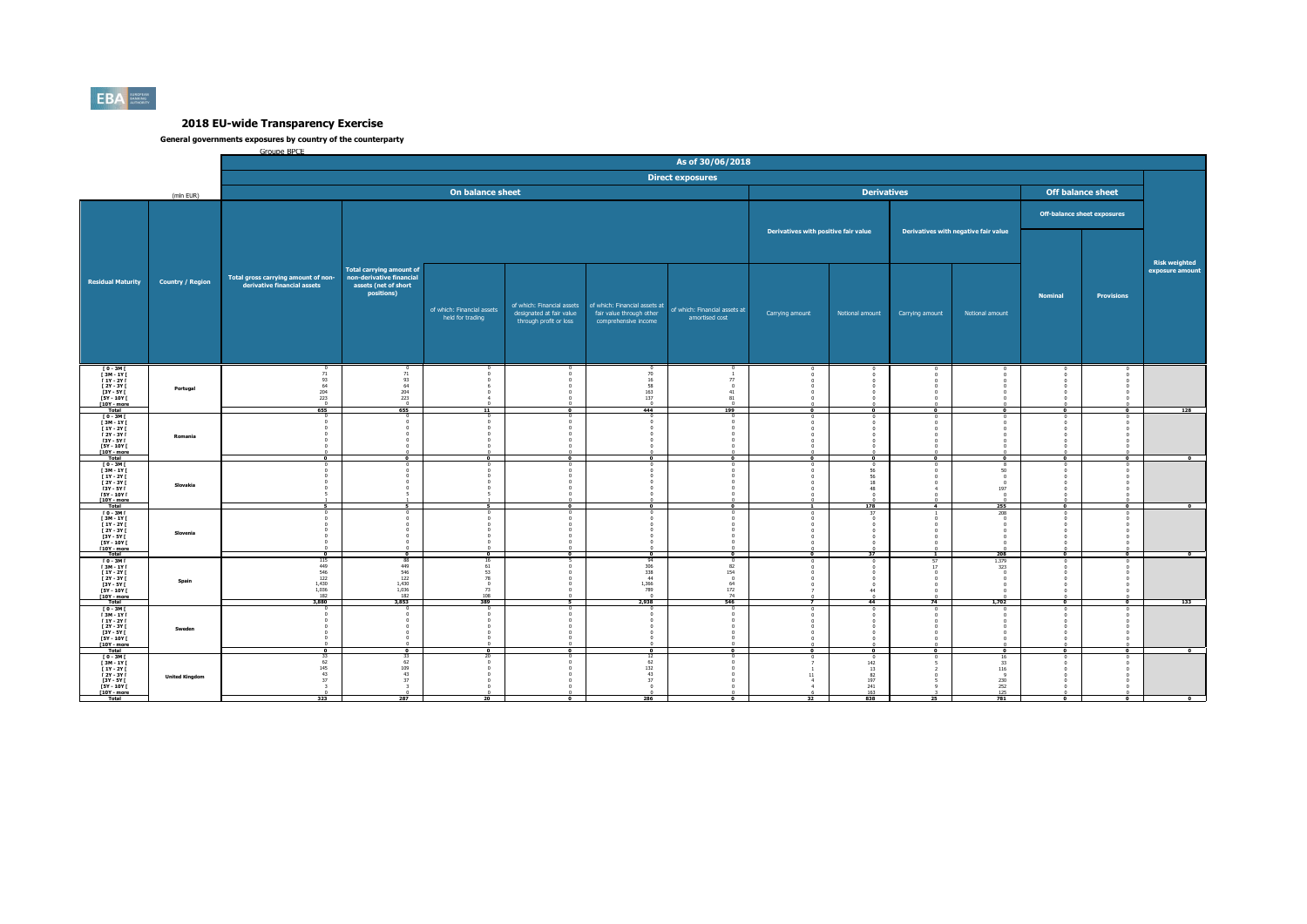# 2018 EU-wide Transparency Exercise

## General governments exposures by country of the counterparty

Groupe BPCE

| | | As of 30/06/2018 | | | | | | | | | | | | |
|---|---|---|---|---|---|---|---|---|---|---|---|---|---|---|
| | | Direct exposures | | | | | | | | | | | | |
| (mln EUR) | | On balance sheet | | | | | | Derivatives | | | | Off balance sheet | | |
| | | | | | | | | Derivatives with positive fair value | | Derivatives with negative fair value | | Off-balance sheet exposures | | |
| Residual Maturity | Country / Region | Total gross carrying amount of non-derivative financial assets | Total carrying amount of non-derivative financial assets (net of short positions) | of which: Financial assets held for trading | of which: Financial assets designated at fair value through profit or loss | of which: Financial assets at fair value through other comprehensive income | of which: Financial assets at amortised cost | Carrying amount | Notional amount | Carrying amount | Notional amount | Nominal | Provisions | Risk weighted exposure amount |
| [ 0 - 3M [ | Portugal | 0 | 0 | 0 | 0 | 0 | 0 | 0 | 0 | 0 | 0 | 0 | 0 | |
| [ 3M - 1Y [ | | 71 | 71 | 0 | 0 | 70 | 1 | 0 | 0 | 0 | 0 | 0 | 0 | |
| [ 1Y - 2Y [ | | 93 | 93 | 0 | 0 | 16 | 77 | 0 | 0 | 0 | 0 | 0 | 0 | |
| [ 2Y - 3Y [ | | 64 | 64 | 6 | 0 | 58 | 0 | 0 | 0 | 0 | 0 | 0 | 0 | |
| [3Y - 5Y [ | | 204 | 204 | 0 | 0 | 163 | 41 | 0 | 0 | 0 | 0 | 0 | 0 | |
| [5Y - 10Y [ | | 223 | 223 | 4 | 0 | 137 | 81 | 0 | 0 | 0 | 0 | 0 | 0 | |
| [10Y - more | | 0 | 0 | 0 | 0 | 0 | 0 | 0 | 0 | 0 | 0 | 0 | 0 | |
| Total | | 655 | 655 | 11 | 0 | 444 | 199 | 0 | 0 | 0 | 0 | 0 | 0 | 128 |
| [ 0 - 3M [ | Romania | 0 | 0 | 0 | 0 | 0 | 0 | 0 | 0 | 0 | 0 | 0 | 0 | |
| [ 3M - 1Y [ | | 0 | 0 | 0 | 0 | 0 | 0 | 0 | 0 | 0 | 0 | 0 | 0 | |
| [ 1Y - 2Y [ | | 0 | 0 | 0 | 0 | 0 | 0 | 0 | 0 | 0 | 0 | 0 | 0 | |
| [ 2Y - 3Y [ | | 0 | 0 | 0 | 0 | 0 | 0 | 0 | 0 | 0 | 0 | 0 | 0 | |
| [3Y - 5Y [ | | 0 | 0 | 0 | 0 | 0 | 0 | 0 | 0 | 0 | 0 | 0 | 0 | |
| [5Y - 10Y [ | | 0 | 0 | 0 | 0 | 0 | 0 | 0 | 0 | 0 | 0 | 0 | 0 | |
| [10Y - more | | 0 | 0 | 0 | 0 | 0 | 0 | 0 | 0 | 0 | 0 | 0 | 0 | |
| Total | | 0 | 0 | 0 | 0 | 0 | 0 | 0 | 0 | 0 | 0 | 0 | 0 | 0 |
| [ 0 - 3M [ | Slovakia | 0 | 0 | 0 | 0 | 0 | 0 | 0 | 0 | 0 | 8 | 0 | 0 | |
| [ 3M - 1Y [ | | 0 | 0 | 0 | 0 | 0 | 0 | 0 | 56 | 0 | 50 | 0 | 0 | |
| [ 1Y - 2Y [ | | 0 | 0 | 0 | 0 | 0 | 0 | 0 | 55 | 0 | 0 | 0 | 0 | |
| [ 2Y - 3Y [ | | 0 | 0 | 0 | 0 | 0 | 0 | 0 | 18 | 0 | 0 | 0 | 0 | |
| [3Y - 5Y [ | | 0 | 0 | 0 | 0 | 0 | 0 | 0 | 48 | 4 | 197 | 0 | 0 | |
| [5Y - 10Y [ | | 5 | 5 | 5 | 0 | 0 | 0 | 0 | 0 | 0 | 0 | 0 | 0 | |
| [10Y - more | | 1 | 1 | 1 | 0 | 0 | 0 | 0 | 0 | 0 | 0 | 0 | 0 | |
| Total | | 5 | 5 | 5 | 0 | 0 | 0 | 1 | 178 | 4 | 255 | 0 | 0 | 0 |
| [ 0 - 3M [ | Slovenia | 0 | 0 | 0 | 0 | 0 | 0 | 0 | 37 | 1 | 208 | 0 | 0 | |
| [ 3M - 1Y [ | | 0 | 0 | 0 | 0 | 0 | 0 | 0 | 0 | 0 | 0 | 0 | 0 | |
| [ 1Y - 2Y [ | | 0 | 0 | 0 | 0 | 0 | 0 | 0 | 0 | 0 | 0 | 0 | 0 | |
| [ 2Y - 3Y [ | | 0 | 0 | 0 | 0 | 0 | 0 | 0 | 0 | 0 | 0 | 0 | 0 | |
| [3Y - 5Y [ | | 0 | 0 | 0 | 0 | 0 | 0 | 0 | 0 | 0 | 0 | 0 | 0 | |
| [5Y - 10Y [ | | 0 | 0 | 0 | 0 | 0 | 0 | 0 | 0 | 0 | 0 | 0 | 0 | |
| [10Y - more | | 0 | 0 | 0 | 0 | 0 | 0 | 0 | 0 | 0 | 0 | 0 | 0 | |
| Total | | 0 | 0 | 0 | 0 | 0 | 0 | 0 | 37 | 1 | 208 | 0 | 0 | 0 |
| [ 0 - 3M [ | Spain | 115 | 88 | 16 | 5 | 94 | 0 | 0 | 0 | 57 | 1,379 | 0 | 0 | |
| [ 3M - 1Y [ | | 449 | 449 | 61 | 0 | 306 | 82 | 0 | 0 | 17 | 323 | 0 | 0 | |
| [ 1Y - 2Y [ | | 546 | 546 | 53 | 0 | 338 | 154 | 0 | 0 | 0 | 0 | 0 | 0 | |
| [ 2Y - 3Y [ | | 122 | 122 | 78 | 0 | 44 | 0 | 0 | 0 | 0 | 0 | 0 | 0 | |
| [3Y - 5Y [ | | 1,430 | 1,430 | 0 | 0 | 1,366 | 64 | 0 | 0 | 0 | 0 | 0 | 0 | |
| [5Y - 10Y [ | | 1,036 | 1,036 | 73 | 0 | 789 | 172 | 7 | 44 | 0 | 0 | 0 | 0 | |
| [10Y - more | | 182 | 182 | 108 | 0 | 0 | 74 | 0 | 0 | 0 | 0 | 0 | 0 | |
| Total | | 3,880 | 3,853 | 389 | 5 | 2,938 | 546 | 7 | 44 | 74 | 1,702 | 0 | 0 | 133 |
| [ 0 - 3M [ | Sweden | 0 | 0 | 0 | 0 | 0 | 0 | 0 | 0 | 0 | 0 | 0 | 0 | |
| [ 3M - 1Y [ | | 0 | 0 | 0 | 0 | 0 | 0 | 0 | 0 | 0 | 0 | 0 | 0 | |
| [ 1Y - 2Y [ | | 0 | 0 | 0 | 0 | 0 | 0 | 0 | 0 | 0 | 0 | 0 | 0 | |
| [ 2Y - 3Y [ | | 0 | 0 | 0 | 0 | 0 | 0 | 0 | 0 | 0 | 0 | 0 | 0 | |
| [3Y - 5Y [ | | 0 | 0 | 0 | 0 | 0 | 0 | 0 | 0 | 0 | 0 | 0 | 0 | |
| [5Y - 10Y [ | | 0 | 0 | 0 | 0 | 0 | 0 | 0 | 0 | 0 | 0 | 0 | 0 | |
| [10Y - more | | 0 | 0 | 0 | 0 | 0 | 0 | 0 | 0 | 0 | 0 | 0 | 0 | |
| Total | | 0 | 0 | 0 | 0 | 0 | 0 | 0 | 0 | 0 | 0 | 0 | 0 | 0 |
| [ 0 - 3M [ | United Kingdom | 33 | 33 | 20 | 0 | 12 | 0 | 0 | 0 | 0 | 16 | 0 | 0 | |
| [ 3M - 1Y [ | | 62 | 62 | 0 | 0 | 62 | 0 | 7 | 142 | 5 | 33 | 0 | 0 | |
| [ 1Y - 2Y [ | | 145 | 109 | 0 | 0 | 132 | 0 | 1 | 13 | 2 | 116 | 0 | 0 | |
| [ 2Y - 3Y [ | | 43 | 43 | 0 | 0 | 43 | 0 | 11 | 82 | 0 | 9 | 0 | 0 | |
| [3Y - 5Y [ | | 37 | 37 | 0 | 0 | 37 | 0 | 4 | 197 | 5 | 230 | 0 | 0 | |
| [5Y - 10Y [ | | 3 | 3 | 0 | 0 | 0 | 0 | 4 | 241 | 9 | 252 | 0 | 0 | |
| [10Y - more | | 0 | 0 | 0 | 0 | 0 | 0 | 6 | 163 | 3 | 125 | 0 | 0 | |
| Total | | 323 | 287 | 20 | 0 | 286 | 0 | 32 | 838 | 25 | 781 | 0 | 0 | 0 |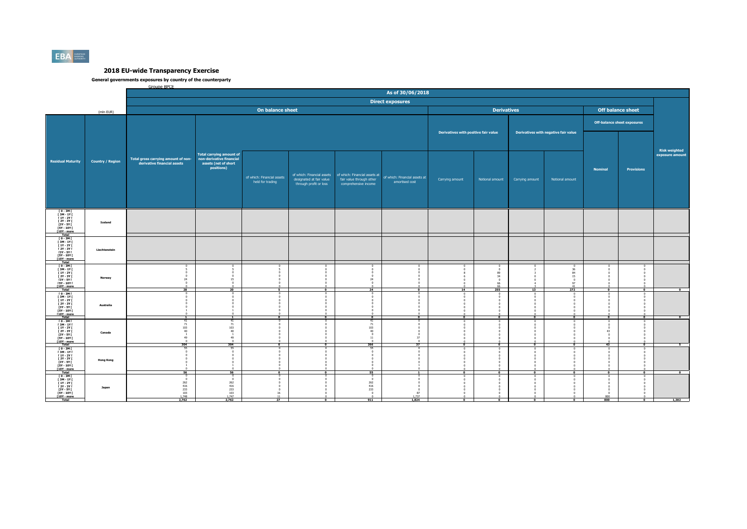# 2018 EU-wide Transparency Exercise

## General governments exposures by country of the counterparty

Groupe BPCE

| | | As of 30/06/2018 | | | | | | | | | | | | |
|---|---|---|---|---|---|---|---|---|---|---|---|---|---|---|
| | | Direct exposures | | | | | | | | | | | | |
| (mln EUR) | | On balance sheet | | | | | | Derivatives | | | | Off balance sheet | | |
| | | | | | | | | Derivatives with positive fair value | | Derivatives with negative fair value | | Off-balance sheet exposures | | |
| Residual Maturity | Country / Region | Total gross carrying amount of non-derivative financial assets | Total carrying amount of non-derivative financial assets (net of short positions) | of which: Financial assets held for trading | of which: Financial assets designated at fair value through profit or loss | of which: Financial assets at fair value through other comprehensive income | of which: Financial assets at amortised cost | Carrying amount | Notional amount | Carrying amount | Notional amount | Nominal | Provisions | Risk weighted exposure amount |
| [ 0 - 3M [ | Iceland | | | | | | | | | | | | | |
| [ 3M - 1Y [ | | | | | | | | | | | | | | |
| [ 1Y - 2Y [ | | | | | | | | | | | | | | |
| [ 2Y - 3Y [ | | | | | | | | | | | | | | |
| [3Y - 5Y [ | | | | | | | | | | | | | | |
| [5Y - 10Y [ | | | | | | | | | | | | | | |
| [10Y - more | | | | | | | | | | | | | | |
| Total | | | | | | | | | | | | | | |
| [ 0 - 3M [ | Liechtenstein | | | | | | | | | | | | | |
| [ 3M - 1Y [ | | | | | | | | | | | | | | |
| [ 1Y - 2Y [ | | | | | | | | | | | | | | |
| [ 2Y - 3Y [ | | | | | | | | | | | | | | |
| [3Y - 5Y [ | | | | | | | | | | | | | | |
| [5Y - 10Y [ | | | | | | | | | | | | | | |
| [10Y - more | | | | | | | | | | | | | | |
| Total | | | | | | | | | | | | | | |
| [ 0 - 3M [ | Norway | 0 | 0 | 0 | 0 | 0 | 0 | 0 | 0 | 0 | 0 | 0 | 0 | |
| [ 3M - 1Y [ | | 5 | 5 | 5 | 0 | 0 | 0 | 0 | 0 | 2 | 36 | 0 | 0 | |
| [ 1Y - 2Y [ | | 0 | 0 | 0 | 0 | 0 | 0 | 8 | 89 | 3 | 84 | 0 | 0 | |
| [ 2Y - 3Y [ | | 0 | 0 | 0 | 0 | 0 | 0 | 6 | 34 | 0 | 15 | 0 | 0 | |
| [3Y - 5Y [ | | 24 | 15 | 0 | 0 | 24 | 0 | 0 | 0 | 0 | 0 | 0 | 0 | |
| [5Y - 10Y [ | | 0 | 0 | 0 | 0 | 0 | 0 | 0 | 66 | 4 | 97 | 0 | 0 | |
| [10Y - more | | 0 | 0 | 0 | 0 | 0 | 0 | 0 | 66 | 3 | 41 | 0 | 0 | |
| Total | | 28 | 20 | 5 | 0 | 24 | 0 | 14 | 255 | 13 | 272 | 0 | 0 | 0 |
| [ 0 - 3M [ | Australia | 0 | 0 | 0 | 0 | 0 | 0 | 0 | 0 | 0 | 0 | 0 | 0 | |
| [ 3M - 1Y [ | | 0 | 0 | 0 | 0 | 0 | 0 | 0 | 0 | 0 | 0 | 0 | 0 | |
| [ 1Y - 2Y [ | | 0 | 0 | 0 | 0 | 0 | 0 | 0 | 0 | 0 | 0 | 0 | 0 | |
| [ 2Y - 3Y [ | | 0 | 0 | 0 | 0 | 0 | 0 | 0 | 0 | 0 | 0 | 0 | 0 | |
| [3Y - 5Y [ | | 0 | 0 | 0 | 0 | 0 | 0 | 0 | 0 | 0 | 0 | 0 | 0 | |
| [5Y - 10Y [ | | 1 | 1 | 0 | 0 | 0 | 0 | 0 | 0 | 0 | 0 | 0 | 0 | |
| [10Y - more | | 0 | 0 | 0 | 0 | 0 | 0 | 0 | 0 | 0 | 0 | 0 | 0 | |
| Total | | 1 | 1 | 0 | 0 | 0 | 0 | 0 | 0 | 0 | 0 | 0 | 0 | 0 |
| [ 0 - 3M [ | Canada | 41 | 41 | 0 | 0 | 41 | 0 | 0 | 0 | 0 | 0 | 0 | 0 | |
| [ 3M - 1Y [ | | 71 | 71 | 0 | 0 | 71 | 0 | 0 | 0 | 0 | 0 | 0 | 0 | |
| [ 1Y - 2Y [ | | 103 | 103 | 0 | 0 | 103 | 0 | 0 | 0 | 0 | 0 | 0 | 0 | |
| [ 2Y - 3Y [ | | 40 | 40 | 0 | 0 | 40 | 0 | 0 | 0 | 0 | 0 | 43 | 0 | |
| [3Y - 5Y [ | | 1 | 1 | 0 | 0 | 0 | 0 | 0 | 0 | 0 | 0 | 0 | 0 | |
| [5Y - 10Y [ | | 49 | 49 | 0 | 0 | 11 | 37 | 0 | 0 | 0 | 0 | 0 | 0 | |
| [10Y - more | | 0 | 0 | 0 | 0 | 0 | 0 | 0 | 0 | 0 | 0 | 0 | 0 | |
| Total | | 304 | 304 | 0 | 0 | 266 | 37 | 0 | 0 | 0 | 0 | 43 | 0 | 5 |
| [ 0 - 3M [ | Hong Kong | 55 | 55 | 0 | 0 | 55 | 0 | 0 | 0 | 0 | 0 | 0 | 0 | |
| [ 3M - 1Y [ | | 0 | 0 | 0 | 0 | 0 | 0 | 0 | 0 | 0 | 0 | 0 | 0 | |
| [ 1Y - 2Y [ | | 0 | 0 | 0 | 0 | 0 | 0 | 0 | 0 | 0 | 0 | 0 | 0 | |
| [ 2Y - 3Y [ | | 0 | 0 | 0 | 0 | 0 | 0 | 0 | 0 | 0 | 0 | 0 | 0 | |
| [3Y - 5Y [ | | 0 | 0 | 0 | 0 | 0 | 0 | 0 | 0 | 0 | 0 | 0 | 0 | |
| [5Y - 10Y [ | | 1 | 1 | 0 | 0 | 0 | 1 | 0 | 0 | 0 | 0 | 0 | 0 | |
| [10Y - more | | 0 | 0 | 0 | 0 | 0 | 0 | 0 | 0 | 0 | 0 | 0 | 0 | |
| Total | | 56 | 56 | 0 | 0 | 55 | 1 | 0 | 0 | 0 | 0 | 0 | 0 | 0 |
| [ 0 - 3M [ | Japan | 0 | 0 | 0 | 0 | 0 | 0 | 0 | 0 | 0 | 0 | 0 | 0 | |
| [ 3M - 1Y [ | | 0 | 0 | 0 | 0 | 0 | 0 | 0 | 0 | 0 | 0 | 0 | 0 | |
| [ 1Y - 2Y [ | | 262 | 262 | 0 | 0 | 262 | 0 | 0 | 0 | 0 | 0 | 0 | 0 | |
| [ 2Y - 3Y [ | | 416 | 416 | 0 | 0 | 416 | 0 | 0 | 0 | 0 | 0 | 0 | 0 | |
| [3Y - 5Y [ | | 233 | 233 | 0 | 0 | 233 | 0 | 0 | 0 | 0 | 0 | 0 | 0 | |
| [5Y - 10Y [ | | 103 | 103 | 16 | 0 | 0 | 87 | 0 | 0 | 0 | 0 | 0 | 0 | |
| [10Y - more | | 1,748 | 1,747 | 11 | 0 | 0 | 1,737 | 0 | 0 | 0 | 0 | 800 | 0 | |
| Total | | 2,762 | 2,762 | 27 | 0 | 911 | 1,824 | 0 | 0 | 0 | 0 | 800 | 0 | 1,302 |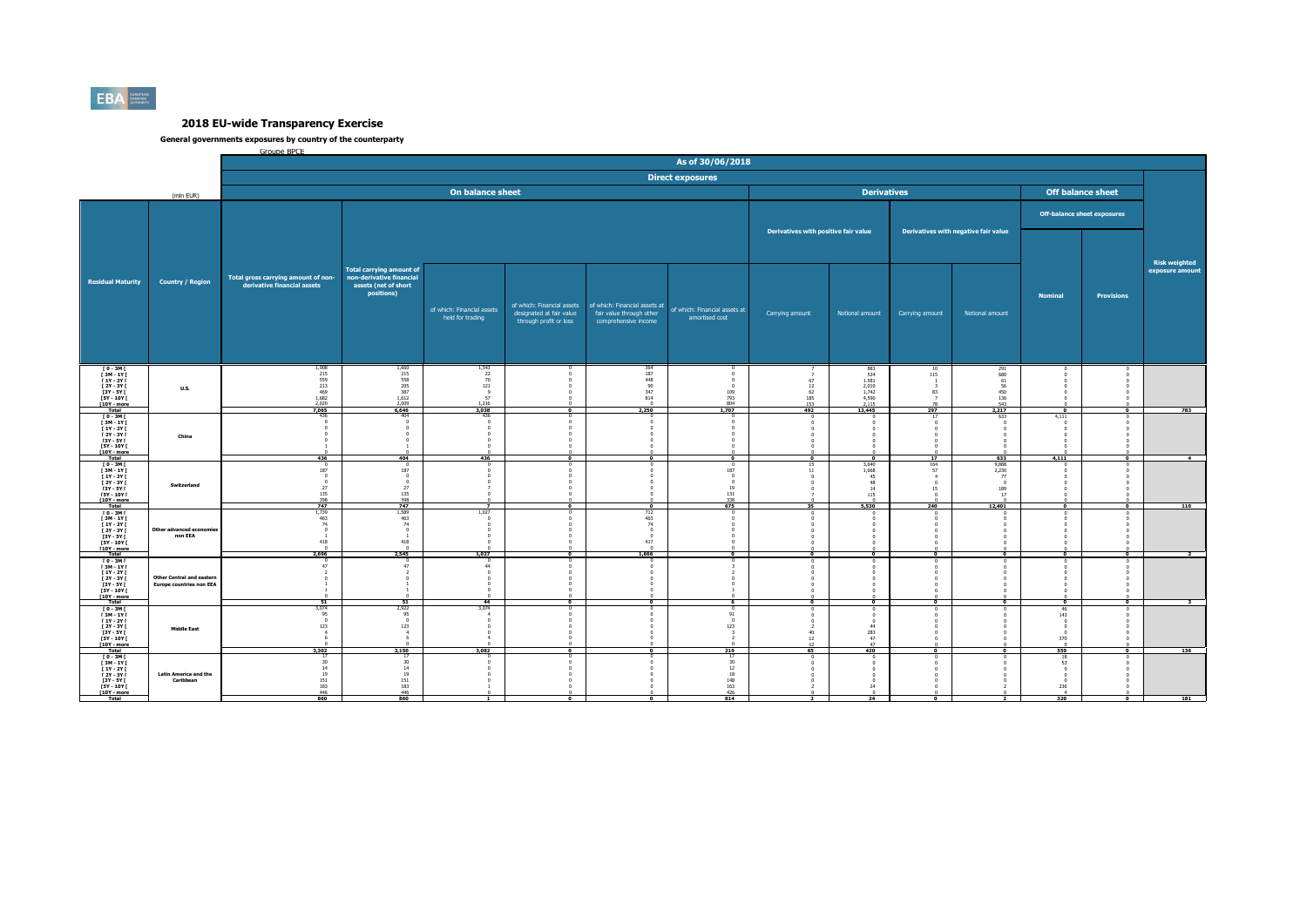# 2018 EU-wide Transparency Exercise

**General governments exposures by country of the counterparty**

Groupe BPCE

| | | As of 30/06/2018 | | | | | | | | | | | | |
|---|---|---|---|---|---|---|---|---|---|---|---|---|---|---|
| | | Direct exposures | | | | | | | | | | | | |
| (mln EUR) | | On balance sheet | | | | | | Derivatives | | | | Off balance sheet | | |
| | | | | | | | | Derivatives with positive fair value | | Derivatives with negative fair value | | Off-balance sheet exposures | | |
| Residual Maturity | Country / Region | Total gross carrying amount of non-derivative financial assets | Total carrying amount of non-derivative financial assets (net of short positions) | of which: Financial assets held for trading | of which: Financial assets designated at fair value through profit or loss | of which: Financial assets at fair value through other comprehensive income | of which: Financial assets at amortised cost | Carrying amount | Notional amount | Carrying amount | Notional amount | Nominal | Provisions | Risk weighted exposure amount |
| [ 0 - 3M [ | U.S. | 1,908 | 1,660 | 1,543 | 0 | 364 | 0 | 7 | 883 | 10 | 291 | 0 | 0 | |
| [ 3M - 1Y [ | | 215 | 215 | 22 | 0 | 187 | 0 | 7 | 524 | 115 | 680 | 0 | 0 | |
| [ 1Y - 2Y [ | | 559 | 558 | 70 | 0 | 448 | 0 | 67 | 1.581 | 1 | 61 | 0 | 0 | |
| [ 2Y - 3Y [ | | 213 | 205 | 121 | 0 | 90 | 0 | 12 | 2,010 | 3 | 56 | 0 | 0 | |
| [3Y - 5Y [ | | 469 | 387 | 9 | 0 | 347 | 109 | 62 | 1,742 | 83 | 450 | 0 | 0 | |
| [5Y - 10Y [ | | 1,682 | 1,612 | 57 | 0 | 814 | 793 | 185 | 4,590 | 7 | 136 | 0 | 0 | |
| [10Y - more | | 2,020 | 2,009 | 1,216 | 0 | 0 | 804 | 153 | 2,115 | 78 | 543 | 0 | 0 | |
| Total | | 7,065 | 6,646 | 3,038 | 0 | 2,250 | 1,707 | 492 | 13,445 | 297 | 2,217 | 0 | 0 | 783 |
| [ 0 - 3M [ | China | 436 | 404 | 436 | 0 | 0 | 0 | 0 | 0 | 17 | 633 | 4,111 | 0 | |
| [ 3M - 1Y [ | | 0 | 0 | 0 | 0 | 0 | 0 | 0 | 0 | 0 | 0 | 0 | 0 | |
| [ 1Y - 2Y [ | | 0 | 0 | 0 | 0 | 0 | 0 | 0 | 0 | 0 | 0 | 0 | 0 | |
| [ 2Y - 3Y [ | | 0 | 0 | 0 | 0 | 0 | 0 | 0 | 0 | 0 | 0 | 0 | 0 | |
| [3Y - 5Y [ | | 0 | 0 | 0 | 0 | 0 | 0 | 0 | 0 | 0 | 0 | 0 | 0 | |
| [5Y - 10Y [ | | 1 | 1 | 0 | 0 | 0 | 0 | 0 | 0 | 0 | 0 | 0 | 0 | |
| [10Y - more | | 0 | 0 | 0 | 0 | 0 | 0 | 0 | 0 | 0 | 0 | 0 | 0 | |
| Total | | 436 | 404 | 436 | 0 | 0 | 0 | 0 | 0 | 17 | 633 | 4,111 | 0 | 4 |
| [ 0 - 3M [ | Switzerland | 0 | 0 | 0 | 0 | 0 | 0 | 15 | 3,640 | 164 | 9,888 | 0 | 0 | |
| [ 3M - 1Y [ | | 187 | 187 | 0 | 0 | 0 | 187 | 11 | 1,668 | 57 | 2,230 | 0 | 0 | |
| [ 1Y - 2Y [ | | 0 | 0 | 0 | 0 | 0 | 0 | 0 | 45 | 4 | 77 | 0 | 0 | |
| [ 2Y - 3Y [ | | 0 | 0 | 0 | 0 | 0 | 0 | 0 | 48 | 0 | 0 | 0 | 0 | |
| [3Y - 5Y [ | | 27 | 27 | 7 | 0 | 0 | 19 | 0 | 14 | 15 | 189 | 0 | 0 | |
| [5Y - 10Y [ | | 135 | 135 | 0 | 0 | 0 | 131 | 7 | 115 | 0 | 17 | 0 | 0 | |
| [10Y - more | | 398 | 398 | 0 | 0 | 0 | 338 | 0 | 0 | 0 | 0 | 0 | 0 | |
| Total | | 747 | 747 | 7 | 0 | 0 | 675 | 35 | 5,530 | 240 | 12,401 | 0 | 0 | 110 |
| [ 0 - 3M [ | Other advanced economies non EEA | 1,739 | 1,599 | 1,027 | 0 | 712 | 0 | 0 | 0 | 0 | 0 | 0 | 0 | |
| [ 3M - 1Y [ | | 463 | 463 | 0 | 0 | 463 | 0 | 0 | 0 | 0 | 0 | 0 | 0 | |
| [ 1Y - 2Y [ | | 74 | 74 | 0 | 0 | 74 | 0 | 0 | 0 | 0 | 0 | 0 | 0 | |
| [ 2Y - 3Y [ | | 0 | 0 | 0 | 0 | 0 | 0 | 0 | 0 | 0 | 0 | 0 | 0 | |
| [3Y - 5Y [ | | 1 | 1 | 0 | 0 | 0 | 0 | 0 | 0 | 0 | 0 | 0 | 0 | |
| [5Y - 10Y [ | | 418 | 418 | 0 | 0 | 417 | 0 | 0 | 0 | 0 | 0 | 0 | 0 | |
| [10Y - more | | 0 | 0 | 0 | 0 | 0 | 0 | 0 | 0 | 0 | 0 | 0 | 0 | |
| Total | | 2,696 | 2,545 | 1,027 | 0 | 1,666 | 0 | 0 | 0 | 0 | 0 | 0 | 0 | 2 |
| [ 0 - 3M [ | Other Central and eastern Europe countries non EEA | 0 | 0 | 0 | 0 | 0 | 0 | 0 | 0 | 0 | 0 | 0 | 0 | |
| [ 3M - 1Y [ | | 47 | 47 | 44 | 0 | 0 | 3 | 0 | 0 | 0 | 0 | 0 | 0 | |
| [ 1Y - 2Y [ | | 2 | 2 | 0 | 0 | 0 | 2 | 0 | 0 | 0 | 0 | 0 | 0 | |
| [ 2Y - 3Y [ | | 0 | 0 | 0 | 0 | 0 | 0 | 0 | 0 | 0 | 0 | 0 | 0 | |
| [3Y - 5Y [ | | 1 | 1 | 0 | 0 | 0 | 0 | 0 | 0 | 0 | 0 | 0 | 0 | |
| [5Y - 10Y [ | | 1 | 1 | 0 | 0 | 0 | 1 | 0 | 0 | 0 | 0 | 0 | 0 | |
| [10Y - more | | 0 | 0 | 0 | 0 | 0 | 0 | 0 | 0 | 0 | 0 | 0 | 0 | |
| Total | | 51 | 51 | 44 | 0 | 0 | 6 | 0 | 0 | 0 | 0 | 0 | 0 | 3 |
| [ 0 - 3M [ | Middle East | 3,074 | 2,922 | 3,074 | 0 | 0 | 0 | 0 | 0 | 0 | 0 | 46 | 0 | |
| [ 3M - 1Y [ | | 95 | 95 | 4 | 0 | 0 | 91 | 0 | 0 | 0 | 0 | 143 | 0 | |
| [ 1Y - 2Y [ | | 0 | 0 | 0 | 0 | 0 | 0 | 0 | 0 | 0 | 0 | 0 | 0 | |
| [ 2Y - 3Y [ | | 123 | 123 | 0 | 0 | 0 | 123 | 2 | 44 | 0 | 0 | 0 | 0 | |
| [3Y - 5Y [ | | 4 | 4 | 0 | 0 | 0 | 3 | 40 | 283 | 0 | 0 | 0 | 0 | |
| [5Y - 10Y [ | | 6 | 6 | 4 | 0 | 0 | 2 | 12 | 47 | 0 | 0 | 370 | 0 | |
| [10Y - more | | 0 | 0 | 0 | 0 | 0 | 0 | 12 | 47 | 0 | 0 | 0 | 0 | |
| Total | | 3,302 | 3,150 | 3,082 | 0 | 0 | 219 | 65 | 420 | 0 | 0 | 559 | 0 | 136 |
| [ 0 - 3M [ | Latin America and the Caribbean | 17 | 17 | 0 | 0 | 0 | 17 | 0 | 0 | 0 | 0 | 18 | 0 | |
| [ 3M - 1Y [ | | 30 | 30 | 0 | 0 | 0 | 30 | 0 | 0 | 0 | 0 | 53 | 0 | |
| [ 1Y - 2Y [ | | 14 | 14 | 0 | 0 | 0 | 12 | 0 | 0 | 0 | 0 | 9 | 0 | |
| [ 2Y - 3Y [ | | 19 | 19 | 0 | 0 | 0 | 18 | 0 | 0 | 0 | 0 | 0 | 0 | |
| [3Y - 5Y [ | | 151 | 151 | 0 | 0 | 0 | 148 | 0 | 0 | 0 | 0 | 0 | 0 | |
| [5Y - 10Y [ | | 183 | 183 | 1 | 0 | 0 | 163 | 2 | 24 | 0 | 2 | 236 | 0 | |
| [10Y - more | | 446 | 446 | 0 | 0 | 0 | 426 | 0 | 0 | 0 | 0 | 4 | 0 | |
| Total | | 860 | 860 | 1 | 0 | 0 | 814 | 2 | 24 | 0 | 2 | 320 | 0 | 181 |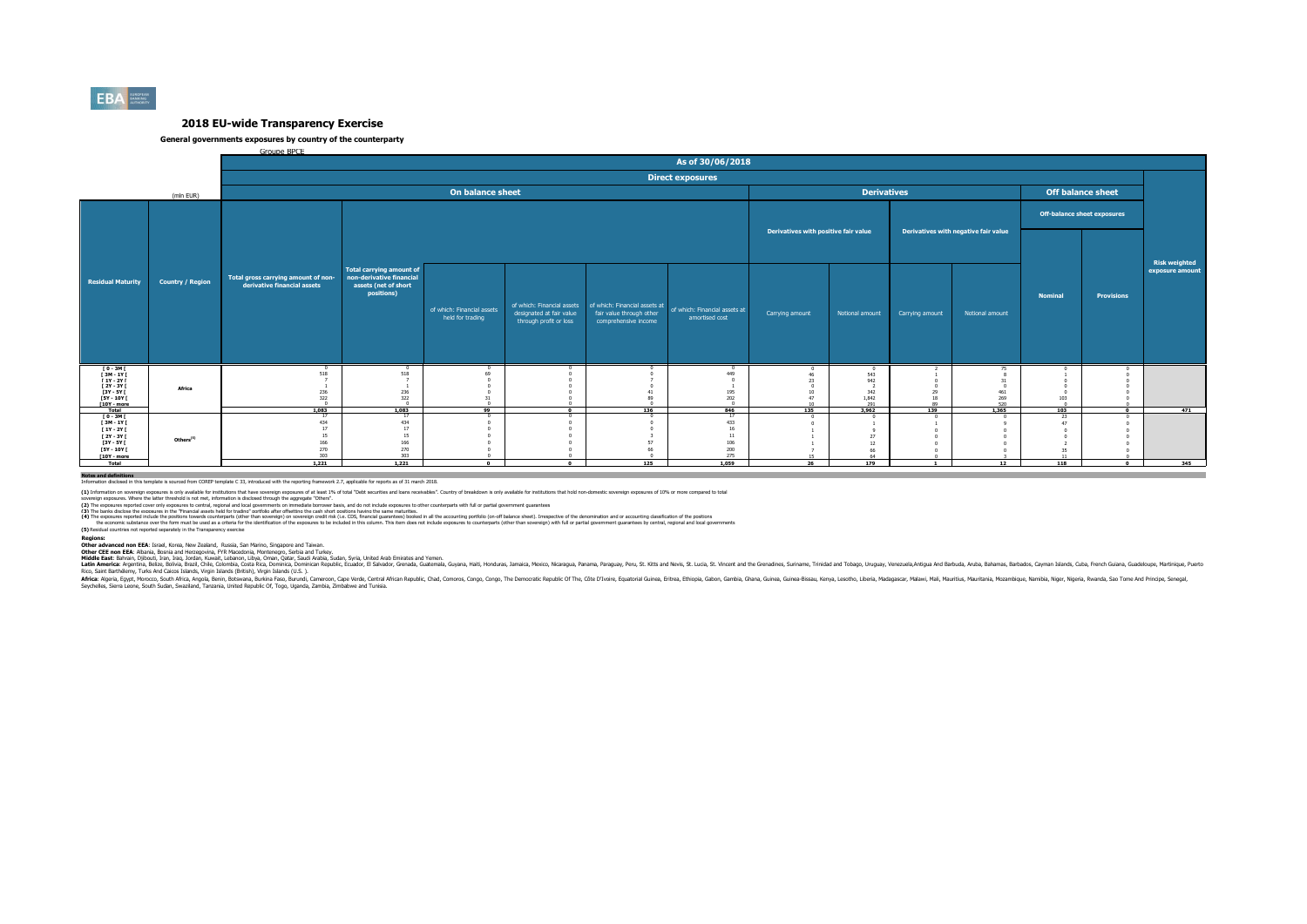## 2018 EU-wide Transparency Exercise

**General governments exposures by country of the counterparty**

Groupe BPCE

| | | As of 30/06/2018 | | | | | | | | | | | | |
|---|---|---|---|---|---|---|---|---|---|---|---|---|---|---|
| | | Direct exposures | | | | | | | | | | | | |
| (mln EUR) | | On balance sheet | | | | | | Derivatives | | | | Off balance sheet | | |
| | | | | | | | | Derivatives with positive fair value | | Derivatives with negative fair value | | Off-balance sheet exposures | | |
| Residual Maturity | Country / Region | Total gross carrying amount of non-derivative financial assets | Total carrying amount of non-derivative financial assets (net of short positions) | of which: Financial assets held for trading | of which: Financial assets designated at fair value through profit or loss | of which: Financial assets at fair value through other comprehensive income | of which: Financial assets at amortised cost | Carrying amount | Notional amount | Carrying amount | Notional amount | Nominal | Provisions | Risk weighted exposure amount |
| [ 0 - 3M [ | Africa | 0 | 0 | 0 | 0 | 0 | 0 | 0 | 0 | 2 | 75 | 0 | 0 | |
| [ 3M - 1Y [ | | 518 | 518 | 69 | 0 | 0 | 449 | 46 | 543 | 1 | 8 | 1 | 0 | |
| [ 1Y - 2Y [ | | 7 | 7 | 0 | 0 | 7 | 0 | 23 | 942 | 0 | 31 | 0 | 0 | |
| [ 2Y - 3Y [ | | 1 | 1 | 0 | 0 | 0 | 1 | 0 | 2 | 0 | 0 | 0 | 0 | |
| [3Y - 5Y [ | | 236 | 236 | 0 | 0 | 41 | 195 | 10 | 342 | 29 | 461 | 0 | 0 | |
| [5Y - 10Y [ | | 322 | 322 | 31 | 0 | 89 | 202 | 47 | 1,842 | 18 | 269 | 103 | 0 | |
| [10Y - more | | 0 | 0 | 0 | 0 | 0 | 0 | 10 | 291 | 89 | 520 | 0 | 0 | |
| Total | | 1,083 | 1,083 | 99 | 0 | 136 | 846 | 135 | 3,962 | 139 | 1,365 | 103 | 0 | 471 |
| [ 0 - 3M [ | Others[(5)] | 17 | 17 | 0 | 0 | 0 | 17 | 0 | 0 | 0 | 0 | 23 | 0 | |
| [ 3M - 1Y [ | | 434 | 434 | 0 | 0 | 0 | 433 | 0 | 1 | 1 | 9 | 47 | 0 | |
| [ 1Y - 2Y [ | | 17 | 17 | 0 | 0 | 0 | 16 | 1 | 9 | 0 | 0 | 0 | 0 | |
| [ 2Y - 3Y [ | | 15 | 15 | 0 | 0 | 3 | 11 | 1 | 27 | 0 | 0 | 0 | 0 | |
| [3Y - 5Y [ | | 166 | 166 | 0 | 0 | 57 | 106 | 1 | 12 | 0 | 0 | 2 | 0 | |
| [5Y - 10Y [ | | 270 | 270 | 0 | 0 | 66 | 200 | 7 | 66 | 0 | 0 | 35 | 0 | |
| [10Y - more | | 303 | 303 | 0 | 0 | 0 | 275 | 15 | 64 | 0 | 3 | 11 | 0 | |
| Total | | 1,221 | 1,221 | 0 | 0 | 125 | 1,059 | 26 | 179 | 1 | 12 | 118 | 0 | 345 |

**Notes and definitions**

Information disclosed in this template is sourced from COREP template C 33, introduced with the reporting framework 2.7, applicable for reports as of 31 march 2018.

**(1)** Information on sovereign exposures is only available for institutions that have sovereign exposures of at least 1% of total "Debt securities and loans receivables". Country of breakdown is only available for institutions that hold non-domestic sovereign exposures of 10% or more compared to total sovereign exposures. Where the latter threshold is not met, information is disclosed through the aggregate "Others".

**(2)** The exposures reported cover only exposures to central, regional and local governments on immediate borrower basis, and do not include exposures to other counterparts with full or partial government guarantees

**(3)** The banks disclose the exposures in the "Financial assets held for trading" portfolio after offsetting the cash short positions having the same maturities.

**(4)** The exposures reported include the positions towards counterparts (other than sovereign) on sovereign credit risk (i.e. CDS, financial guarantees) booked in all the accounting portfolio (on-off balance sheet). Irrespective of the denomination and or accounting classification of the positions the economic substance over the form must be used as a criteria for the identification of the exposures to be included in this column. This item does not include exposures to counterparts (other than sovereign) with full or partial government guarantees by central, regional and local governments

**(5)** Residual countries not reported separately in the Transparency exercise

**Regions:**

**Other advanced non EEA**: Israel, Korea, New Zealand, Russia, San Marino, Singapore and Taiwan.

**Other CEE non EEA**: Albania, Bosnia and Herzegovina, FYR Macedonia, Montenegro, Serbia and Turkey.

**Middle East**: Bahrain, Djibouti, Iran, Iraq, Jordan, Kuwait, Lebanon, Libya, Oman, Qatar, Saudi Arabia, Sudan, Syria, United Arab Emirates and Yemen.

**Latin America**: Argentina, Belize, Bolivia, Brazil, Chile, Colombia, Costa Rica, Dominica, Dominican Republic, Ecuador, El Salvador, Grenada, Guatemala, Guyana, Haiti, Honduras, Jamaica, Mexico, Nicaragua, Panama, Paraguay, Peru, St. Kitts and Nevis, St. Lucia, St. Vincent and the Grenadines, Suriname, Trinidad and Tobago, Uruguay, Venezuela,Antigua And Barbuda, Aruba, Bahamas, Barbados, Cayman Islands, Cuba, French Guiana, Guadeloupe, Martinique, Puerto Rico, Saint Barthélemy, Turks And Caicos Islands, Virgin Islands (British), Virgin Islands (U.S. ).

**Africa**: Algeria, Egypt, Morocco, South Africa, Angola, Benin, Botswana, Burkina Faso, Burundi, Cameroon, Cape Verde, Central African Republic, Chad, Comoros, Congo, Congo, The Democratic Republic Of The, Côte D'Ivoire, Equatorial Guinea, Eritrea, Ethiopia, Gabon, Gambia, Ghana, Guinea, Guinea-Bissau, Kenya, Lesotho, Liberia, Madagascar, Malawi, Mali, Mauritius, Mauritania, Mozambique, Namibia, Niger, Nigeria, Rwanda, Sao Tome And Principe, Senegal, Seychelles, Sierra Leone, South Sudan, Swaziland, Tanzania, United Republic Of, Togo, Uganda, Zambia, Zimbabwe and Tunisia.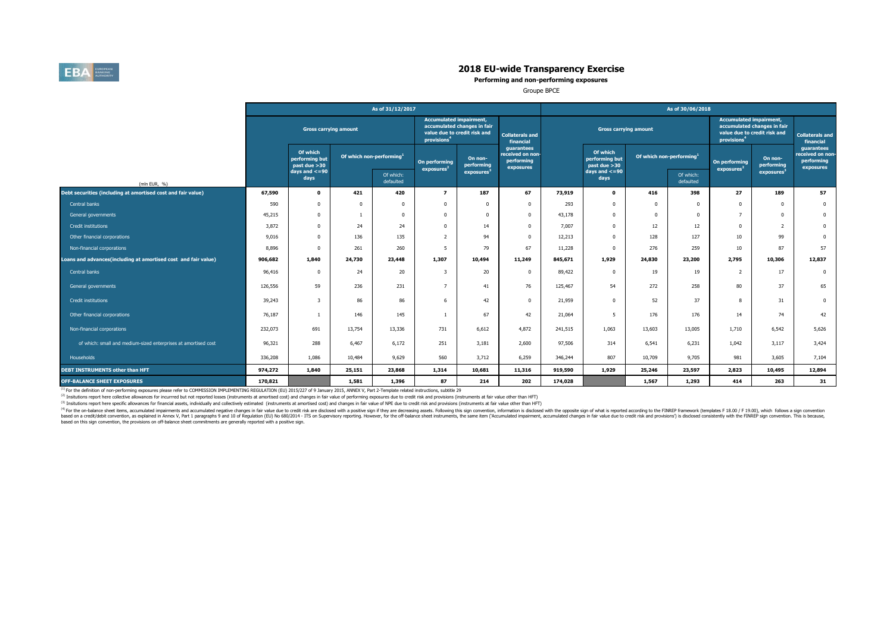# 2018 EU-wide Transparency Exercise

**Performing and non-performing exposures**

Groupe BPCE

| (mln EUR, %) | As of 31/12/2017 | | | | | | | As of 30/06/2018 | | | | | | |
|---|---|---|---|---|---|---|---|---|---|---|---|---|---|---|
| | Gross carrying amount | | | | Accumulated impairment, accumulated changes in fair value due to credit risk and provisions[4] | | Collaterals and financial guarantees received on non-performing exposures | Gross carrying amount | | | | Accumulated impairment, accumulated changes in fair value due to credit risk and provisions[4] | | Collaterals and financial guarantees received on non-performing exposures |
| | | Of which performing but past due >30 days and <=90 days | Of which non-performing[1] | | On performing exposures[2] | On non-performing exposures[3] | | | Of which performing but past due >30 days and <=90 days | Of which non-performing[1] | | On performing exposures[2] | On non-performing exposures[3] | |
| | | | | Of which: defaulted | | | | | | | Of which: defaulted | | | |
| **Debt securities (including at amortised cost and fair value)** | **67,590** | **0** | **421** | **420** | **7** | **187** | **67** | **73,919** | **0** | **416** | **398** | **27** | **189** | **57** |
| Central banks | 590 | 0 | 0 | 0 | 0 | 0 | 0 | 293 | 0 | 0 | 0 | 0 | 0 | 0 |
| General governments | 45,215 | 0 | 1 | 0 | 0 | 0 | 0 | 43,178 | 0 | 0 | 0 | 7 | 0 | 0 |
| Credit institutions | 3,872 | 0 | 24 | 24 | 0 | 14 | 0 | 7,007 | 0 | 12 | 12 | 0 | 2 | 0 |
| Other financial corporations | 9,016 | 0 | 136 | 135 | 2 | 94 | 0 | 12,213 | 0 | 128 | 127 | 10 | 99 | 0 |
| Non-financial corporations | 8,896 | 0 | 261 | 260 | 5 | 79 | 67 | 11,228 | 0 | 276 | 259 | 10 | 87 | 57 |
| **Loans and advances(including at amortised cost and fair value)** | **906,682** | **1,840** | **24,730** | **23,448** | **1,307** | **10,494** | **11,249** | **845,671** | **1,929** | **24,830** | **23,200** | **2,795** | **10,306** | **12,837** |
| Central banks | 96,416 | 0 | 24 | 20 | 3 | 20 | 0 | 89,422 | 0 | 19 | 19 | 2 | 17 | 0 |
| General governments | 126,556 | 59 | 236 | 231 | 7 | 41 | 76 | 125,467 | 54 | 272 | 258 | 80 | 37 | 65 |
| Credit institutions | 39,243 | 3 | 86 | 86 | 6 | 42 | 0 | 21,959 | 0 | 52 | 37 | 8 | 31 | 0 |
| Other financial corporations | 76,187 | 1 | 146 | 145 | 1 | 67 | 42 | 21,064 | 5 | 176 | 176 | 14 | 74 | 42 |
| Non-financial corporations | 232,073 | 691 | 13,754 | 13,336 | 731 | 6,612 | 4,872 | 241,515 | 1,063 | 13,603 | 13,005 | 1,710 | 6,542 | 5,626 |
| of which: small and medium-sized enterprises at amortised cost | 96,321 | 288 | 6,467 | 6,172 | 251 | 3,181 | 2,600 | 97,506 | 314 | 6,541 | 6,231 | 1,042 | 3,117 | 3,424 |
| Households | 336,208 | 1,086 | 10,484 | 9,629 | 560 | 3,712 | 6,259 | 346,244 | 807 | 10,709 | 9,705 | 981 | 3,605 | 7,104 |
| **DEBT INSTRUMENTS other than HFT** | **974,272** | **1,840** | **25,151** | **23,868** | **1,314** | **10,681** | **11,316** | **919,590** | **1,929** | **25,246** | **23,597** | **2,823** | **10,495** | **12,894** |
| **OFF-BALANCE SHEET EXPOSURES** | **170,821** | | **1,581** | **1,396** | **87** | **214** | **202** | **174,028** | | **1,567** | **1,293** | **414** | **263** | **31** |

[1] For the definition of non-performing exposures please refer to COMMISSION IMPLEMENTING REGULATION (EU) 2015/227 of 9 January 2015, ANNEX V, Part 2-Template related instructions, subtitle 29

[2] Insitutions report here collective allowances for incurrred but not reported losses (instruments at amortised cost) and changes in fair value of performing exposures due to credit risk and provisions (instruments at fair value other than HFT)

[3] Insitutions report here specific allowances for financial assets, individually and collectively estimated (instruments at amortised cost) and changes in fair value of NPE due to credit risk and provisions (instruments at fair value other than HFT)

[4] For the on-balance sheet items, accumulated impairments and accumulated negative changes in fair value due to credit risk are disclosed with a positive sign if they are decreasing assets. Following this sign convention, information is disclosed with the opposite sign of what is reported according to the FINREP framework (templates F 18.00 / F 19.00), which follows a sign convention based on a credit/debit convention, as explained in Annex V, Part 1 paragraphs 9 and 10 of Regulation (EU) No 680/2014 - ITS on Supervisory reporting. However, for the off-balance sheet instruments, the same item ('Accumulated impairment, accumulated changes in fair value due to credit risk and provisions') is disclosed consistently with the FINREP sign convention. This is because, based on this sign convention, the provisions on off-balance sheet commitments are generally reported with a positive sign.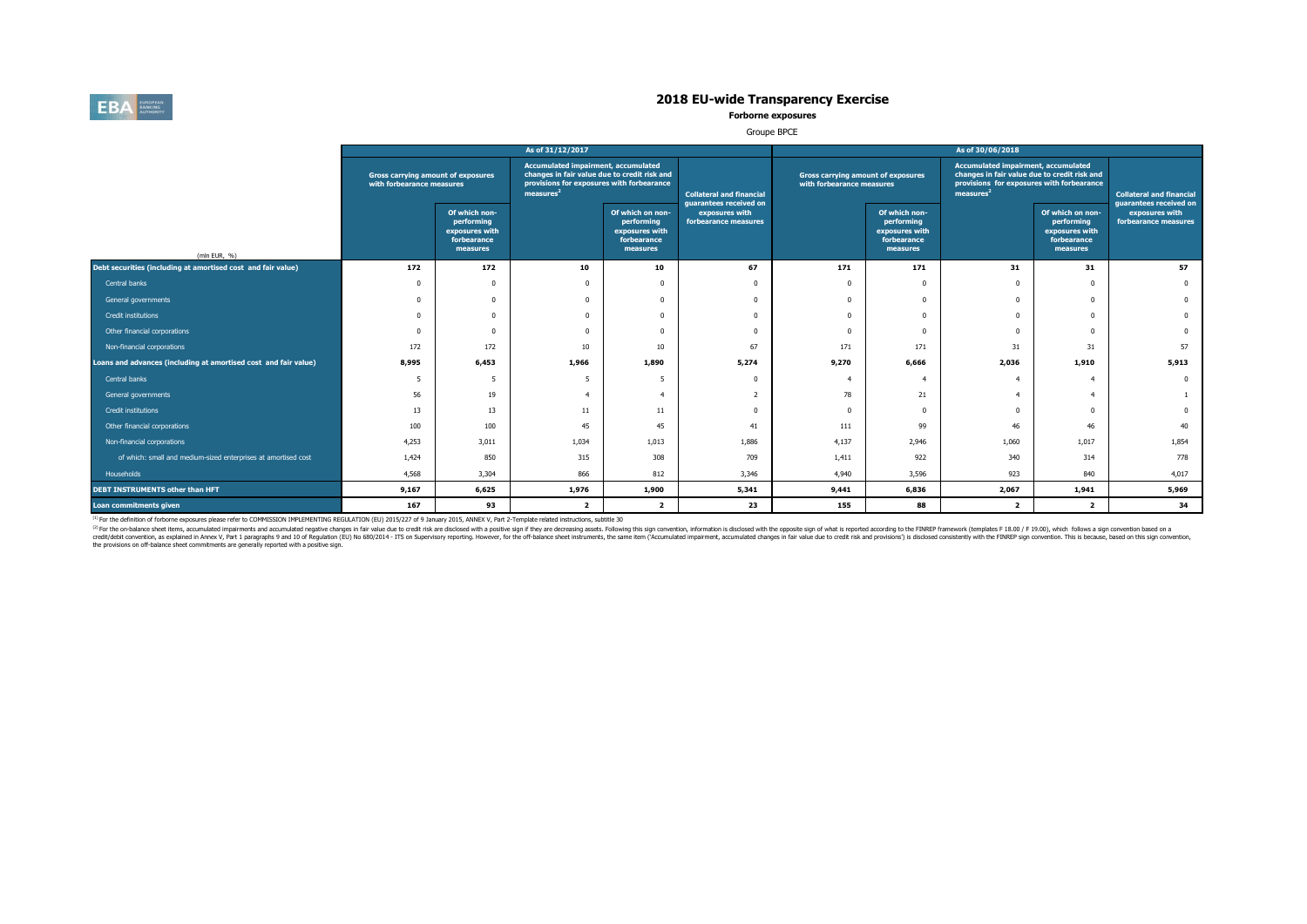# 2018 EU-wide Transparency Exercise

**Forborne exposures**

Groupe BPCE

| (mln EUR, %) | As of 31/12/2017 | | | | | As of 30/06/2018 | | | | |
|---|---|---|---|---|---|---|---|---|---|---|
| | Gross carrying amount of exposures with forbearance measures | | Accumulated impairment, accumulated changes in fair value due to credit risk and provisions for exposures with forbearance measures[2] | | Collateral and financial guarantees received on exposures with forbearance measures | Gross carrying amount of exposures with forbearance measures | | Accumulated impairment, accumulated changes in fair value due to credit risk and provisions for exposures with forbearance measures[2] | | Collateral and financial guarantees received on exposures with forbearance measures |
| | | Of which non-performing exposures with forbearance measures | | Of which on non-performing exposures with forbearance measures | | | Of which non-performing exposures with forbearance measures | | Of which on non-performing exposures with forbearance measures | |
| **Debt securities (including at amortised cost and fair value)** | **172** | **172** | **10** | **10** | **67** | **171** | **171** | **31** | **31** | **57** |
| Central banks | 0 | 0 | 0 | 0 | 0 | 0 | 0 | 0 | 0 | 0 |
| General governments | 0 | 0 | 0 | 0 | 0 | 0 | 0 | 0 | 0 | 0 |
| Credit institutions | 0 | 0 | 0 | 0 | 0 | 0 | 0 | 0 | 0 | 0 |
| Other financial corporations | 0 | 0 | 0 | 0 | 0 | 0 | 0 | 0 | 0 | 0 |
| Non-financial corporations | 172 | 172 | 10 | 10 | 67 | 171 | 171 | 31 | 31 | 57 |
| **Loans and advances (including at amortised cost and fair value)** | **8,995** | **6,453** | **1,966** | **1,890** | **5,274** | **9,270** | **6,666** | **2,036** | **1,910** | **5,913** |
| Central banks | 5 | 5 | 5 | 5 | 0 | 4 | 4 | 4 | 4 | 0 |
| General governments | 56 | 19 | 4 | 4 | 2 | 78 | 21 | 4 | 4 | 1 |
| Credit institutions | 13 | 13 | 11 | 11 | 0 | 0 | 0 | 0 | 0 | 0 |
| Other financial corporations | 100 | 100 | 45 | 45 | 41 | 111 | 99 | 46 | 46 | 40 |
| Non-financial corporations | 4,253 | 3,011 | 1,034 | 1,013 | 1,886 | 4,137 | 2,946 | 1,060 | 1,017 | 1,854 |
| of which: small and medium-sized enterprises at amortised cost | 1,424 | 850 | 315 | 308 | 709 | 1,411 | 922 | 340 | 314 | 778 |
| Households | 4,568 | 3,304 | 866 | 812 | 3,346 | 4,940 | 3,596 | 923 | 840 | 4,017 |
| **DEBT INSTRUMENTS other than HFT** | **9,167** | **6,625** | **1,976** | **1,900** | **5,341** | **9,441** | **6,836** | **2,067** | **1,941** | **5,969** |
| **Loan commitments given** | **167** | **93** | **2** | **2** | **23** | **155** | **88** | **2** | **2** | **34** |

[1] For the definition of forborne exposures please refer to COMMISSION IMPLEMENTING REGULATION (EU) 2015/227 of 9 January 2015, ANNEX V, Part 2-Template related instructions, subtitle 30

[2] For the on-balance sheet items, accumulated impairments and accumulated negative changes in fair value due to credit risk are disclosed with a positive sign if they are decreasing assets. Following this sign convention, information is disclosed with the opposite sign of what is reported according to the FINREP framework (templates F 18.00 / F 19.00), which follows a sign convention based on a credit/debit convention, as explained in Annex V, Part 1 paragraphs 9 and 10 of Regulation (EU) No 680/2014 - ITS on Supervisory reporting. However, for the off-balance sheet instruments, the same item ('Accumulated impairment, accumulated changes in fair value due to credit risk and provisions') is disclosed consistently with the FINREP sign convention. This is because, based on this sign convention, the provisions on off-balance sheet commitments are generally reported with a positive sign.